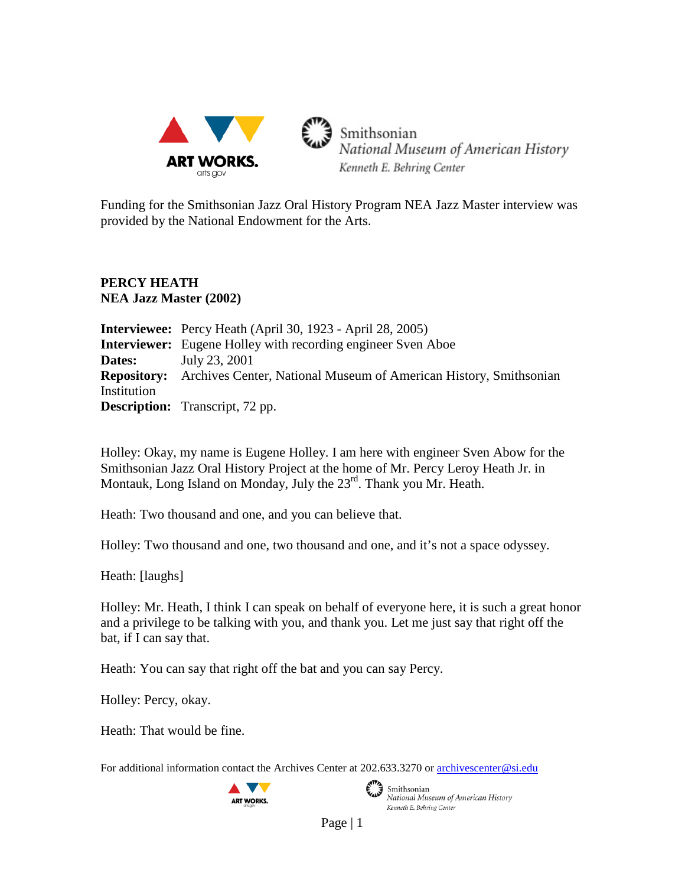Funding for the Smithsonian Jazz Oral History Program NEA Jazz Master interview was provided by the National Endowment for the Arts.

**PERCY HEATH**
**NEA Jazz Master (2002)**

**Interviewee:** Percy Heath (April 30, 1923 - April 28, 2005)
**Interviewer:** Eugene Holley with recording engineer Sven Aboe
**Dates:** July 23, 2001
**Repository:** Archives Center, National Museum of American History, Smithsonian Institution
**Description:** Transcript, 72 pp.

Holley: Okay, my name is Eugene Holley. I am here with engineer Sven Abow for the Smithsonian Jazz Oral History Project at the home of Mr. Percy Leroy Heath Jr. in Montauk, Long Island on Monday, July the 23rd. Thank you Mr. Heath.

Heath: Two thousand and one, and you can believe that.

Holley: Two thousand and one, two thousand and one, and it's not a space odyssey.

Heath: [laughs]

Holley: Mr. Heath, I think I can speak on behalf of everyone here, it is such a great honor and a privilege to be talking with you, and thank you. Let me just say that right off the bat, if I can say that.

Heath: You can say that right off the bat and you can say Percy.

Holley: Percy, okay.

Heath: That would be fine.

For additional information contact the Archives Center at 202.633.3270 or archivescenter@si.edu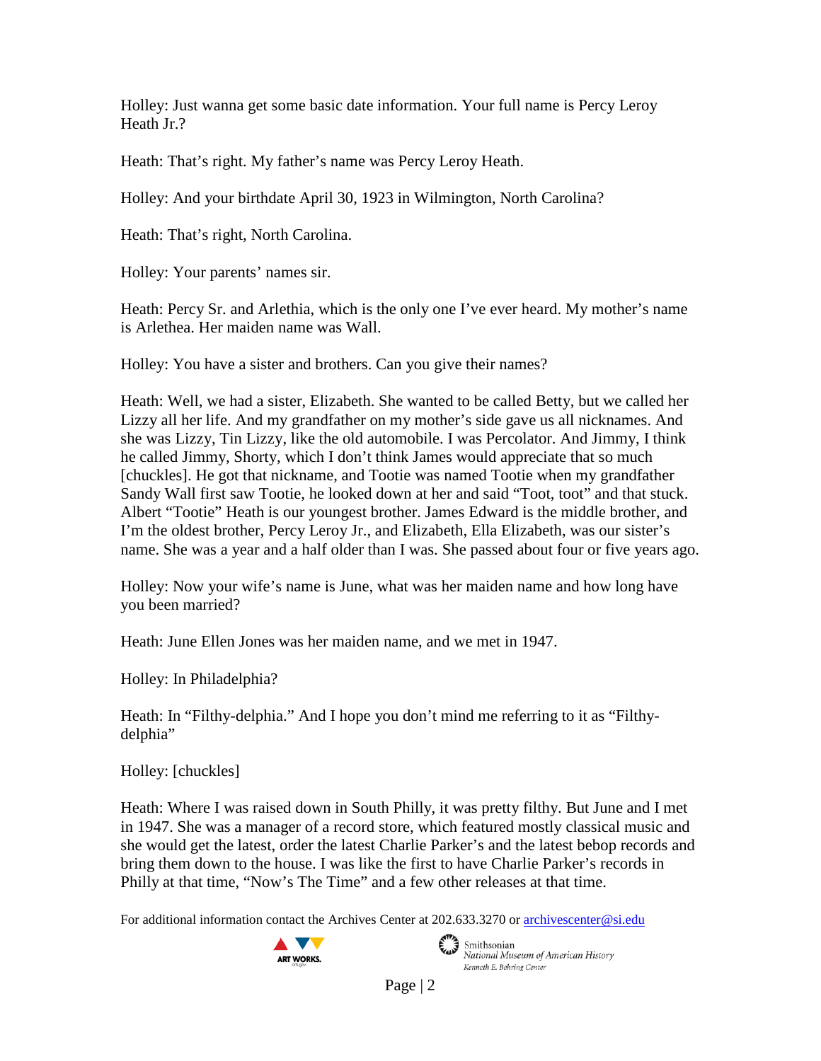Holley: Just wanna get some basic date information. Your full name is Percy Leroy Heath Jr.?

Heath: That's right. My father's name was Percy Leroy Heath.

Holley: And your birthdate April 30, 1923 in Wilmington, North Carolina?

Heath: That's right, North Carolina.

Holley: Your parents' names sir.

Heath: Percy Sr. and Arlethia, which is the only one I've ever heard. My mother's name is Arlethea. Her maiden name was Wall.

Holley: You have a sister and brothers. Can you give their names?

Heath: Well, we had a sister, Elizabeth. She wanted to be called Betty, but we called her Lizzy all her life. And my grandfather on my mother's side gave us all nicknames. And she was Lizzy, Tin Lizzy, like the old automobile. I was Percolator. And Jimmy, I think he called Jimmy, Shorty, which I don't think James would appreciate that so much [chuckles]. He got that nickname, and Tootie was named Tootie when my grandfather Sandy Wall first saw Tootie, he looked down at her and said "Toot, toot" and that stuck. Albert "Tootie" Heath is our youngest brother. James Edward is the middle brother, and I'm the oldest brother, Percy Leroy Jr., and Elizabeth, Ella Elizabeth, was our sister's name. She was a year and a half older than I was. She passed about four or five years ago.

Holley: Now your wife's name is June, what was her maiden name and how long have you been married?

Heath: June Ellen Jones was her maiden name, and we met in 1947.

Holley: In Philadelphia?

Heath: In "Filthy-delphia." And I hope you don't mind me referring to it as "Filthy-delphia"

Holley: [chuckles]

Heath: Where I was raised down in South Philly, it was pretty filthy. But June and I met in 1947. She was a manager of a record store, which featured mostly classical music and she would get the latest, order the latest Charlie Parker's and the latest bebop records and bring them down to the house. I was like the first to have Charlie Parker's records in Philly at that time, "Now's The Time" and a few other releases at that time.

For additional information contact the Archives Center at 202.633.3270 or archivescenter@si.edu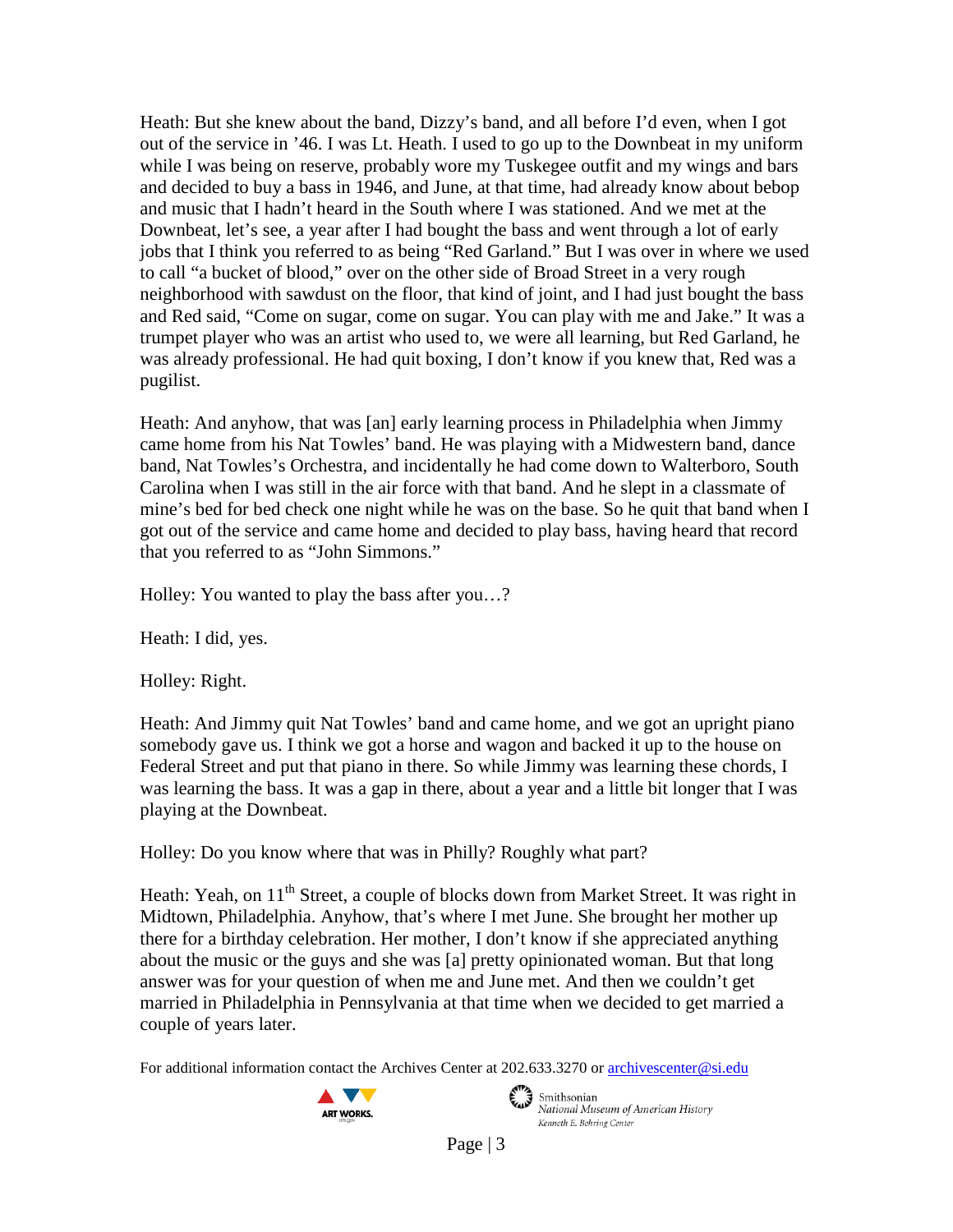Heath: But she knew about the band, Dizzy's band, and all before I'd even, when I got out of the service in '46. I was Lt. Heath. I used to go up to the Downbeat in my uniform while I was being on reserve, probably wore my Tuskegee outfit and my wings and bars and decided to buy a bass in 1946, and June, at that time, had already know about bebop and music that I hadn't heard in the South where I was stationed. And we met at the Downbeat, let's see, a year after I had bought the bass and went through a lot of early jobs that I think you referred to as being "Red Garland." But I was over in where we used to call "a bucket of blood," over on the other side of Broad Street in a very rough neighborhood with sawdust on the floor, that kind of joint, and I had just bought the bass and Red said, "Come on sugar, come on sugar. You can play with me and Jake." It was a trumpet player who was an artist who used to, we were all learning, but Red Garland, he was already professional. He had quit boxing, I don't know if you knew that, Red was a pugilist.

Heath: And anyhow, that was [an] early learning process in Philadelphia when Jimmy came home from his Nat Towles' band. He was playing with a Midwestern band, dance band, Nat Towles's Orchestra, and incidentally he had come down to Walterboro, South Carolina when I was still in the air force with that band. And he slept in a classmate of mine's bed for bed check one night while he was on the base. So he quit that band when I got out of the service and came home and decided to play bass, having heard that record that you referred to as "John Simmons."

Holley: You wanted to play the bass after you…?

Heath: I did, yes.

Holley: Right.

Heath: And Jimmy quit Nat Towles' band and came home, and we got an upright piano somebody gave us. I think we got a horse and wagon and backed it up to the house on Federal Street and put that piano in there. So while Jimmy was learning these chords, I was learning the bass. It was a gap in there, about a year and a little bit longer that I was playing at the Downbeat.

Holley: Do you know where that was in Philly? Roughly what part?

Heath: Yeah, on 11th Street, a couple of blocks down from Market Street. It was right in Midtown, Philadelphia. Anyhow, that's where I met June. She brought her mother up there for a birthday celebration. Her mother, I don't know if she appreciated anything about the music or the guys and she was [a] pretty opinionated woman. But that long answer was for your question of when me and June met. And then we couldn't get married in Philadelphia in Pennsylvania at that time when we decided to get married a couple of years later.

For additional information contact the Archives Center at 202.633.3270 or archivescenter@si.edu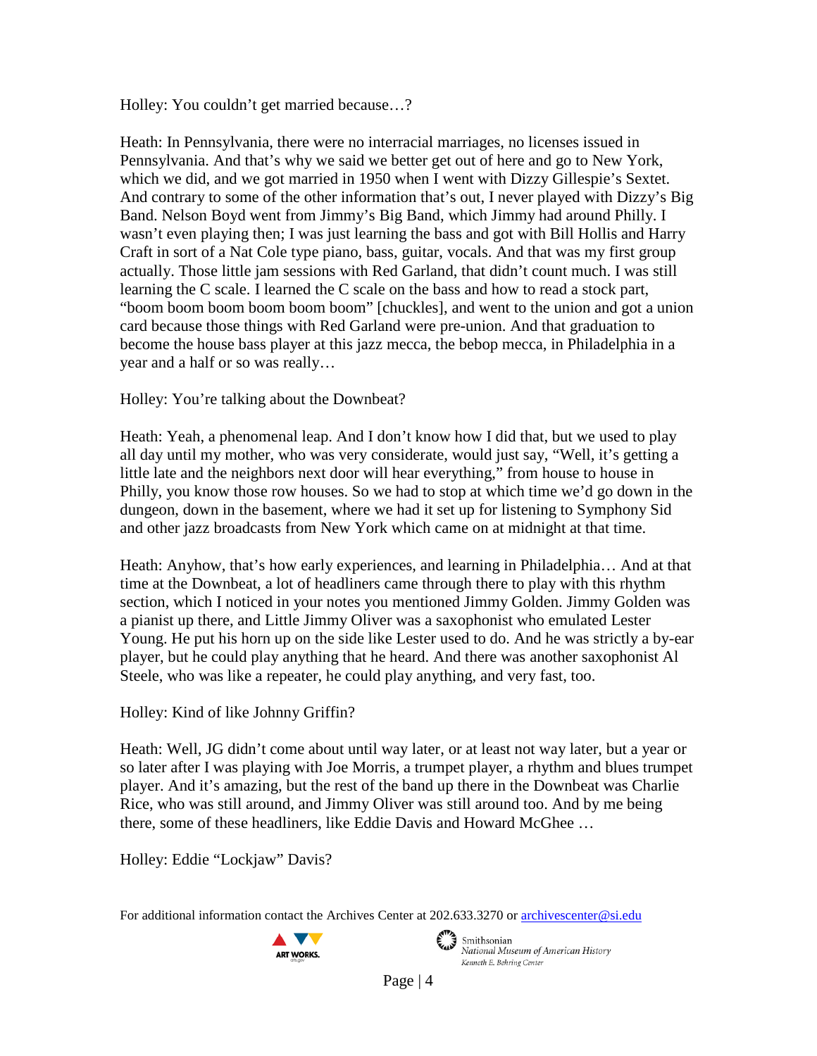Holley: You couldn't get married because…?

Heath: In Pennsylvania, there were no interracial marriages, no licenses issued in Pennsylvania. And that's why we said we better get out of here and go to New York, which we did, and we got married in 1950 when I went with Dizzy Gillespie's Sextet. And contrary to some of the other information that's out, I never played with Dizzy's Big Band. Nelson Boyd went from Jimmy's Big Band, which Jimmy had around Philly. I wasn't even playing then; I was just learning the bass and got with Bill Hollis and Harry Craft in sort of a Nat Cole type piano, bass, guitar, vocals. And that was my first group actually. Those little jam sessions with Red Garland, that didn't count much. I was still learning the C scale. I learned the C scale on the bass and how to read a stock part, "boom boom boom boom boom boom" [chuckles], and went to the union and got a union card because those things with Red Garland were pre-union. And that graduation to become the house bass player at this jazz mecca, the bebop mecca, in Philadelphia in a year and a half or so was really…

Holley: You're talking about the Downbeat?

Heath: Yeah, a phenomenal leap. And I don't know how I did that, but we used to play all day until my mother, who was very considerate, would just say, "Well, it's getting a little late and the neighbors next door will hear everything," from house to house in Philly, you know those row houses. So we had to stop at which time we'd go down in the dungeon, down in the basement, where we had it set up for listening to Symphony Sid and other jazz broadcasts from New York which came on at midnight at that time.

Heath: Anyhow, that's how early experiences, and learning in Philadelphia… And at that time at the Downbeat, a lot of headliners came through there to play with this rhythm section, which I noticed in your notes you mentioned Jimmy Golden. Jimmy Golden was a pianist up there, and Little Jimmy Oliver was a saxophonist who emulated Lester Young. He put his horn up on the side like Lester used to do. And he was strictly a by-ear player, but he could play anything that he heard. And there was another saxophonist Al Steele, who was like a repeater, he could play anything, and very fast, too.

Holley: Kind of like Johnny Griffin?

Heath: Well, JG didn't come about until way later, or at least not way later, but a year or so later after I was playing with Joe Morris, a trumpet player, a rhythm and blues trumpet player. And it's amazing, but the rest of the band up there in the Downbeat was Charlie Rice, who was still around, and Jimmy Oliver was still around too. And by me being there, some of these headliners, like Eddie Davis and Howard McGhee …

Holley: Eddie "Lockjaw" Davis?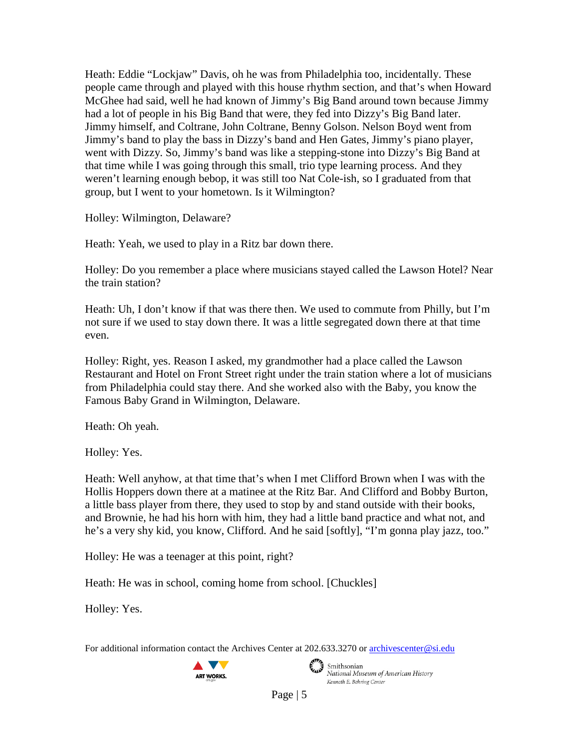Heath: Eddie "Lockjaw" Davis, oh he was from Philadelphia too, incidentally. These people came through and played with this house rhythm section, and that's when Howard McGhee had said, well he had known of Jimmy's Big Band around town because Jimmy had a lot of people in his Big Band that were, they fed into Dizzy's Big Band later. Jimmy himself, and Coltrane, John Coltrane, Benny Golson. Nelson Boyd went from Jimmy's band to play the bass in Dizzy's band and Hen Gates, Jimmy's piano player, went with Dizzy. So, Jimmy's band was like a stepping-stone into Dizzy's Big Band at that time while I was going through this small, trio type learning process. And they weren't learning enough bebop, it was still too Nat Cole-ish, so I graduated from that group, but I went to your hometown. Is it Wilmington?

Holley: Wilmington, Delaware?

Heath: Yeah, we used to play in a Ritz bar down there.

Holley: Do you remember a place where musicians stayed called the Lawson Hotel? Near the train station?

Heath: Uh, I don't know if that was there then. We used to commute from Philly, but I'm not sure if we used to stay down there. It was a little segregated down there at that time even.

Holley: Right, yes. Reason I asked, my grandmother had a place called the Lawson Restaurant and Hotel on Front Street right under the train station where a lot of musicians from Philadelphia could stay there. And she worked also with the Baby, you know the Famous Baby Grand in Wilmington, Delaware.

Heath: Oh yeah.

Holley: Yes.

Heath: Well anyhow, at that time that's when I met Clifford Brown when I was with the Hollis Hoppers down there at a matinee at the Ritz Bar. And Clifford and Bobby Burton, a little bass player from there, they used to stop by and stand outside with their books, and Brownie, he had his horn with him, they had a little band practice and what not, and he's a very shy kid, you know, Clifford. And he said [softly], "I'm gonna play jazz, too."

Holley: He was a teenager at this point, right?

Heath: He was in school, coming home from school. [Chuckles]

Holley: Yes.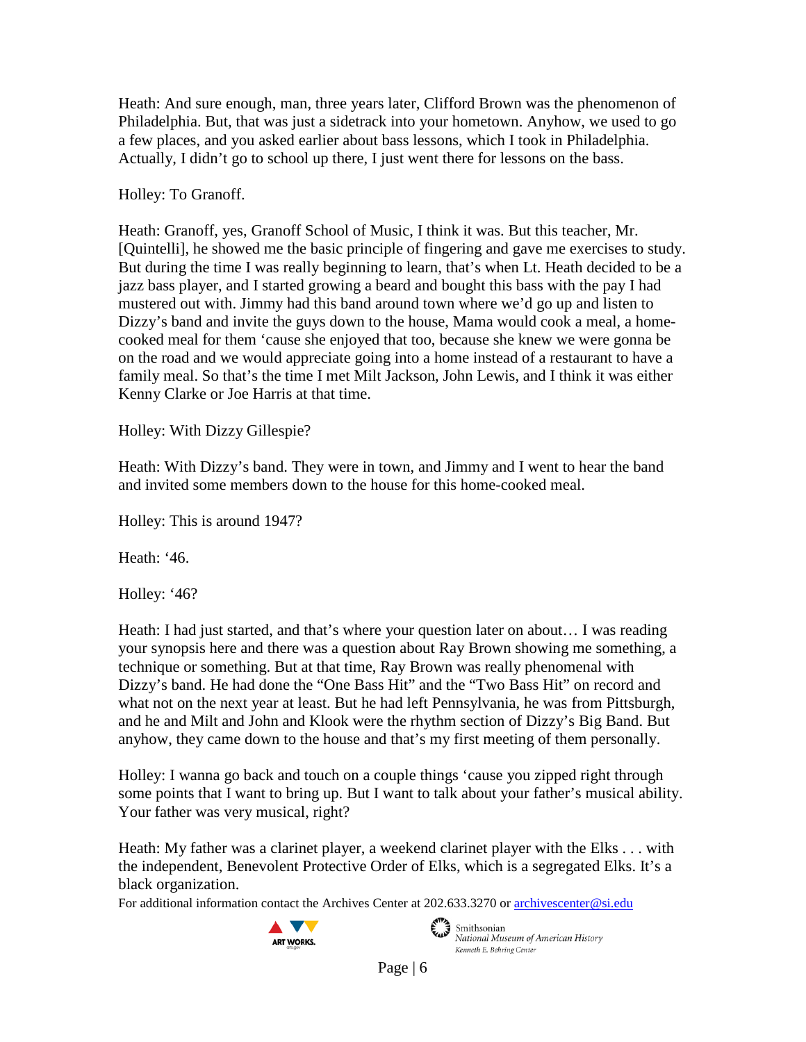Heath: And sure enough, man, three years later, Clifford Brown was the phenomenon of Philadelphia. But, that was just a sidetrack into your hometown. Anyhow, we used to go a few places, and you asked earlier about bass lessons, which I took in Philadelphia. Actually, I didn't go to school up there, I just went there for lessons on the bass.

Holley: To Granoff.

Heath: Granoff, yes, Granoff School of Music, I think it was. But this teacher, Mr. [Quintelli], he showed me the basic principle of fingering and gave me exercises to study. But during the time I was really beginning to learn, that's when Lt. Heath decided to be a jazz bass player, and I started growing a beard and bought this bass with the pay I had mustered out with. Jimmy had this band around town where we'd go up and listen to Dizzy's band and invite the guys down to the house, Mama would cook a meal, a home-cooked meal for them 'cause she enjoyed that too, because she knew we were gonna be on the road and we would appreciate going into a home instead of a restaurant to have a family meal. So that's the time I met Milt Jackson, John Lewis, and I think it was either Kenny Clarke or Joe Harris at that time.

Holley: With Dizzy Gillespie?

Heath: With Dizzy's band. They were in town, and Jimmy and I went to hear the band and invited some members down to the house for this home-cooked meal.

Holley: This is around 1947?

Heath: '46.

Holley: '46?

Heath: I had just started, and that's where your question later on about… I was reading your synopsis here and there was a question about Ray Brown showing me something, a technique or something. But at that time, Ray Brown was really phenomenal with Dizzy's band. He had done the "One Bass Hit" and the "Two Bass Hit" on record and what not on the next year at least. But he had left Pennsylvania, he was from Pittsburgh, and he and Milt and John and Klook were the rhythm section of Dizzy's Big Band. But anyhow, they came down to the house and that's my first meeting of them personally.

Holley: I wanna go back and touch on a couple things 'cause you zipped right through some points that I want to bring up. But I want to talk about your father's musical ability. Your father was very musical, right?

Heath: My father was a clarinet player, a weekend clarinet player with the Elks . . . with the independent, Benevolent Protective Order of Elks, which is a segregated Elks. It's a black organization.

For additional information contact the Archives Center at 202.633.3270 or archivescenter@si.edu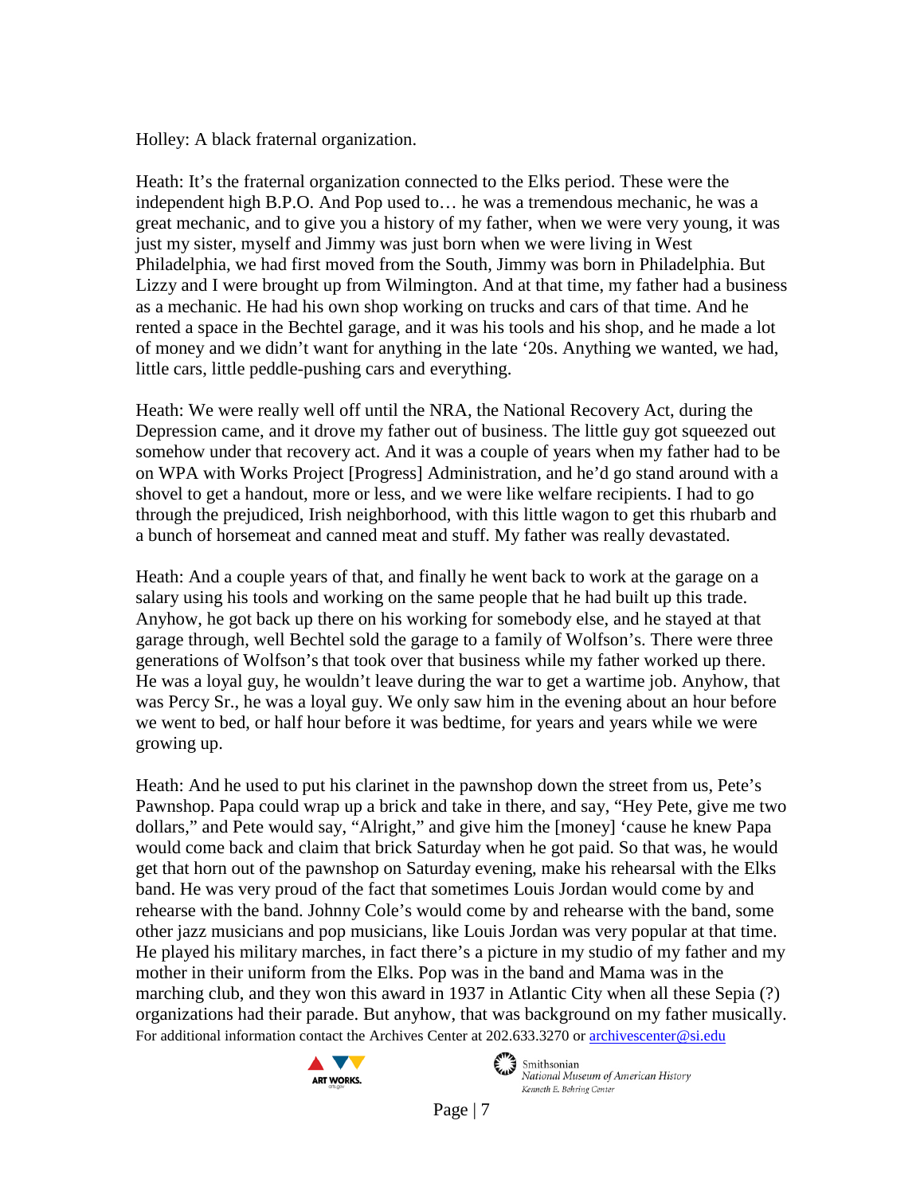Holley: A black fraternal organization.

Heath: It's the fraternal organization connected to the Elks period. These were the independent high B.P.O. And Pop used to… he was a tremendous mechanic, he was a great mechanic, and to give you a history of my father, when we were very young, it was just my sister, myself and Jimmy was just born when we were living in West Philadelphia, we had first moved from the South, Jimmy was born in Philadelphia. But Lizzy and I were brought up from Wilmington. And at that time, my father had a business as a mechanic. He had his own shop working on trucks and cars of that time. And he rented a space in the Bechtel garage, and it was his tools and his shop, and he made a lot of money and we didn't want for anything in the late '20s. Anything we wanted, we had, little cars, little peddle-pushing cars and everything.

Heath: We were really well off until the NRA, the National Recovery Act, during the Depression came, and it drove my father out of business. The little guy got squeezed out somehow under that recovery act. And it was a couple of years when my father had to be on WPA with Works Project [Progress] Administration, and he'd go stand around with a shovel to get a handout, more or less, and we were like welfare recipients. I had to go through the prejudiced, Irish neighborhood, with this little wagon to get this rhubarb and a bunch of horsemeat and canned meat and stuff. My father was really devastated.

Heath: And a couple years of that, and finally he went back to work at the garage on a salary using his tools and working on the same people that he had built up this trade. Anyhow, he got back up there on his working for somebody else, and he stayed at that garage through, well Bechtel sold the garage to a family of Wolfson's. There were three generations of Wolfson's that took over that business while my father worked up there. He was a loyal guy, he wouldn't leave during the war to get a wartime job. Anyhow, that was Percy Sr., he was a loyal guy. We only saw him in the evening about an hour before we went to bed, or half hour before it was bedtime, for years and years while we were growing up.

Heath: And he used to put his clarinet in the pawnshop down the street from us, Pete's Pawnshop. Papa could wrap up a brick and take in there, and say, "Hey Pete, give me two dollars," and Pete would say, "Alright," and give him the [money] 'cause he knew Papa would come back and claim that brick Saturday when he got paid. So that was, he would get that horn out of the pawnshop on Saturday evening, make his rehearsal with the Elks band. He was very proud of the fact that sometimes Louis Jordan would come by and rehearse with the band. Johnny Cole's would come by and rehearse with the band, some other jazz musicians and pop musicians, like Louis Jordan was very popular at that time. He played his military marches, in fact there's a picture in my studio of my father and my mother in their uniform from the Elks. Pop was in the band and Mama was in the marching club, and they won this award in 1937 in Atlantic City when all these Sepia (?) organizations had their parade. But anyhow, that was background on my father musically.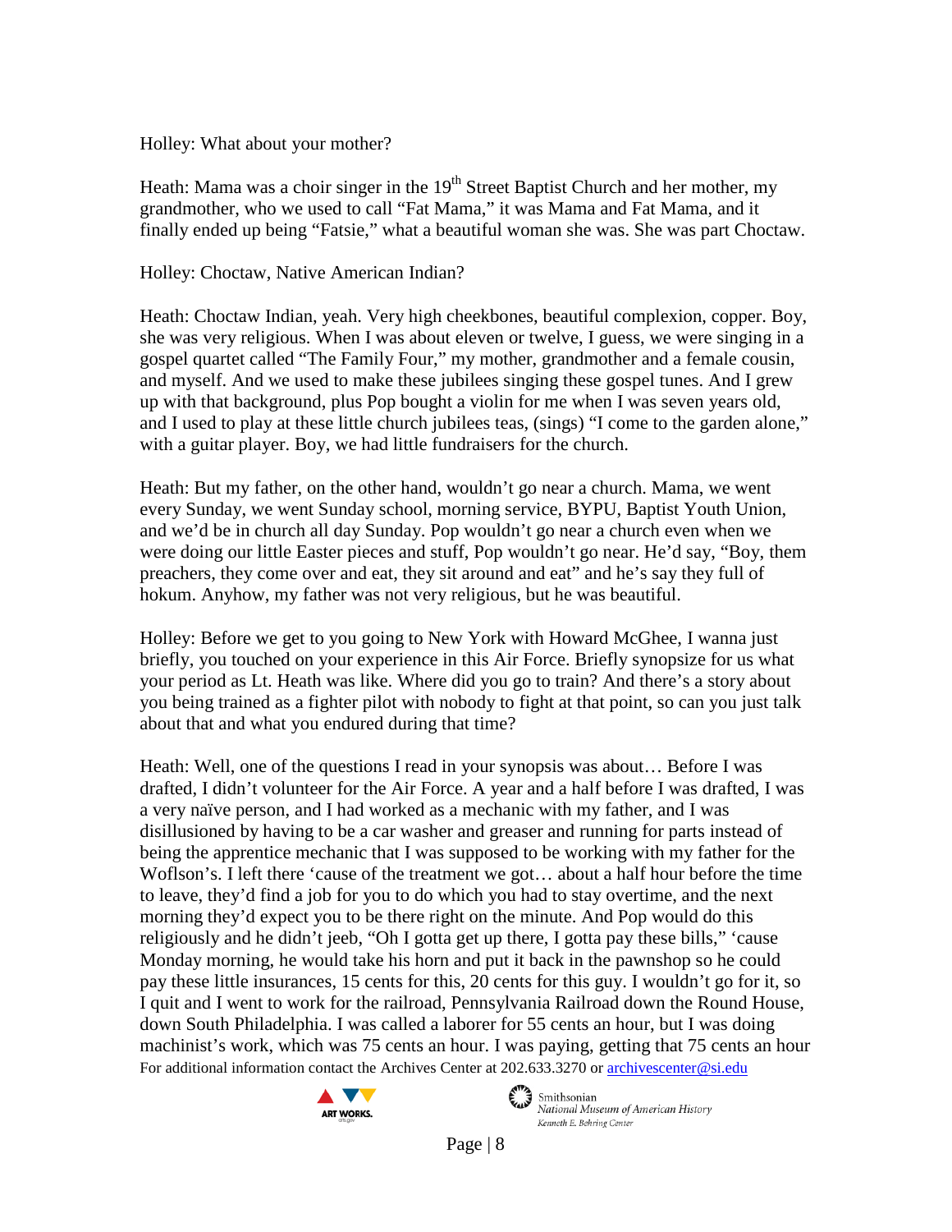Holley: What about your mother?

Heath: Mama was a choir singer in the 19th Street Baptist Church and her mother, my grandmother, who we used to call "Fat Mama," it was Mama and Fat Mama, and it finally ended up being "Fatsie," what a beautiful woman she was. She was part Choctaw.

Holley: Choctaw, Native American Indian?

Heath: Choctaw Indian, yeah. Very high cheekbones, beautiful complexion, copper. Boy, she was very religious. When I was about eleven or twelve, I guess, we were singing in a gospel quartet called "The Family Four," my mother, grandmother and a female cousin, and myself. And we used to make these jubilees singing these gospel tunes. And I grew up with that background, plus Pop bought a violin for me when I was seven years old, and I used to play at these little church jubilees teas, (sings) "I come to the garden alone," with a guitar player. Boy, we had little fundraisers for the church.

Heath: But my father, on the other hand, wouldn't go near a church. Mama, we went every Sunday, we went Sunday school, morning service, BYPU, Baptist Youth Union, and we'd be in church all day Sunday. Pop wouldn't go near a church even when we were doing our little Easter pieces and stuff, Pop wouldn't go near. He'd say, "Boy, them preachers, they come over and eat, they sit around and eat" and he's say they full of hokum. Anyhow, my father was not very religious, but he was beautiful.

Holley: Before we get to you going to New York with Howard McGhee, I wanna just briefly, you touched on your experience in this Air Force. Briefly synopsize for us what your period as Lt. Heath was like. Where did you go to train? And there's a story about you being trained as a fighter pilot with nobody to fight at that point, so can you just talk about that and what you endured during that time?

Heath: Well, one of the questions I read in your synopsis was about… Before I was drafted, I didn't volunteer for the Air Force. A year and a half before I was drafted, I was a very naïve person, and I had worked as a mechanic with my father, and I was disillusioned by having to be a car washer and greaser and running for parts instead of being the apprentice mechanic that I was supposed to be working with my father for the Woflson's. I left there 'cause of the treatment we got… about a half hour before the time to leave, they'd find a job for you to do which you had to stay overtime, and the next morning they'd expect you to be there right on the minute. And Pop would do this religiously and he didn't jeeb, "Oh I gotta get up there, I gotta pay these bills," 'cause Monday morning, he would take his horn and put it back in the pawnshop so he could pay these little insurances, 15 cents for this, 20 cents for this guy. I wouldn't go for it, so I quit and I went to work for the railroad, Pennsylvania Railroad down the Round House, down South Philadelphia. I was called a laborer for 55 cents an hour, but I was doing machinist's work, which was 75 cents an hour. I was paying, getting that 75 cents an hour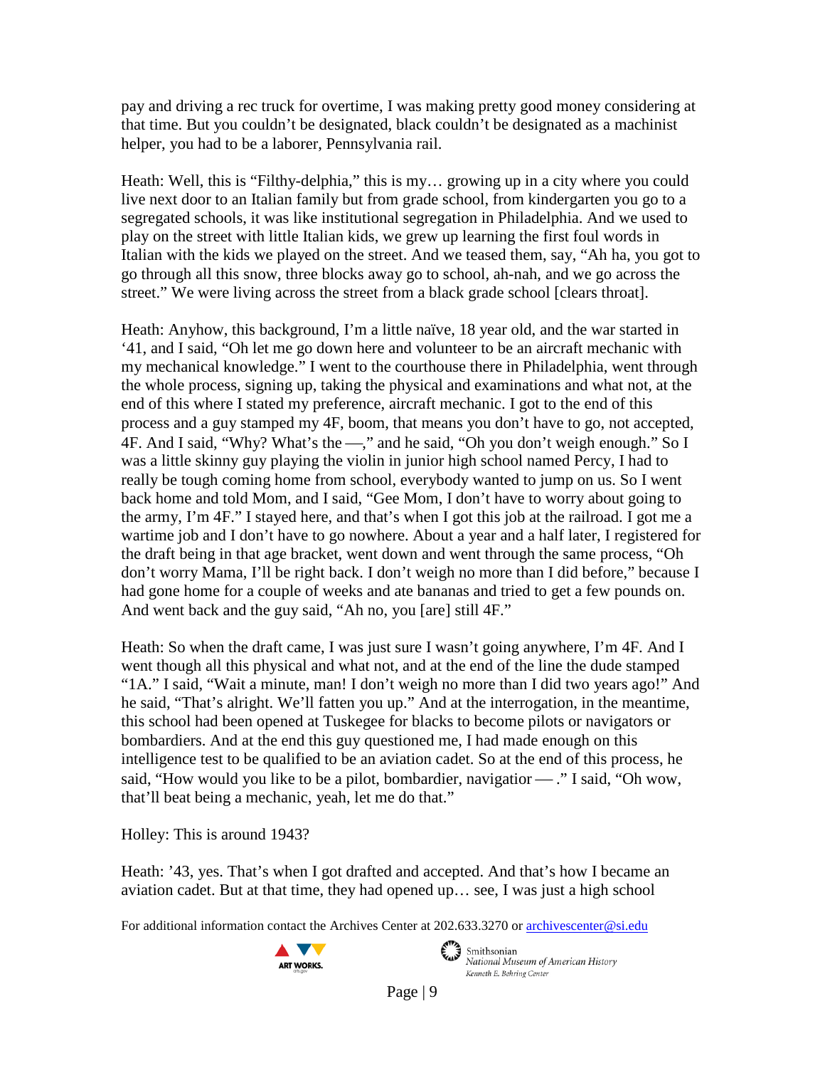pay and driving a rec truck for overtime, I was making pretty good money considering at that time. But you couldn't be designated, black couldn't be designated as a machinist helper, you had to be a laborer, Pennsylvania rail.

Heath: Well, this is "Filthy-delphia," this is my… growing up in a city where you could live next door to an Italian family but from grade school, from kindergarten you go to a segregated schools, it was like institutional segregation in Philadelphia. And we used to play on the street with little Italian kids, we grew up learning the first foul words in Italian with the kids we played on the street. And we teased them, say, "Ah ha, you got to go through all this snow, three blocks away go to school, ah-nah, and we go across the street." We were living across the street from a black grade school [clears throat].

Heath: Anyhow, this background, I'm a little naïve, 18 year old, and the war started in '41, and I said, "Oh let me go down here and volunteer to be an aircraft mechanic with my mechanical knowledge." I went to the courthouse there in Philadelphia, went through the whole process, signing up, taking the physical and examinations and what not, at the end of this where I stated my preference, aircraft mechanic. I got to the end of this process and a guy stamped my 4F, boom, that means you don't have to go, not accepted, 4F. And I said, "Why? What's the —," and he said, "Oh you don't weigh enough." So I was a little skinny guy playing the violin in junior high school named Percy, I had to really be tough coming home from school, everybody wanted to jump on us. So I went back home and told Mom, and I said, "Gee Mom, I don't have to worry about going to the army, I'm 4F." I stayed here, and that's when I got this job at the railroad. I got me a wartime job and I don't have to go nowhere. About a year and a half later, I registered for the draft being in that age bracket, went down and went through the same process, "Oh don't worry Mama, I'll be right back. I don't weigh no more than I did before," because I had gone home for a couple of weeks and ate bananas and tried to get a few pounds on. And went back and the guy said, "Ah no, you [are] still 4F."

Heath: So when the draft came, I was just sure I wasn't going anywhere, I'm 4F. And I went though all this physical and what not, and at the end of the line the dude stamped "1A." I said, "Wait a minute, man! I don't weigh no more than I did two years ago!" And he said, "That's alright. We'll fatten you up." And at the interrogation, in the meantime, this school had been opened at Tuskegee for blacks to become pilots or navigators or bombardiers. And at the end this guy questioned me, I had made enough on this intelligence test to be qualified to be an aviation cadet. So at the end of this process, he said, "How would you like to be a pilot, bombardier, navigator — ." I said, "Oh wow, that'll beat being a mechanic, yeah, let me do that."

Holley: This is around 1943?

Heath: '43, yes. That's when I got drafted and accepted. And that's how I became an aviation cadet. But at that time, they had opened up… see, I was just a high school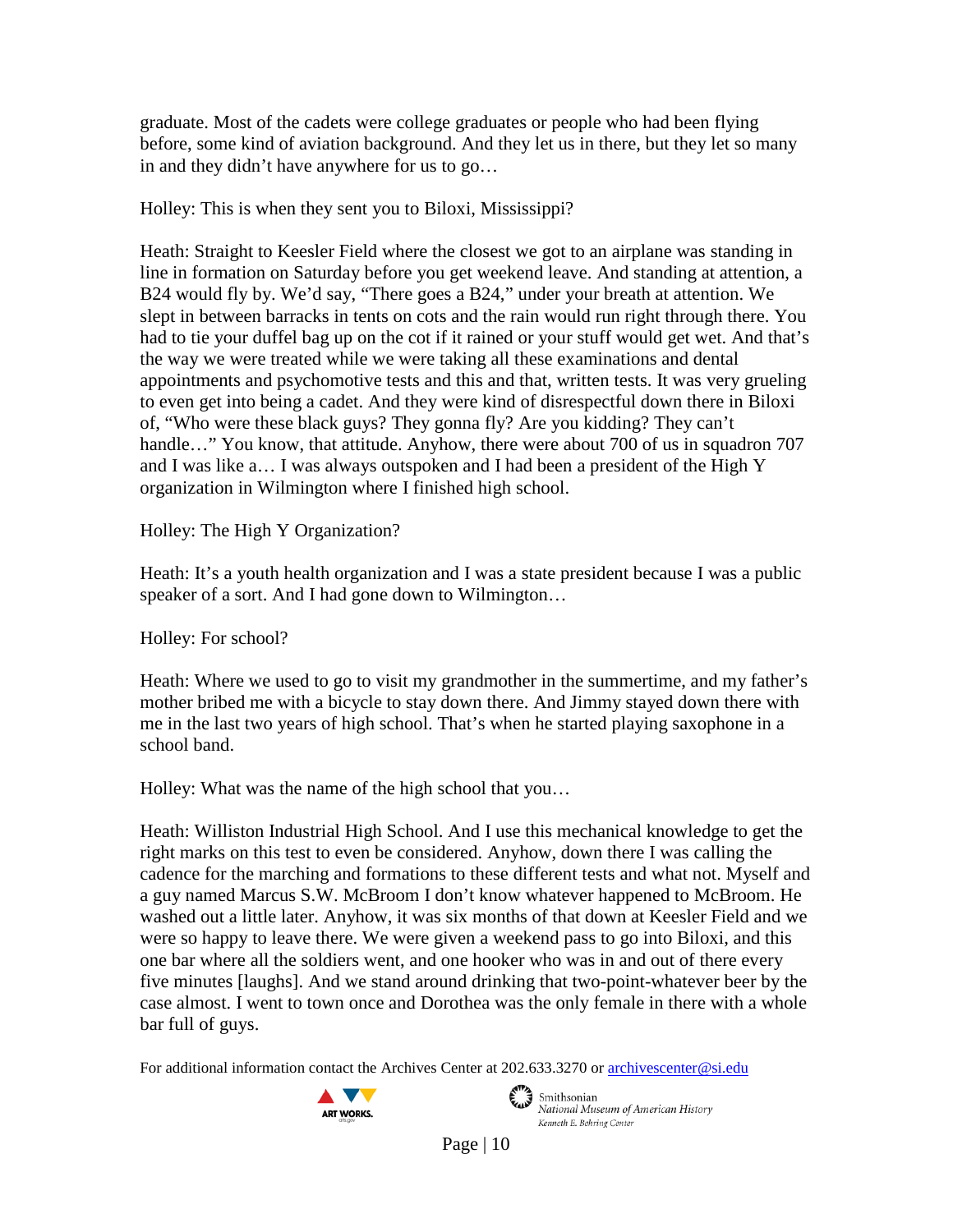graduate. Most of the cadets were college graduates or people who had been flying before, some kind of aviation background. And they let us in there, but they let so many in and they didn't have anywhere for us to go…

Holley: This is when they sent you to Biloxi, Mississippi?

Heath: Straight to Keesler Field where the closest we got to an airplane was standing in line in formation on Saturday before you get weekend leave. And standing at attention, a B24 would fly by. We'd say, "There goes a B24," under your breath at attention. We slept in between barracks in tents on cots and the rain would run right through there. You had to tie your duffel bag up on the cot if it rained or your stuff would get wet. And that's the way we were treated while we were taking all these examinations and dental appointments and psychomotive tests and this and that, written tests. It was very grueling to even get into being a cadet. And they were kind of disrespectful down there in Biloxi of, "Who were these black guys? They gonna fly? Are you kidding? They can't handle…" You know, that attitude. Anyhow, there were about 700 of us in squadron 707 and I was like a… I was always outspoken and I had been a president of the High Y organization in Wilmington where I finished high school.

Holley: The High Y Organization?

Heath: It's a youth health organization and I was a state president because I was a public speaker of a sort. And I had gone down to Wilmington…

Holley: For school?

Heath: Where we used to go to visit my grandmother in the summertime, and my father's mother bribed me with a bicycle to stay down there. And Jimmy stayed down there with me in the last two years of high school. That's when he started playing saxophone in a school band.

Holley: What was the name of the high school that you…

Heath: Williston Industrial High School. And I use this mechanical knowledge to get the right marks on this test to even be considered. Anyhow, down there I was calling the cadence for the marching and formations to these different tests and what not. Myself and a guy named Marcus S.W. McBroom I don't know whatever happened to McBroom. He washed out a little later. Anyhow, it was six months of that down at Keesler Field and we were so happy to leave there. We were given a weekend pass to go into Biloxi, and this one bar where all the soldiers went, and one hooker who was in and out of there every five minutes [laughs]. And we stand around drinking that two-point-whatever beer by the case almost. I went to town once and Dorothea was the only female in there with a whole bar full of guys.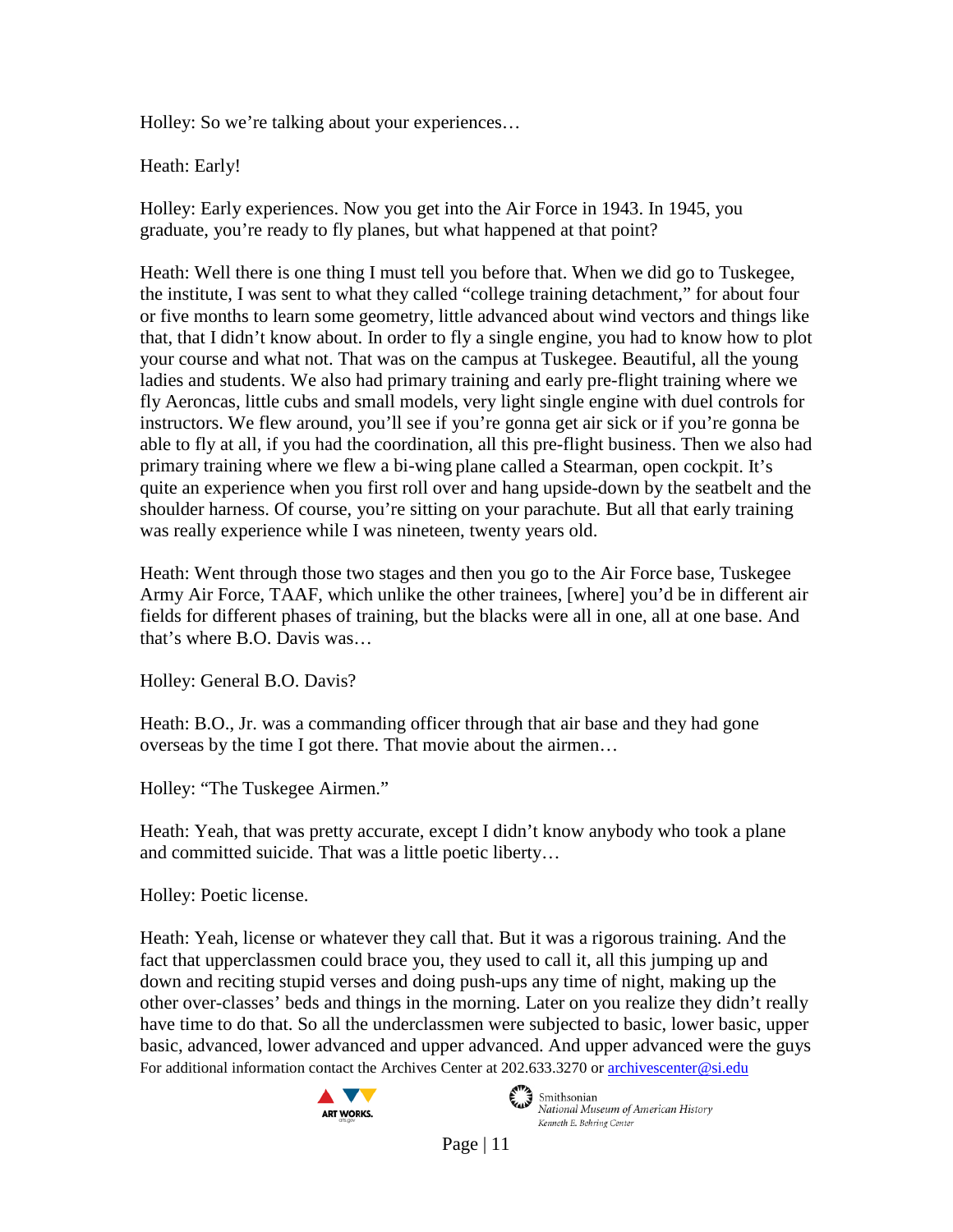Holley: So we're talking about your experiences…

Heath: Early!

Holley: Early experiences. Now you get into the Air Force in 1943. In 1945, you graduate, you're ready to fly planes, but what happened at that point?

Heath: Well there is one thing I must tell you before that. When we did go to Tuskegee, the institute, I was sent to what they called "college training detachment," for about four or five months to learn some geometry, little advanced about wind vectors and things like that, that I didn't know about. In order to fly a single engine, you had to know how to plot your course and what not. That was on the campus at Tuskegee. Beautiful, all the young ladies and students. We also had primary training and early pre-flight training where we fly Aeroncas, little cubs and small models, very light single engine with duel controls for instructors. We flew around, you'll see if you're gonna get air sick or if you're gonna be able to fly at all, if you had the coordination, all this pre-flight business. Then we also had primary training where we flew a bi-wing plane called a Stearman, open cockpit. It's quite an experience when you first roll over and hang upside-down by the seatbelt and the shoulder harness. Of course, you're sitting on your parachute. But all that early training was really experience while I was nineteen, twenty years old.

Heath: Went through those two stages and then you go to the Air Force base, Tuskegee Army Air Force, TAAF, which unlike the other trainees, [where] you'd be in different air fields for different phases of training, but the blacks were all in one, all at one base. And that's where B.O. Davis was…

Holley: General B.O. Davis?

Heath: B.O., Jr. was a commanding officer through that air base and they had gone overseas by the time I got there. That movie about the airmen…

Holley: "The Tuskegee Airmen."

Heath: Yeah, that was pretty accurate, except I didn't know anybody who took a plane and committed suicide. That was a little poetic liberty…

Holley: Poetic license.

Heath: Yeah, license or whatever they call that. But it was a rigorous training. And the fact that upperclassmen could brace you, they used to call it, all this jumping up and down and reciting stupid verses and doing push-ups any time of night, making up the other over-classes' beds and things in the morning. Later on you realize they didn't really have time to do that. So all the underclassmen were subjected to basic, lower basic, upper basic, advanced, lower advanced and upper advanced. And upper advanced were the guys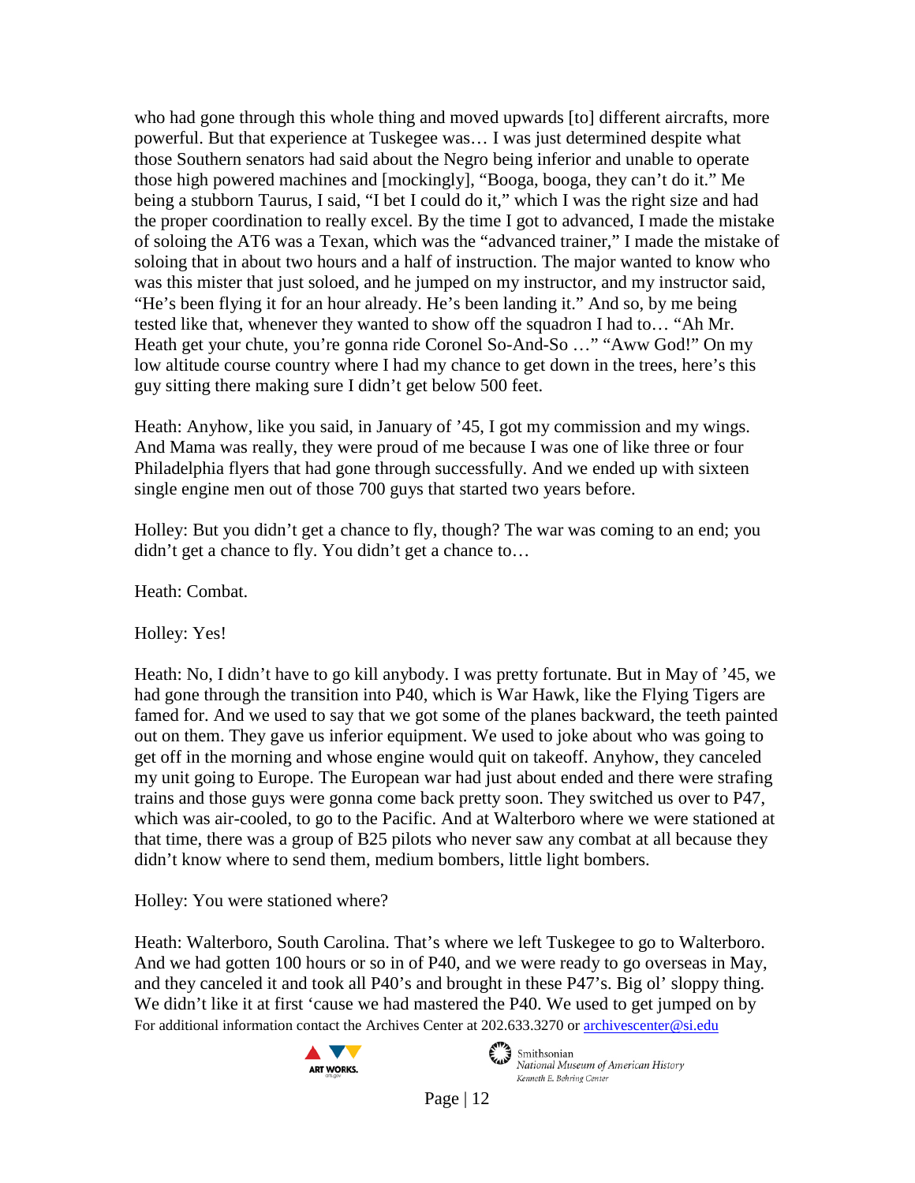who had gone through this whole thing and moved upwards [to] different aircrafts, more powerful. But that experience at Tuskegee was… I was just determined despite what those Southern senators had said about the Negro being inferior and unable to operate those high powered machines and [mockingly], “Booga, booga, they can’t do it.” Me being a stubborn Taurus, I said, “I bet I could do it,” which I was the right size and had the proper coordination to really excel. By the time I got to advanced, I made the mistake of soloing the AT6 was a Texan, which was the “advanced trainer,” I made the mistake of soloing that in about two hours and a half of instruction. The major wanted to know who was this mister that just soloed, and he jumped on my instructor, and my instructor said, “He’s been flying it for an hour already. He’s been landing it.” And so, by me being tested like that, whenever they wanted to show off the squadron I had to… “Ah Mr. Heath get your chute, you’re gonna ride Coronel So-And-So …” “Aww God!” On my low altitude course country where I had my chance to get down in the trees, here’s this guy sitting there making sure I didn’t get below 500 feet.

Heath: Anyhow, like you said, in January of ’45, I got my commission and my wings. And Mama was really, they were proud of me because I was one of like three or four Philadelphia flyers that had gone through successfully. And we ended up with sixteen single engine men out of those 700 guys that started two years before.

Holley: But you didn’t get a chance to fly, though? The war was coming to an end; you didn’t get a chance to fly. You didn’t get a chance to…

Heath: Combat.

Holley: Yes!

Heath: No, I didn’t have to go kill anybody. I was pretty fortunate. But in May of ’45, we had gone through the transition into P40, which is War Hawk, like the Flying Tigers are famed for. And we used to say that we got some of the planes backward, the teeth painted out on them. They gave us inferior equipment. We used to joke about who was going to get off in the morning and whose engine would quit on takeoff. Anyhow, they canceled my unit going to Europe. The European war had just about ended and there were strafing trains and those guys were gonna come back pretty soon. They switched us over to P47, which was air-cooled, to go to the Pacific. And at Walterboro where we were stationed at that time, there was a group of B25 pilots who never saw any combat at all because they didn’t know where to send them, medium bombers, little light bombers.

Holley: You were stationed where?

Heath: Walterboro, South Carolina. That’s where we left Tuskegee to go to Walterboro. And we had gotten 100 hours or so in of P40, and we were ready to go overseas in May, and they canceled it and took all P40’s and brought in these P47’s. Big ol’ sloppy thing. We didn’t like it at first ‘cause we had mastered the P40. We used to get jumped on by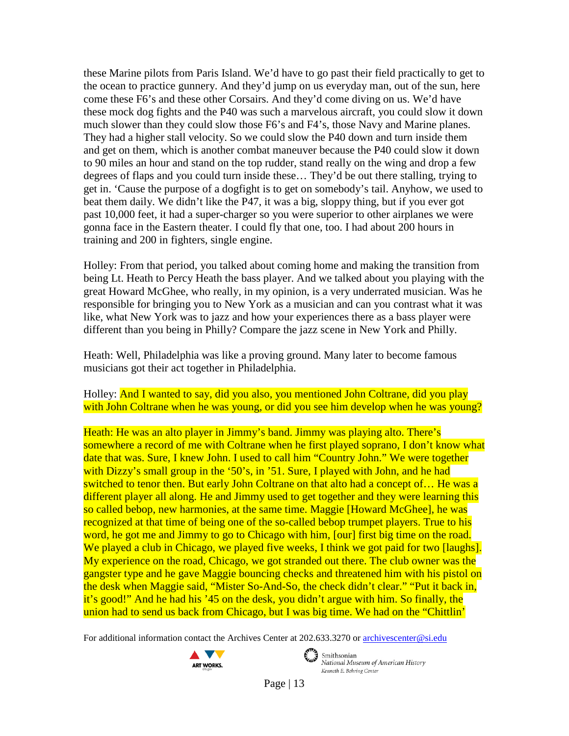these Marine pilots from Paris Island. We'd have to go past their field practically to get to the ocean to practice gunnery. And they'd jump on us everyday man, out of the sun, here come these F6's and these other Corsairs. And they'd come diving on us. We'd have these mock dog fights and the P40 was such a marvelous aircraft, you could slow it down much slower than they could slow those F6's and F4's, those Navy and Marine planes. They had a higher stall velocity. So we could slow the P40 down and turn inside them and get on them, which is another combat maneuver because the P40 could slow it down to 90 miles an hour and stand on the top rudder, stand really on the wing and drop a few degrees of flaps and you could turn inside these… They'd be out there stalling, trying to get in. 'Cause the purpose of a dogfight is to get on somebody's tail. Anyhow, we used to beat them daily. We didn't like the P47, it was a big, sloppy thing, but if you ever got past 10,000 feet, it had a super-charger so you were superior to other airplanes we were gonna face in the Eastern theater. I could fly that one, too. I had about 200 hours in training and 200 in fighters, single engine.

Holley: From that period, you talked about coming home and making the transition from being Lt. Heath to Percy Heath the bass player. And we talked about you playing with the great Howard McGhee, who really, in my opinion, is a very underrated musician. Was he responsible for bringing you to New York as a musician and can you contrast what it was like, what New York was to jazz and how your experiences there as a bass player were different than you being in Philly? Compare the jazz scene in New York and Philly.

Heath: Well, Philadelphia was like a proving ground. Many later to become famous musicians got their act together in Philadelphia.

Holley: And I wanted to say, did you also, you mentioned John Coltrane, did you play with John Coltrane when he was young, or did you see him develop when he was young?

Heath: He was an alto player in Jimmy's band. Jimmy was playing alto. There's somewhere a record of me with Coltrane when he first played soprano, I don't know what date that was. Sure, I knew John. I used to call him "Country John." We were together with Dizzy's small group in the '50's, in '51. Sure, I played with John, and he had switched to tenor then. But early John Coltrane on that alto had a concept of… He was a different player all along. He and Jimmy used to get together and they were learning this so called bebop, new harmonies, at the same time. Maggie [Howard McGhee], he was recognized at that time of being one of the so-called bebop trumpet players. True to his word, he got me and Jimmy to go to Chicago with him, [our] first big time on the road. We played a club in Chicago, we played five weeks, I think we got paid for two [laughs]. My experience on the road, Chicago, we got stranded out there. The club owner was the gangster type and he gave Maggie bouncing checks and threatened him with his pistol on the desk when Maggie said, "Mister So-And-So, the check didn't clear." "Put it back in, it's good!" And he had his '45 on the desk, you didn't argue with him. So finally, the union had to send us back from Chicago, but I was big time. We had on the "Chittlin'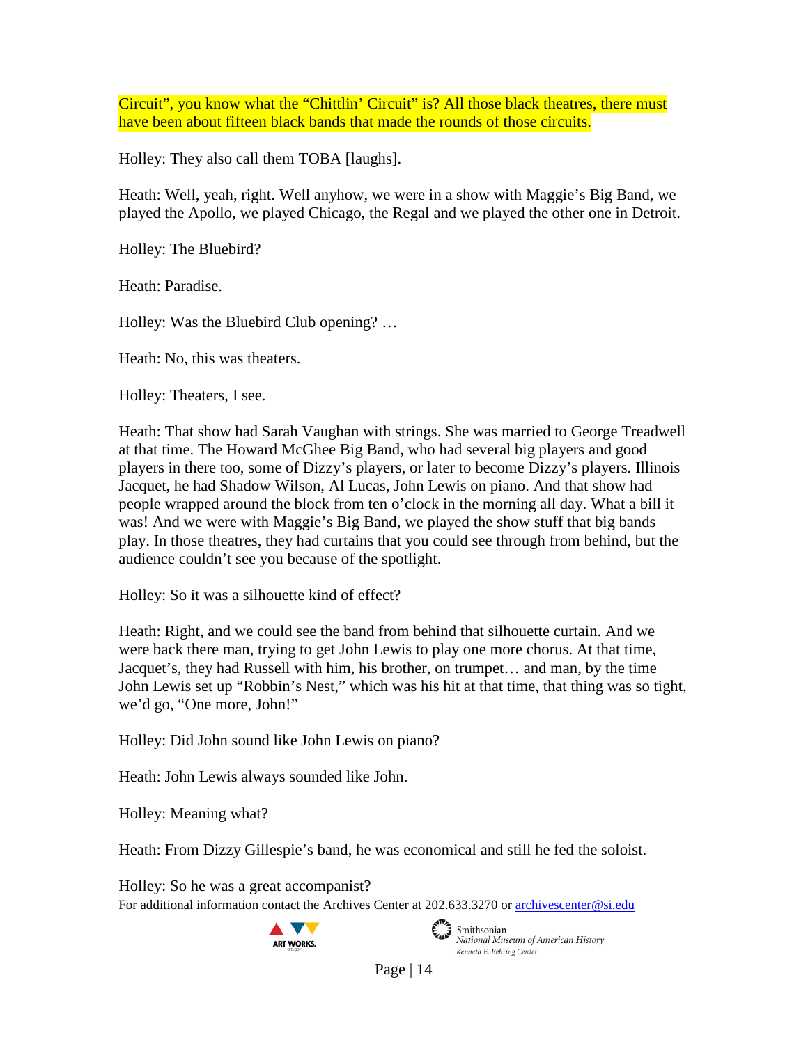Circuit", you know what the "Chittlin' Circuit" is? All those black theatres, there must have been about fifteen black bands that made the rounds of those circuits.

Holley: They also call them TOBA [laughs].

Heath: Well, yeah, right. Well anyhow, we were in a show with Maggie's Big Band, we played the Apollo, we played Chicago, the Regal and we played the other one in Detroit.

Holley: The Bluebird?

Heath: Paradise.

Holley: Was the Bluebird Club opening? …

Heath: No, this was theaters.

Holley: Theaters, I see.

Heath: That show had Sarah Vaughan with strings. She was married to George Treadwell at that time. The Howard McGhee Big Band, who had several big players and good players in there too, some of Dizzy's players, or later to become Dizzy's players. Illinois Jacquet, he had Shadow Wilson, Al Lucas, John Lewis on piano. And that show had people wrapped around the block from ten o'clock in the morning all day. What a bill it was! And we were with Maggie's Big Band, we played the show stuff that big bands play. In those theatres, they had curtains that you could see through from behind, but the audience couldn't see you because of the spotlight.

Holley: So it was a silhouette kind of effect?

Heath: Right, and we could see the band from behind that silhouette curtain. And we were back there man, trying to get John Lewis to play one more chorus. At that time, Jacquet's, they had Russell with him, his brother, on trumpet… and man, by the time John Lewis set up "Robbin's Nest," which was his hit at that time, that thing was so tight, we'd go, "One more, John!"

Holley: Did John sound like John Lewis on piano?

Heath: John Lewis always sounded like John.

Holley: Meaning what?

Heath: From Dizzy Gillespie's band, he was economical and still he fed the soloist.

Holley: So he was a great accompanist?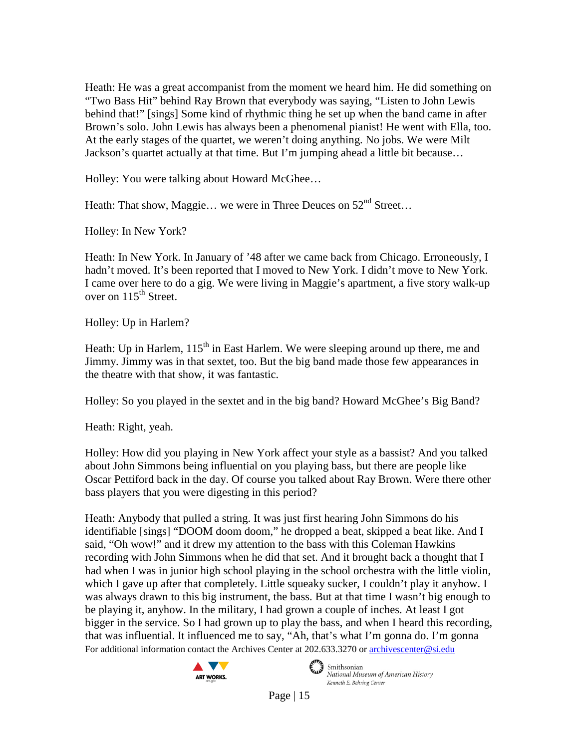Heath: He was a great accompanist from the moment we heard him. He did something on "Two Bass Hit" behind Ray Brown that everybody was saying, "Listen to John Lewis behind that!" [sings] Some kind of rhythmic thing he set up when the band came in after Brown's solo. John Lewis has always been a phenomenal pianist! He went with Ella, too. At the early stages of the quartet, we weren't doing anything. No jobs. We were Milt Jackson's quartet actually at that time. But I'm jumping ahead a little bit because…

Holley: You were talking about Howard McGhee…

Heath: That show, Maggie… we were in Three Deuces on 52nd Street…

Holley: In New York?

Heath: In New York. In January of '48 after we came back from Chicago. Erroneously, I hadn't moved. It's been reported that I moved to New York. I didn't move to New York. I came over here to do a gig. We were living in Maggie's apartment, a five story walk-up over on 115th Street.

Holley: Up in Harlem?

Heath: Up in Harlem, 115th in East Harlem. We were sleeping around up there, me and Jimmy. Jimmy was in that sextet, too. But the big band made those few appearances in the theatre with that show, it was fantastic.

Holley: So you played in the sextet and in the big band? Howard McGhee's Big Band?

Heath: Right, yeah.

Holley: How did you playing in New York affect your style as a bassist? And you talked about John Simmons being influential on you playing bass, but there are people like Oscar Pettiford back in the day. Of course you talked about Ray Brown. Were there other bass players that you were digesting in this period?

Heath: Anybody that pulled a string. It was just first hearing John Simmons do his identifiable [sings] "DOOM doom doom," he dropped a beat, skipped a beat like. And I said, "Oh wow!" and it drew my attention to the bass with this Coleman Hawkins recording with John Simmons when he did that set. And it brought back a thought that I had when I was in junior high school playing in the school orchestra with the little violin, which I gave up after that completely. Little squeaky sucker, I couldn't play it anyhow. I was always drawn to this big instrument, the bass. But at that time I wasn't big enough to be playing it, anyhow. In the military, I had grown a couple of inches. At least I got bigger in the service. So I had grown up to play the bass, and when I heard this recording, that was influential. It influenced me to say, "Ah, that's what I'm gonna do. I'm gonna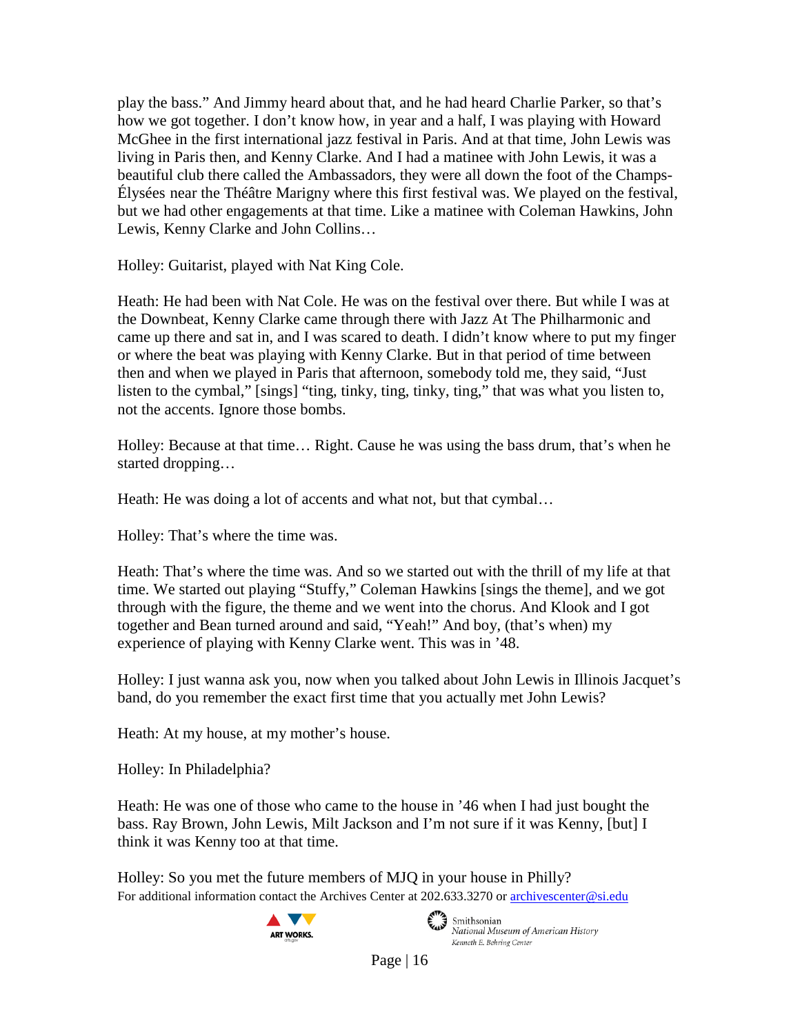play the bass." And Jimmy heard about that, and he had heard Charlie Parker, so that's how we got together. I don't know how, in year and a half, I was playing with Howard McGhee in the first international jazz festival in Paris. And at that time, John Lewis was living in Paris then, and Kenny Clarke. And I had a matinee with John Lewis, it was a beautiful club there called the Ambassadors, they were all down the foot of the Champs-Élysées near the Théâtre Marigny where this first festival was. We played on the festival, but we had other engagements at that time. Like a matinee with Coleman Hawkins, John Lewis, Kenny Clarke and John Collins…

Holley: Guitarist, played with Nat King Cole.

Heath: He had been with Nat Cole. He was on the festival over there. But while I was at the Downbeat, Kenny Clarke came through there with Jazz At The Philharmonic and came up there and sat in, and I was scared to death. I didn't know where to put my finger or where the beat was playing with Kenny Clarke. But in that period of time between then and when we played in Paris that afternoon, somebody told me, they said, "Just listen to the cymbal," [sings] "ting, tinky, ting, tinky, ting," that was what you listen to, not the accents. Ignore those bombs.

Holley: Because at that time… Right. Cause he was using the bass drum, that's when he started dropping…

Heath: He was doing a lot of accents and what not, but that cymbal…

Holley: That's where the time was.

Heath: That's where the time was. And so we started out with the thrill of my life at that time. We started out playing "Stuffy," Coleman Hawkins [sings the theme], and we got through with the figure, the theme and we went into the chorus. And Klook and I got together and Bean turned around and said, "Yeah!" And boy, (that's when) my experience of playing with Kenny Clarke went. This was in '48.

Holley: I just wanna ask you, now when you talked about John Lewis in Illinois Jacquet's band, do you remember the exact first time that you actually met John Lewis?

Heath: At my house, at my mother's house.

Holley: In Philadelphia?

Heath: He was one of those who came to the house in '46 when I had just bought the bass. Ray Brown, John Lewis, Milt Jackson and I'm not sure if it was Kenny, [but] I think it was Kenny too at that time.

Holley: So you met the future members of MJQ in your house in Philly?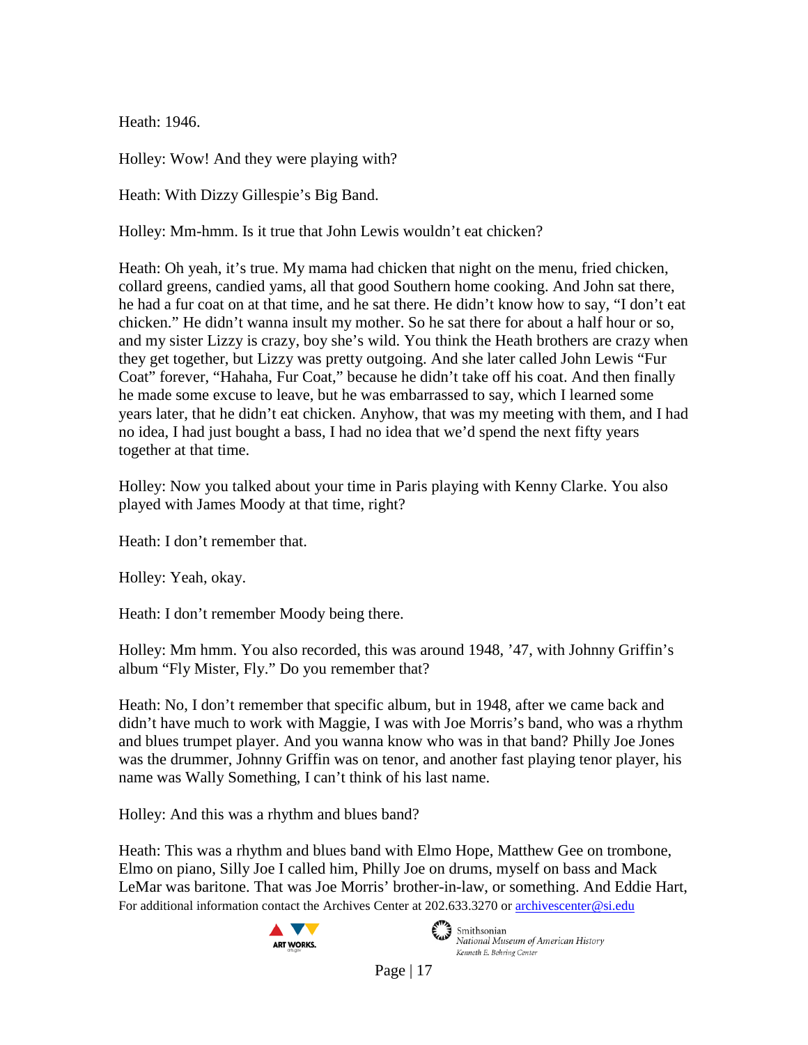Heath: 1946.

Holley: Wow! And they were playing with?

Heath: With Dizzy Gillespie's Big Band.

Holley: Mm-hmm. Is it true that John Lewis wouldn't eat chicken?

Heath: Oh yeah, it's true. My mama had chicken that night on the menu, fried chicken, collard greens, candied yams, all that good Southern home cooking. And John sat there, he had a fur coat on at that time, and he sat there. He didn't know how to say, "I don't eat chicken." He didn't wanna insult my mother. So he sat there for about a half hour or so, and my sister Lizzy is crazy, boy she's wild. You think the Heath brothers are crazy when they get together, but Lizzy was pretty outgoing. And she later called John Lewis "Fur Coat" forever, "Hahaha, Fur Coat," because he didn't take off his coat. And then finally he made some excuse to leave, but he was embarrassed to say, which I learned some years later, that he didn't eat chicken. Anyhow, that was my meeting with them, and I had no idea, I had just bought a bass, I had no idea that we'd spend the next fifty years together at that time.

Holley: Now you talked about your time in Paris playing with Kenny Clarke. You also played with James Moody at that time, right?

Heath: I don't remember that.

Holley: Yeah, okay.

Heath: I don't remember Moody being there.

Holley: Mm hmm. You also recorded, this was around 1948, '47, with Johnny Griffin's album "Fly Mister, Fly." Do you remember that?

Heath: No, I don't remember that specific album, but in 1948, after we came back and didn't have much to work with Maggie, I was with Joe Morris's band, who was a rhythm and blues trumpet player. And you wanna know who was in that band? Philly Joe Jones was the drummer, Johnny Griffin was on tenor, and another fast playing tenor player, his name was Wally Something, I can't think of his last name.

Holley: And this was a rhythm and blues band?

Heath: This was a rhythm and blues band with Elmo Hope, Matthew Gee on trombone, Elmo on piano, Silly Joe I called him, Philly Joe on drums, myself on bass and Mack LeMar was baritone. That was Joe Morris' brother-in-law, or something. And Eddie Hart,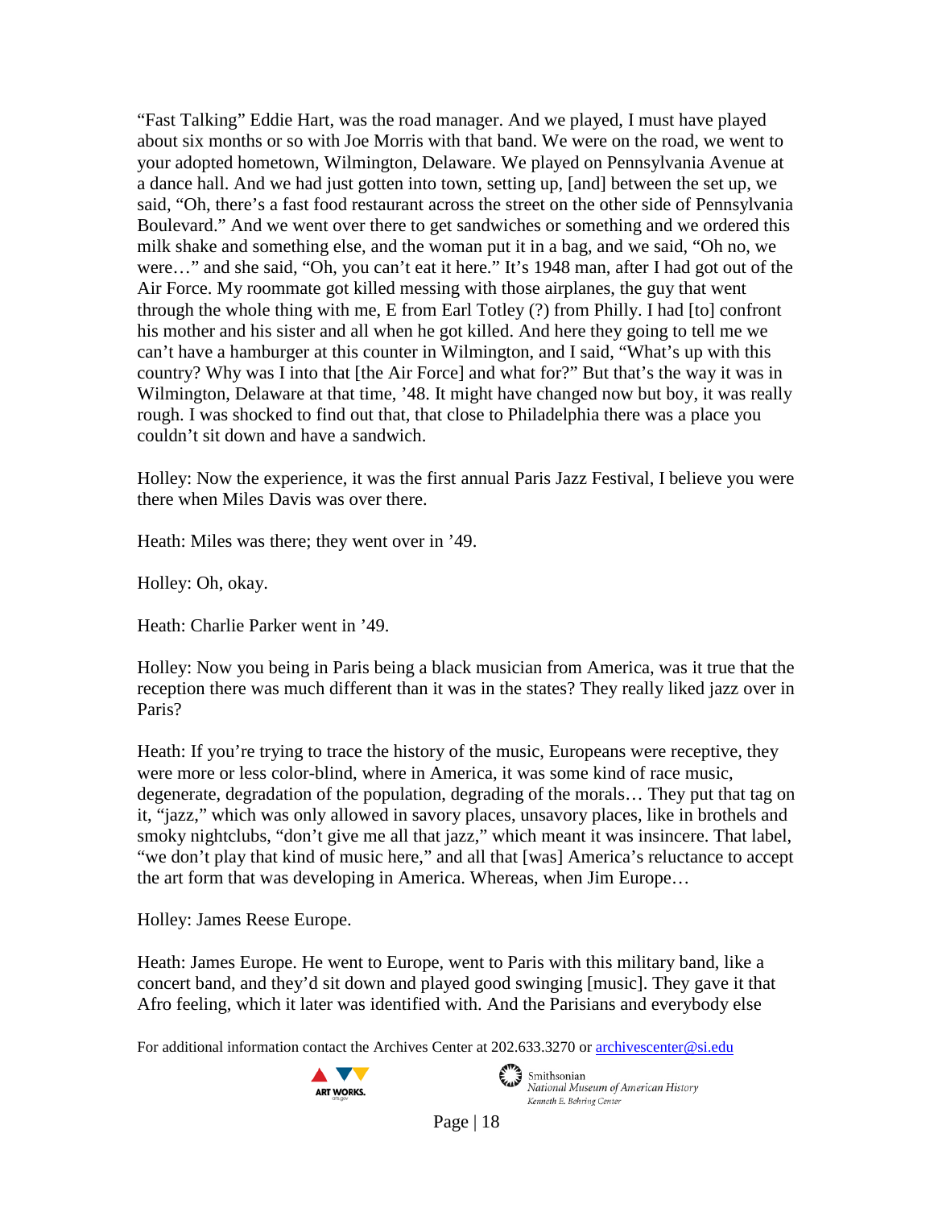"Fast Talking" Eddie Hart, was the road manager. And we played, I must have played about six months or so with Joe Morris with that band. We were on the road, we went to your adopted hometown, Wilmington, Delaware. We played on Pennsylvania Avenue at a dance hall. And we had just gotten into town, setting up, [and] between the set up, we said, "Oh, there's a fast food restaurant across the street on the other side of Pennsylvania Boulevard." And we went over there to get sandwiches or something and we ordered this milk shake and something else, and the woman put it in a bag, and we said, "Oh no, we were…" and she said, "Oh, you can't eat it here." It's 1948 man, after I had got out of the Air Force. My roommate got killed messing with those airplanes, the guy that went through the whole thing with me, E from Earl Totley (?) from Philly. I had [to] confront his mother and his sister and all when he got killed. And here they going to tell me we can't have a hamburger at this counter in Wilmington, and I said, "What's up with this country? Why was I into that [the Air Force] and what for?" But that's the way it was in Wilmington, Delaware at that time, '48. It might have changed now but boy, it was really rough. I was shocked to find out that, that close to Philadelphia there was a place you couldn't sit down and have a sandwich.

Holley: Now the experience, it was the first annual Paris Jazz Festival, I believe you were there when Miles Davis was over there.

Heath: Miles was there; they went over in '49.

Holley: Oh, okay.

Heath: Charlie Parker went in '49.

Holley: Now you being in Paris being a black musician from America, was it true that the reception there was much different than it was in the states? They really liked jazz over in Paris?

Heath: If you're trying to trace the history of the music, Europeans were receptive, they were more or less color-blind, where in America, it was some kind of race music, degenerate, degradation of the population, degrading of the morals… They put that tag on it, "jazz," which was only allowed in savory places, unsavory places, like in brothels and smoky nightclubs, "don't give me all that jazz," which meant it was insincere. That label, "we don't play that kind of music here," and all that [was] America's reluctance to accept the art form that was developing in America. Whereas, when Jim Europe…

Holley: James Reese Europe.

Heath: James Europe. He went to Europe, went to Paris with this military band, like a concert band, and they'd sit down and played good swinging [music]. They gave it that Afro feeling, which it later was identified with. And the Parisians and everybody else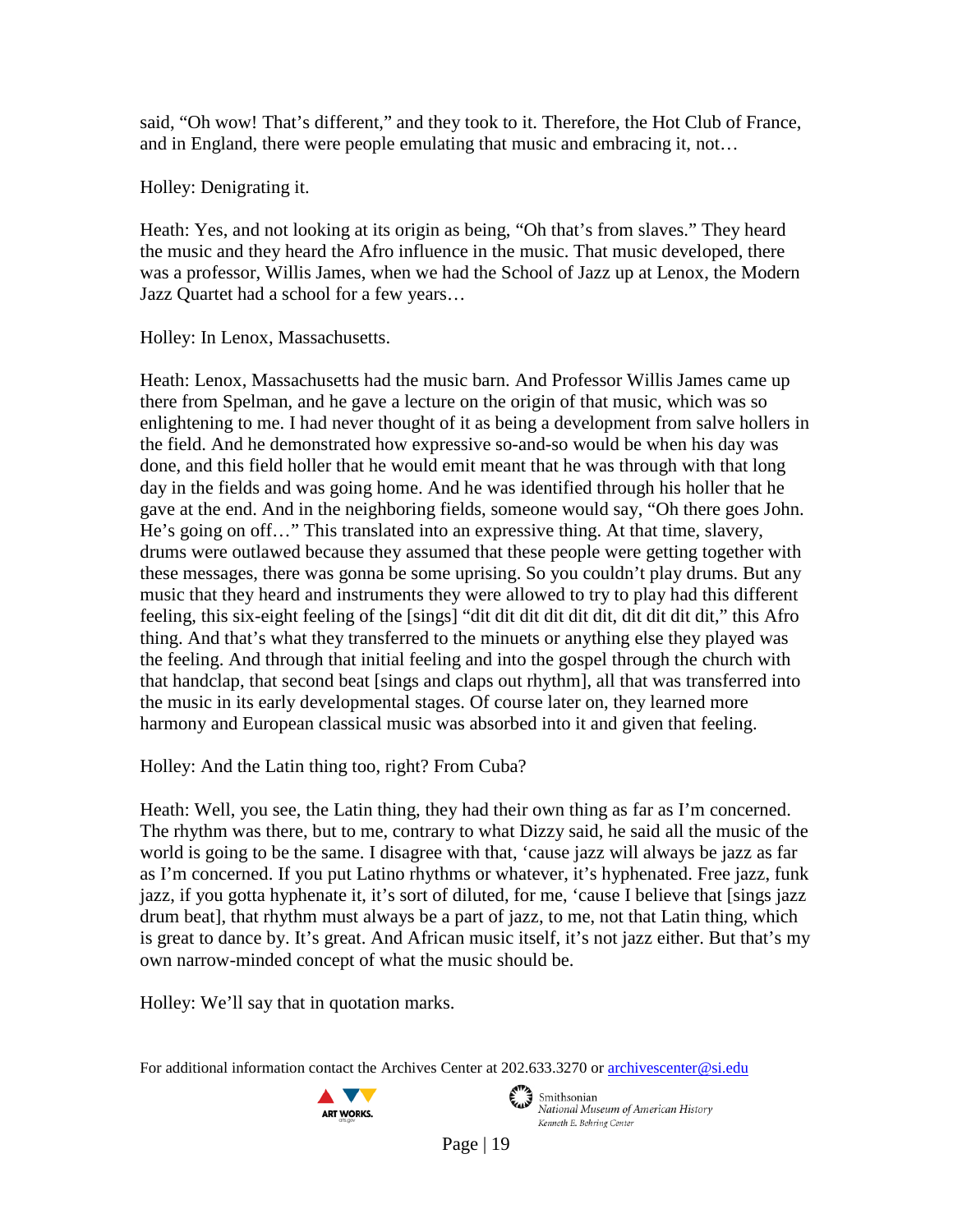said, "Oh wow! That's different," and they took to it. Therefore, the Hot Club of France, and in England, there were people emulating that music and embracing it, not…

Holley: Denigrating it.

Heath: Yes, and not looking at its origin as being, "Oh that's from slaves." They heard the music and they heard the Afro influence in the music. That music developed, there was a professor, Willis James, when we had the School of Jazz up at Lenox, the Modern Jazz Quartet had a school for a few years…

Holley: In Lenox, Massachusetts.

Heath: Lenox, Massachusetts had the music barn. And Professor Willis James came up there from Spelman, and he gave a lecture on the origin of that music, which was so enlightening to me. I had never thought of it as being a development from salve hollers in the field. And he demonstrated how expressive so-and-so would be when his day was done, and this field holler that he would emit meant that he was through with that long day in the fields and was going home. And he was identified through his holler that he gave at the end. And in the neighboring fields, someone would say, "Oh there goes John. He's going on off…" This translated into an expressive thing. At that time, slavery, drums were outlawed because they assumed that these people were getting together with these messages, there was gonna be some uprising. So you couldn't play drums. But any music that they heard and instruments they were allowed to try to play had this different feeling, this six-eight feeling of the [sings] "dit dit dit dit dit dit, dit dit dit dit," this Afro thing. And that's what they transferred to the minuets or anything else they played was the feeling. And through that initial feeling and into the gospel through the church with that handclap, that second beat [sings and claps out rhythm], all that was transferred into the music in its early developmental stages. Of course later on, they learned more harmony and European classical music was absorbed into it and given that feeling.

Holley: And the Latin thing too, right? From Cuba?

Heath: Well, you see, the Latin thing, they had their own thing as far as I'm concerned. The rhythm was there, but to me, contrary to what Dizzy said, he said all the music of the world is going to be the same. I disagree with that, 'cause jazz will always be jazz as far as I'm concerned. If you put Latino rhythms or whatever, it's hyphenated. Free jazz, funk jazz, if you gotta hyphenate it, it's sort of diluted, for me, 'cause I believe that [sings jazz drum beat], that rhythm must always be a part of jazz, to me, not that Latin thing, which is great to dance by. It's great. And African music itself, it's not jazz either. But that's my own narrow-minded concept of what the music should be.

Holley: We'll say that in quotation marks.

For additional information contact the Archives Center at 202.633.3270 or archivescenter@si.edu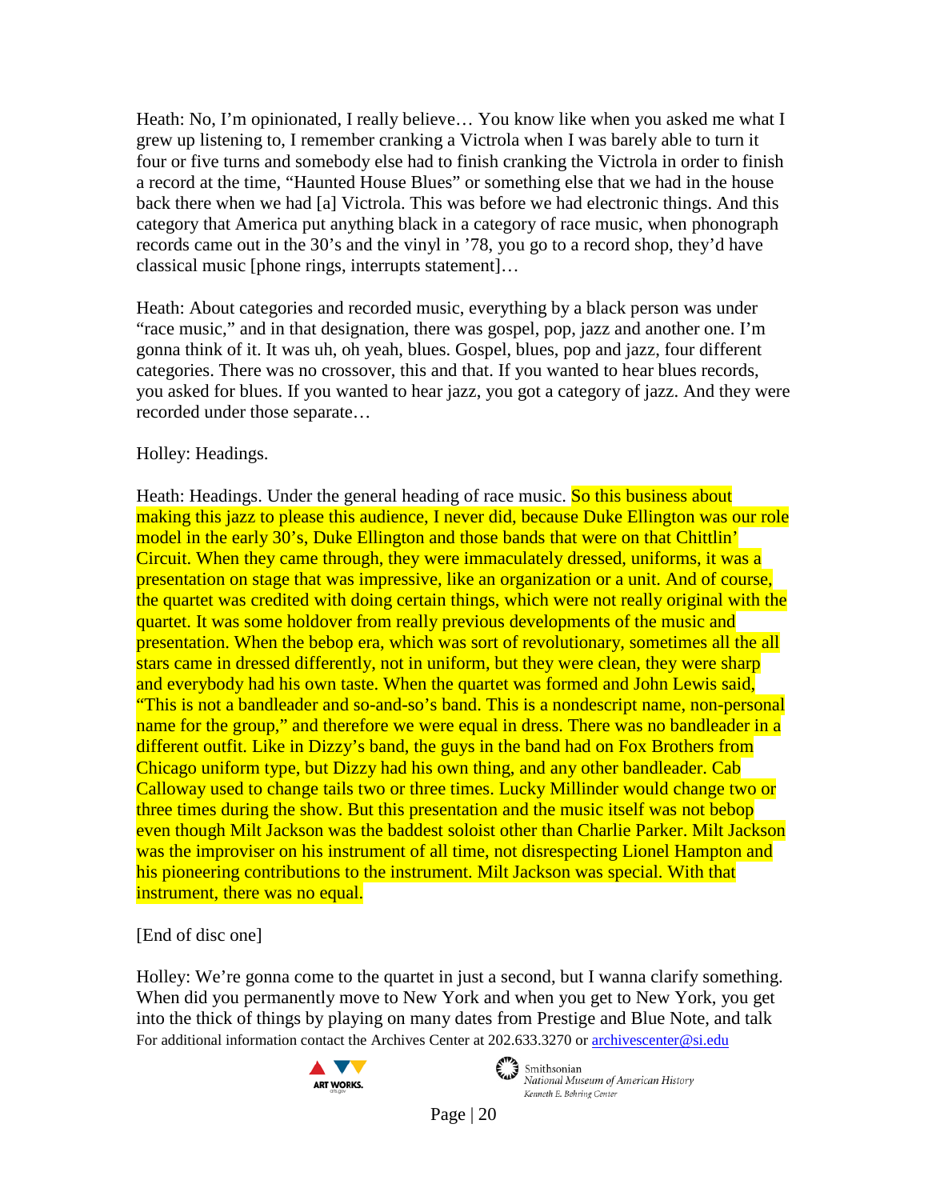Heath: No, I'm opinionated, I really believe… You know like when you asked me what I grew up listening to, I remember cranking a Victrola when I was barely able to turn it four or five turns and somebody else had to finish cranking the Victrola in order to finish a record at the time, "Haunted House Blues" or something else that we had in the house back there when we had [a] Victrola. This was before we had electronic things. And this category that America put anything black in a category of race music, when phonograph records came out in the 30's and the vinyl in '78, you go to a record shop, they'd have classical music [phone rings, interrupts statement]…

Heath: About categories and recorded music, everything by a black person was under "race music," and in that designation, there was gospel, pop, jazz and another one. I'm gonna think of it. It was uh, oh yeah, blues. Gospel, blues, pop and jazz, four different categories. There was no crossover, this and that. If you wanted to hear blues records, you asked for blues. If you wanted to hear jazz, you got a category of jazz. And they were recorded under those separate…

Holley: Headings.

Heath: Headings. Under the general heading of race music. So this business about making this jazz to please this audience, I never did, because Duke Ellington was our role model in the early 30's, Duke Ellington and those bands that were on that Chittlin' Circuit. When they came through, they were immaculately dressed, uniforms, it was a presentation on stage that was impressive, like an organization or a unit. And of course, the quartet was credited with doing certain things, which were not really original with the quartet. It was some holdover from really previous developments of the music and presentation. When the bebop era, which was sort of revolutionary, sometimes all the all stars came in dressed differently, not in uniform, but they were clean, they were sharp and everybody had his own taste. When the quartet was formed and John Lewis said, "This is not a bandleader and so-and-so's band. This is a nondescript name, non-personal name for the group," and therefore we were equal in dress. There was no bandleader in a different outfit. Like in Dizzy's band, the guys in the band had on Fox Brothers from Chicago uniform type, but Dizzy had his own thing, and any other bandleader. Cab Calloway used to change tails two or three times. Lucky Millinder would change two or three times during the show. But this presentation and the music itself was not bebop even though Milt Jackson was the baddest soloist other than Charlie Parker. Milt Jackson was the improviser on his instrument of all time, not disrespecting Lionel Hampton and his pioneering contributions to the instrument. Milt Jackson was special. With that instrument, there was no equal.

[End of disc one]

Holley: We're gonna come to the quartet in just a second, but I wanna clarify something. When did you permanently move to New York and when you get to New York, you get into the thick of things by playing on many dates from Prestige and Blue Note, and talk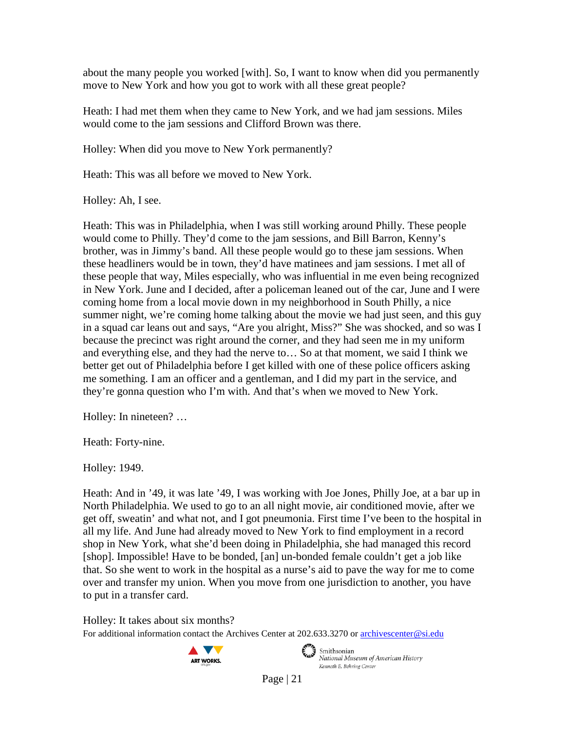about the many people you worked [with]. So, I want to know when did you permanently move to New York and how you got to work with all these great people?

Heath: I had met them when they came to New York, and we had jam sessions. Miles would come to the jam sessions and Clifford Brown was there.

Holley: When did you move to New York permanently?

Heath: This was all before we moved to New York.

Holley: Ah, I see.

Heath: This was in Philadelphia, when I was still working around Philly. These people would come to Philly. They'd come to the jam sessions, and Bill Barron, Kenny's brother, was in Jimmy's band. All these people would go to these jam sessions. When these headliners would be in town, they'd have matinees and jam sessions. I met all of these people that way, Miles especially, who was influential in me even being recognized in New York. June and I decided, after a policeman leaned out of the car, June and I were coming home from a local movie down in my neighborhood in South Philly, a nice summer night, we're coming home talking about the movie we had just seen, and this guy in a squad car leans out and says, "Are you alright, Miss?" She was shocked, and so was I because the precinct was right around the corner, and they had seen me in my uniform and everything else, and they had the nerve to… So at that moment, we said I think we better get out of Philadelphia before I get killed with one of these police officers asking me something. I am an officer and a gentleman, and I did my part in the service, and they're gonna question who I'm with. And that's when we moved to New York.

Holley: In nineteen? …

Heath: Forty-nine.

Holley: 1949.

Heath: And in '49, it was late '49, I was working with Joe Jones, Philly Joe, at a bar up in North Philadelphia. We used to go to an all night movie, air conditioned movie, after we get off, sweatin' and what not, and I got pneumonia. First time I've been to the hospital in all my life. And June had already moved to New York to find employment in a record shop in New York, what she'd been doing in Philadelphia, she had managed this record [shop]. Impossible! Have to be bonded, [an] un-bonded female couldn't get a job like that. So she went to work in the hospital as a nurse's aid to pave the way for me to come over and transfer my union. When you move from one jurisdiction to another, you have to put in a transfer card.

Holley: It takes about six months?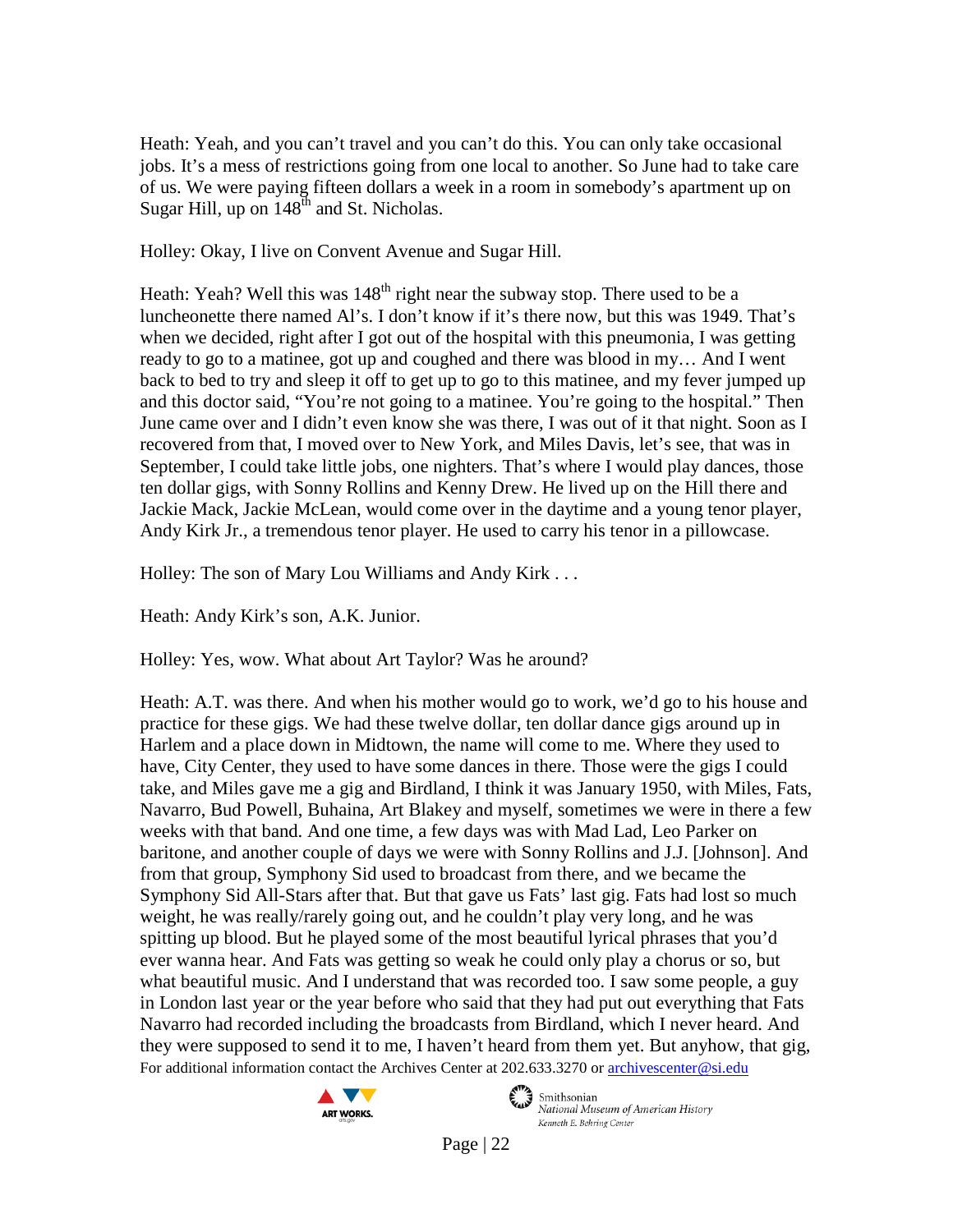Heath: Yeah, and you can't travel and you can't do this. You can only take occasional jobs. It's a mess of restrictions going from one local to another. So June had to take care of us. We were paying fifteen dollars a week in a room in somebody's apartment up on Sugar Hill, up on 148th and St. Nicholas.

Holley: Okay, I live on Convent Avenue and Sugar Hill.

Heath: Yeah? Well this was 148th right near the subway stop. There used to be a luncheonette there named Al's. I don't know if it's there now, but this was 1949. That's when we decided, right after I got out of the hospital with this pneumonia, I was getting ready to go to a matinee, got up and coughed and there was blood in my… And I went back to bed to try and sleep it off to get up to go to this matinee, and my fever jumped up and this doctor said, "You're not going to a matinee. You're going to the hospital." Then June came over and I didn't even know she was there, I was out of it that night. Soon as I recovered from that, I moved over to New York, and Miles Davis, let's see, that was in September, I could take little jobs, one nighters. That's where I would play dances, those ten dollar gigs, with Sonny Rollins and Kenny Drew. He lived up on the Hill there and Jackie Mack, Jackie McLean, would come over in the daytime and a young tenor player, Andy Kirk Jr., a tremendous tenor player. He used to carry his tenor in a pillowcase.

Holley: The son of Mary Lou Williams and Andy Kirk . . .

Heath: Andy Kirk's son, A.K. Junior.

Holley: Yes, wow. What about Art Taylor? Was he around?

Heath: A.T. was there. And when his mother would go to work, we'd go to his house and practice for these gigs. We had these twelve dollar, ten dollar dance gigs around up in Harlem and a place down in Midtown, the name will come to me. Where they used to have, City Center, they used to have some dances in there. Those were the gigs I could take, and Miles gave me a gig and Birdland, I think it was January 1950, with Miles, Fats, Navarro, Bud Powell, Buhaina, Art Blakey and myself, sometimes we were in there a few weeks with that band. And one time, a few days was with Mad Lad, Leo Parker on baritone, and another couple of days we were with Sonny Rollins and J.J. [Johnson]. And from that group, Symphony Sid used to broadcast from there, and we became the Symphony Sid All-Stars after that. But that gave us Fats' last gig. Fats had lost so much weight, he was really/rarely going out, and he couldn't play very long, and he was spitting up blood. But he played some of the most beautiful lyrical phrases that you'd ever wanna hear. And Fats was getting so weak he could only play a chorus or so, but what beautiful music. And I understand that was recorded too. I saw some people, a guy in London last year or the year before who said that they had put out everything that Fats Navarro had recorded including the broadcasts from Birdland, which I never heard. And they were supposed to send it to me, I haven't heard from them yet. But anyhow, that gig,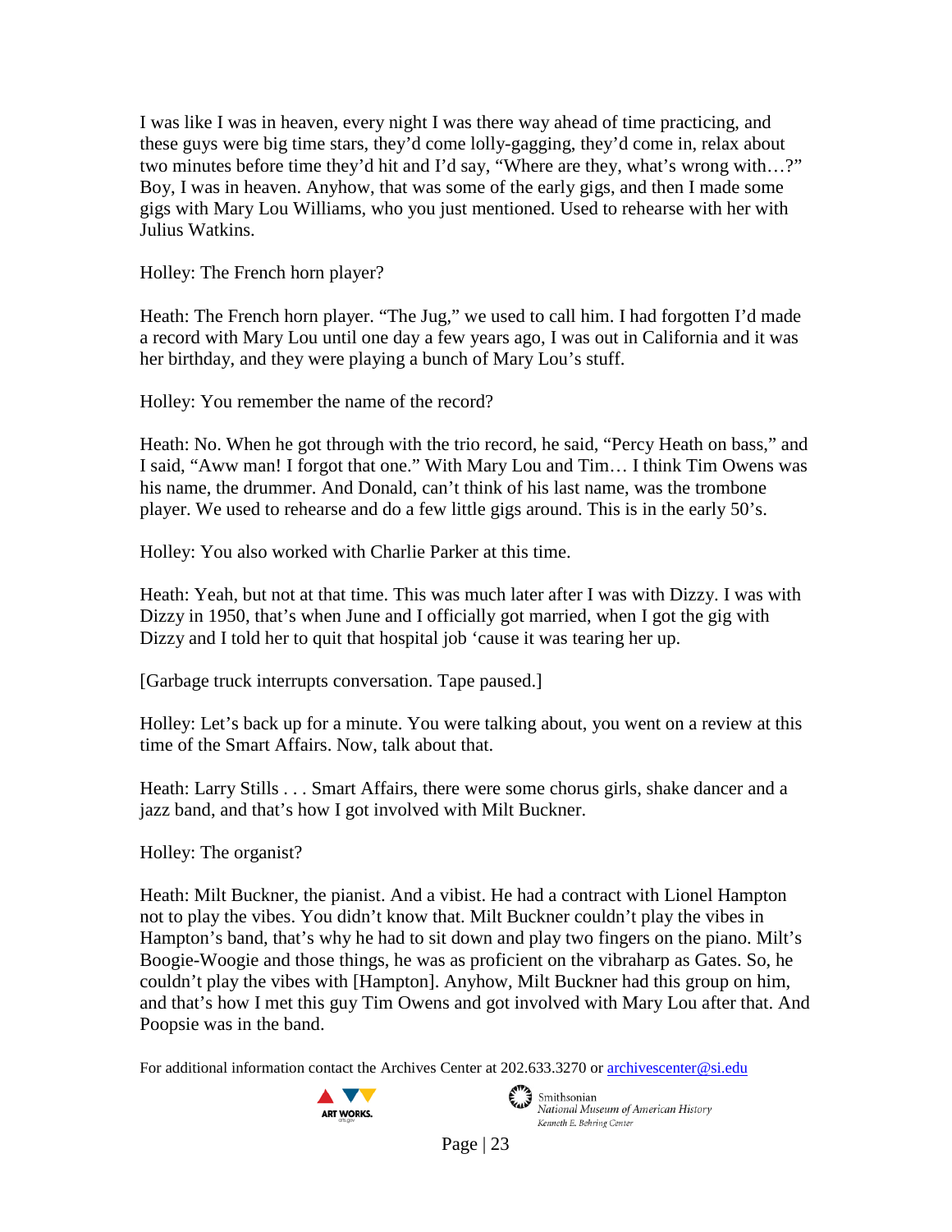I was like I was in heaven, every night I was there way ahead of time practicing, and these guys were big time stars, they'd come lolly-gagging, they'd come in, relax about two minutes before time they'd hit and I'd say, "Where are they, what's wrong with…?" Boy, I was in heaven. Anyhow, that was some of the early gigs, and then I made some gigs with Mary Lou Williams, who you just mentioned. Used to rehearse with her with Julius Watkins.

Holley: The French horn player?

Heath: The French horn player. "The Jug," we used to call him. I had forgotten I'd made a record with Mary Lou until one day a few years ago, I was out in California and it was her birthday, and they were playing a bunch of Mary Lou's stuff.

Holley: You remember the name of the record?

Heath: No. When he got through with the trio record, he said, "Percy Heath on bass," and I said, "Aww man! I forgot that one." With Mary Lou and Tim… I think Tim Owens was his name, the drummer. And Donald, can't think of his last name, was the trombone player. We used to rehearse and do a few little gigs around. This is in the early 50's.

Holley: You also worked with Charlie Parker at this time.

Heath: Yeah, but not at that time. This was much later after I was with Dizzy. I was with Dizzy in 1950, that's when June and I officially got married, when I got the gig with Dizzy and I told her to quit that hospital job 'cause it was tearing her up.

[Garbage truck interrupts conversation. Tape paused.]

Holley: Let's back up for a minute. You were talking about, you went on a review at this time of the Smart Affairs. Now, talk about that.

Heath: Larry Stills . . . Smart Affairs, there were some chorus girls, shake dancer and a jazz band, and that's how I got involved with Milt Buckner.

Holley: The organist?

Heath: Milt Buckner, the pianist. And a vibist. He had a contract with Lionel Hampton not to play the vibes. You didn't know that. Milt Buckner couldn't play the vibes in Hampton's band, that's why he had to sit down and play two fingers on the piano. Milt's Boogie-Woogie and those things, he was as proficient on the vibraharp as Gates. So, he couldn't play the vibes with [Hampton]. Anyhow, Milt Buckner had this group on him, and that's how I met this guy Tim Owens and got involved with Mary Lou after that. And Poopsie was in the band.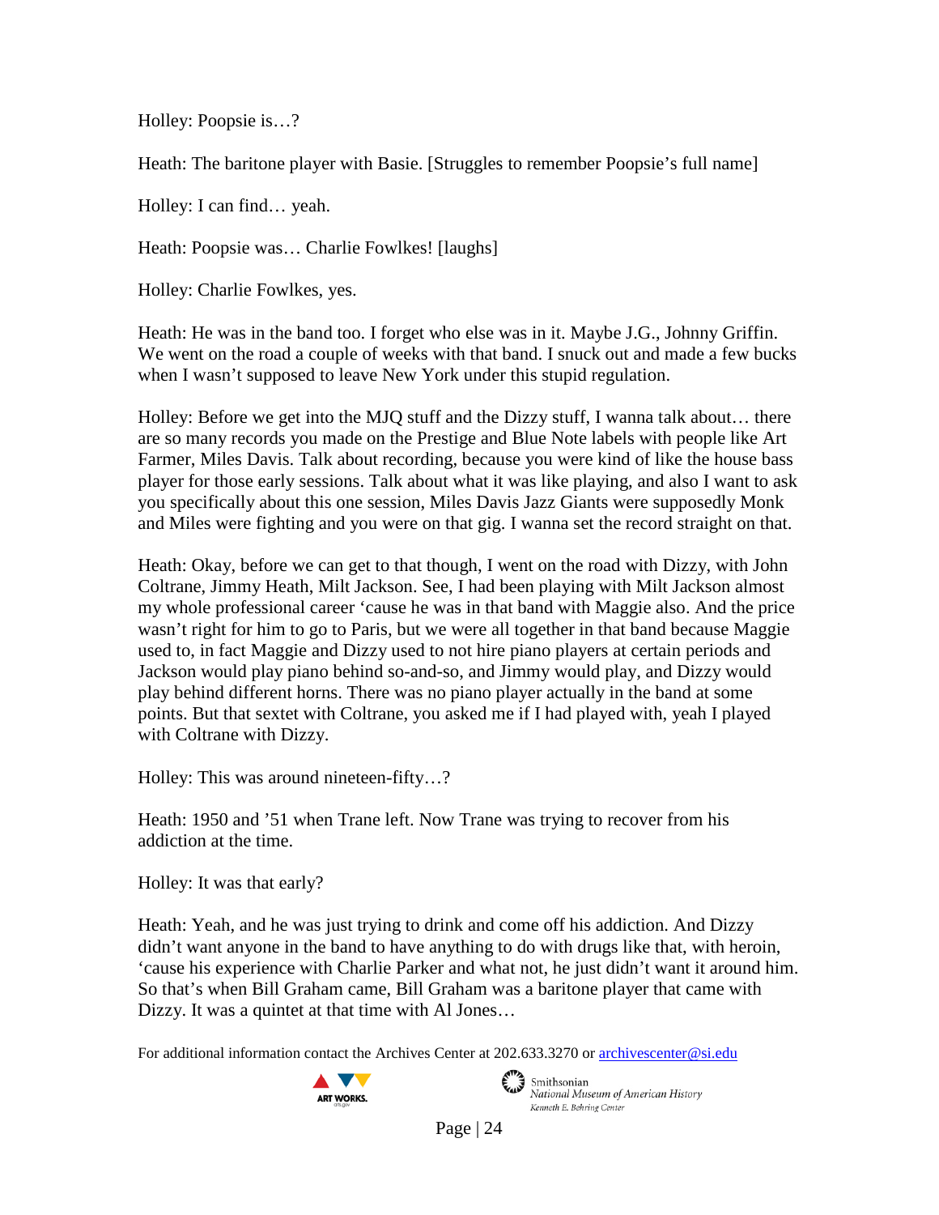Holley: Poopsie is…?

Heath: The baritone player with Basie. [Struggles to remember Poopsie's full name]

Holley: I can find… yeah.

Heath: Poopsie was… Charlie Fowlkes! [laughs]

Holley: Charlie Fowlkes, yes.

Heath: He was in the band too. I forget who else was in it. Maybe J.G., Johnny Griffin. We went on the road a couple of weeks with that band. I snuck out and made a few bucks when I wasn't supposed to leave New York under this stupid regulation.

Holley: Before we get into the MJQ stuff and the Dizzy stuff, I wanna talk about… there are so many records you made on the Prestige and Blue Note labels with people like Art Farmer, Miles Davis. Talk about recording, because you were kind of like the house bass player for those early sessions. Talk about what it was like playing, and also I want to ask you specifically about this one session, Miles Davis Jazz Giants were supposedly Monk and Miles were fighting and you were on that gig. I wanna set the record straight on that.

Heath: Okay, before we can get to that though, I went on the road with Dizzy, with John Coltrane, Jimmy Heath, Milt Jackson. See, I had been playing with Milt Jackson almost my whole professional career 'cause he was in that band with Maggie also. And the price wasn't right for him to go to Paris, but we were all together in that band because Maggie used to, in fact Maggie and Dizzy used to not hire piano players at certain periods and Jackson would play piano behind so-and-so, and Jimmy would play, and Dizzy would play behind different horns. There was no piano player actually in the band at some points. But that sextet with Coltrane, you asked me if I had played with, yeah I played with Coltrane with Dizzy.

Holley: This was around nineteen-fifty…?

Heath: 1950 and '51 when Trane left. Now Trane was trying to recover from his addiction at the time.

Holley: It was that early?

Heath: Yeah, and he was just trying to drink and come off his addiction. And Dizzy didn't want anyone in the band to have anything to do with drugs like that, with heroin, 'cause his experience with Charlie Parker and what not, he just didn't want it around him. So that's when Bill Graham came, Bill Graham was a baritone player that came with Dizzy. It was a quintet at that time with Al Jones…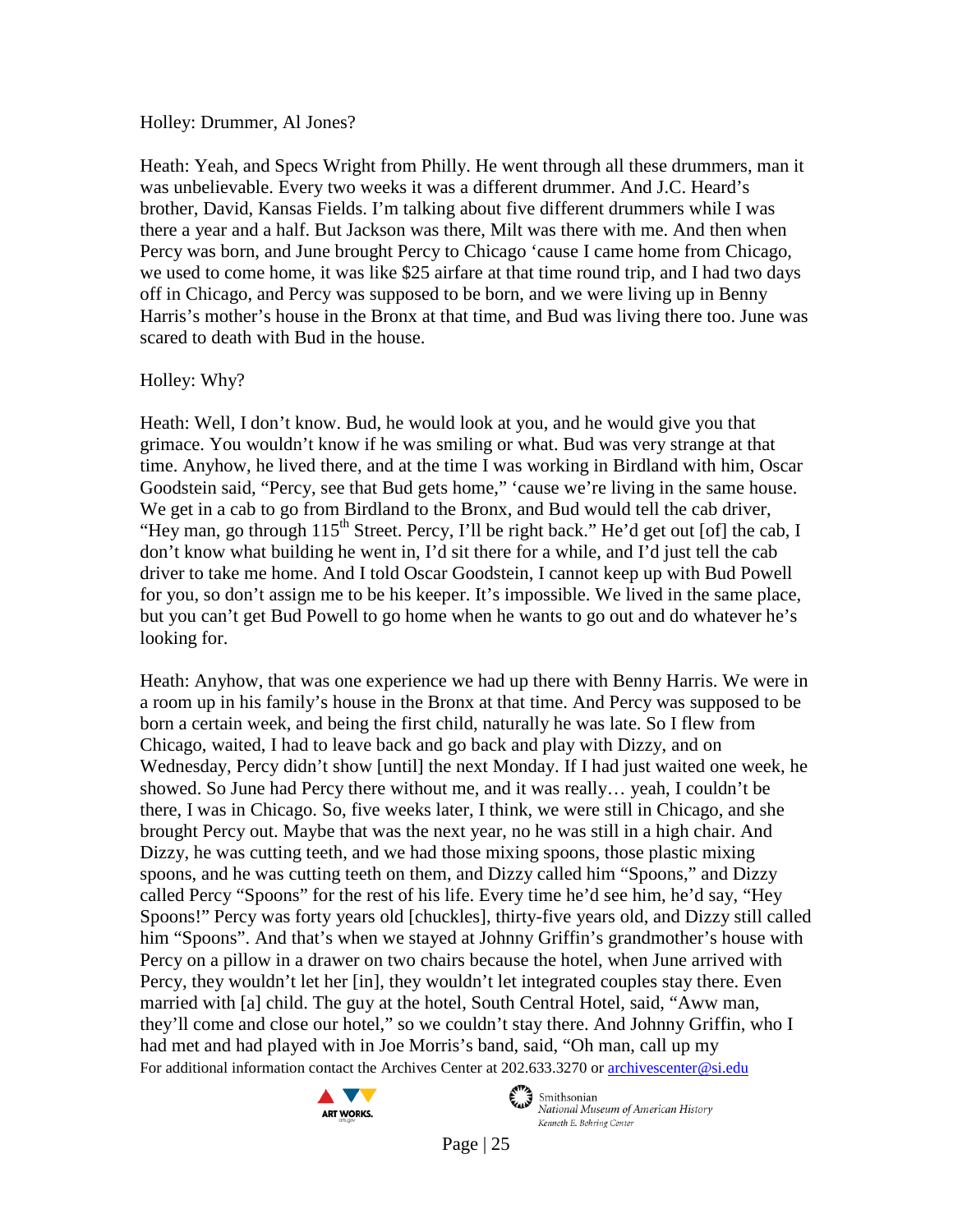Holley: Drummer, Al Jones?

Heath: Yeah, and Specs Wright from Philly. He went through all these drummers, man it was unbelievable. Every two weeks it was a different drummer. And J.C. Heard's brother, David, Kansas Fields. I'm talking about five different drummers while I was there a year and a half. But Jackson was there, Milt was there with me. And then when Percy was born, and June brought Percy to Chicago 'cause I came home from Chicago, we used to come home, it was like $25 airfare at that time round trip, and I had two days off in Chicago, and Percy was supposed to be born, and we were living up in Benny Harris's mother's house in the Bronx at that time, and Bud was living there too. June was scared to death with Bud in the house.

Holley: Why?

Heath: Well, I don't know. Bud, he would look at you, and he would give you that grimace. You wouldn't know if he was smiling or what. Bud was very strange at that time. Anyhow, he lived there, and at the time I was working in Birdland with him, Oscar Goodstein said, "Percy, see that Bud gets home," 'cause we're living in the same house. We get in a cab to go from Birdland to the Bronx, and Bud would tell the cab driver, "Hey man, go through 115th Street. Percy, I'll be right back." He'd get out [of] the cab, I don't know what building he went in, I'd sit there for a while, and I'd just tell the cab driver to take me home. And I told Oscar Goodstein, I cannot keep up with Bud Powell for you, so don't assign me to be his keeper. It's impossible. We lived in the same place, but you can't get Bud Powell to go home when he wants to go out and do whatever he's looking for.

Heath: Anyhow, that was one experience we had up there with Benny Harris. We were in a room up in his family's house in the Bronx at that time. And Percy was supposed to be born a certain week, and being the first child, naturally he was late. So I flew from Chicago, waited, I had to leave back and go back and play with Dizzy, and on Wednesday, Percy didn't show [until] the next Monday. If I had just waited one week, he showed. So June had Percy there without me, and it was really… yeah, I couldn't be there, I was in Chicago. So, five weeks later, I think, we were still in Chicago, and she brought Percy out. Maybe that was the next year, no he was still in a high chair. And Dizzy, he was cutting teeth, and we had those mixing spoons, those plastic mixing spoons, and he was cutting teeth on them, and Dizzy called him "Spoons," and Dizzy called Percy "Spoons" for the rest of his life. Every time he'd see him, he'd say, "Hey Spoons!" Percy was forty years old [chuckles], thirty-five years old, and Dizzy still called him "Spoons". And that's when we stayed at Johnny Griffin's grandmother's house with Percy on a pillow in a drawer on two chairs because the hotel, when June arrived with Percy, they wouldn't let her [in], they wouldn't let integrated couples stay there. Even married with [a] child. The guy at the hotel, South Central Hotel, said, "Aww man, they'll come and close our hotel," so we couldn't stay there. And Johnny Griffin, who I had met and had played with in Joe Morris's band, said, "Oh man, call up my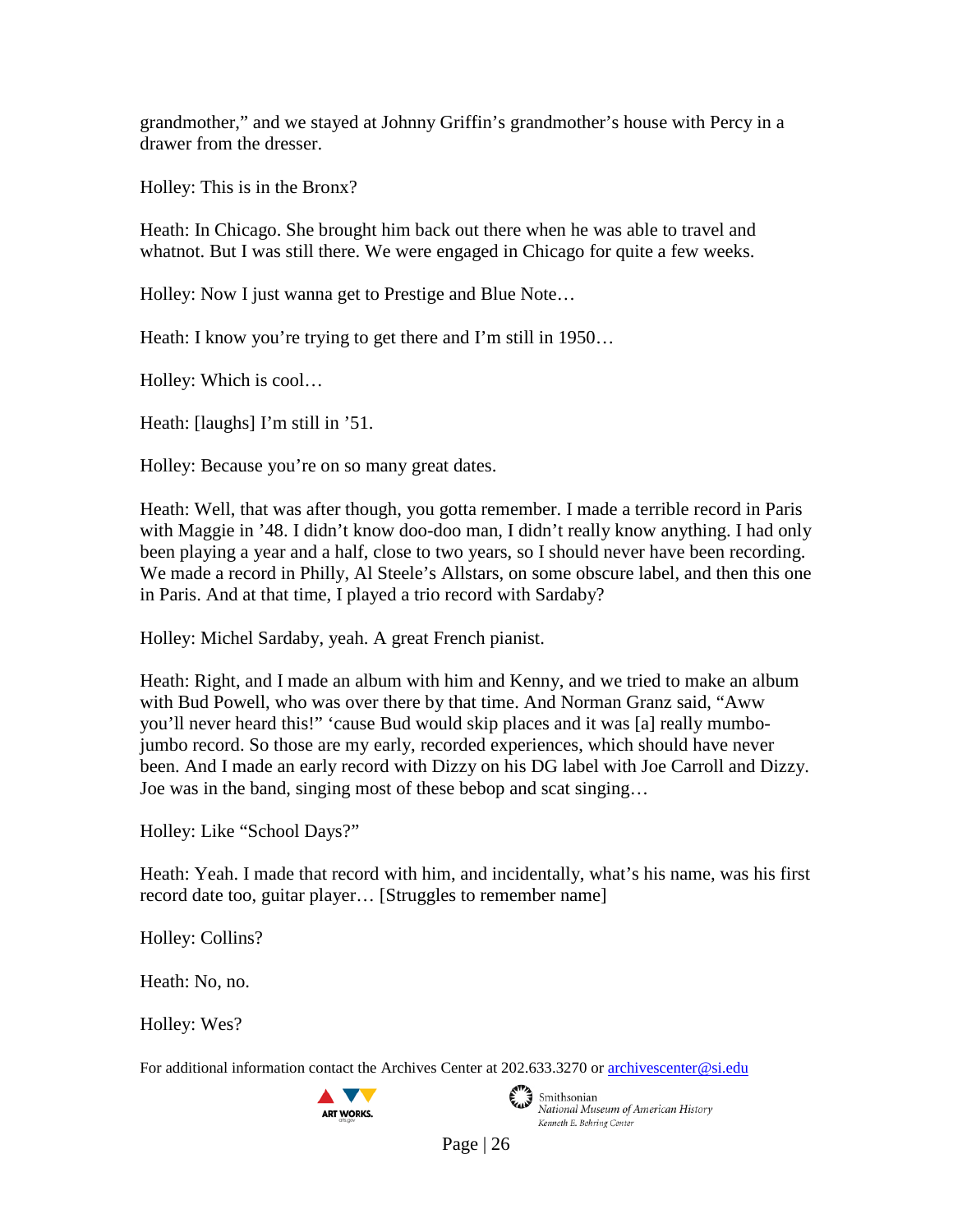grandmother," and we stayed at Johnny Griffin's grandmother's house with Percy in a drawer from the dresser.

Holley: This is in the Bronx?

Heath: In Chicago. She brought him back out there when he was able to travel and whatnot. But I was still there. We were engaged in Chicago for quite a few weeks.

Holley: Now I just wanna get to Prestige and Blue Note…

Heath: I know you're trying to get there and I'm still in 1950…

Holley: Which is cool…

Heath: [laughs] I'm still in '51.

Holley: Because you're on so many great dates.

Heath: Well, that was after though, you gotta remember. I made a terrible record in Paris with Maggie in '48. I didn't know doo-doo man, I didn't really know anything. I had only been playing a year and a half, close to two years, so I should never have been recording. We made a record in Philly, Al Steele's Allstars, on some obscure label, and then this one in Paris. And at that time, I played a trio record with Sardaby?

Holley: Michel Sardaby, yeah. A great French pianist.

Heath: Right, and I made an album with him and Kenny, and we tried to make an album with Bud Powell, who was over there by that time. And Norman Granz said, "Aww you'll never heard this!" 'cause Bud would skip places and it was [a] really mumbo-jumbo record. So those are my early, recorded experiences, which should have never been. And I made an early record with Dizzy on his DG label with Joe Carroll and Dizzy. Joe was in the band, singing most of these bebop and scat singing…

Holley: Like "School Days?"

Heath: Yeah. I made that record with him, and incidentally, what's his name, was his first record date too, guitar player… [Struggles to remember name]

Holley: Collins?

Heath: No, no.

Holley: Wes?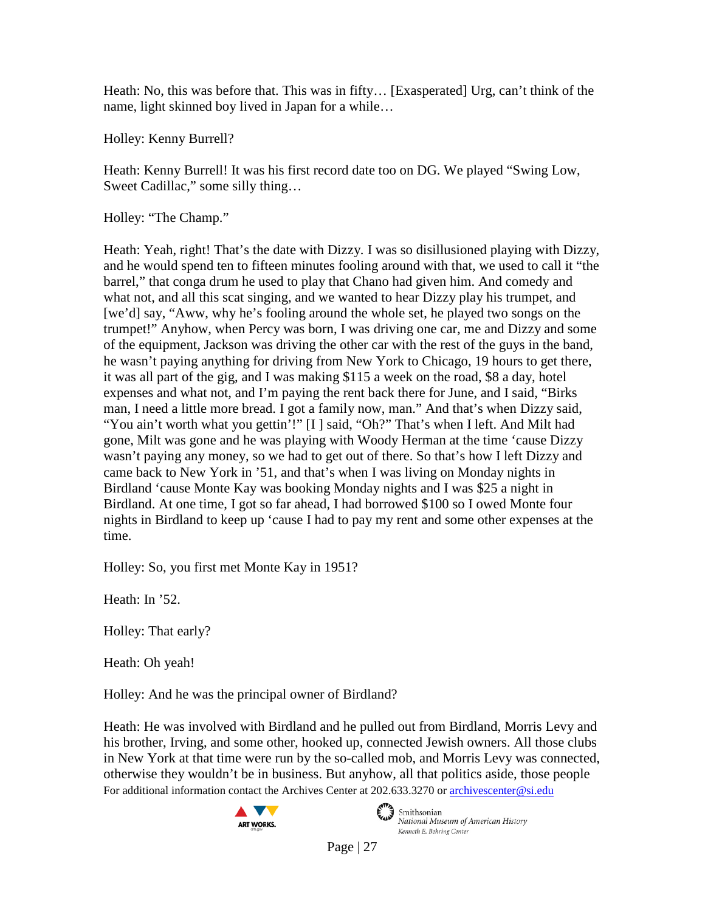Heath: No, this was before that. This was in fifty… [Exasperated] Urg, can't think of the name, light skinned boy lived in Japan for a while…

Holley: Kenny Burrell?

Heath: Kenny Burrell! It was his first record date too on DG. We played "Swing Low, Sweet Cadillac," some silly thing…

Holley: "The Champ."

Heath: Yeah, right! That's the date with Dizzy. I was so disillusioned playing with Dizzy, and he would spend ten to fifteen minutes fooling around with that, we used to call it "the barrel," that conga drum he used to play that Chano had given him. And comedy and what not, and all this scat singing, and we wanted to hear Dizzy play his trumpet, and [we'd] say, "Aww, why he's fooling around the whole set, he played two songs on the trumpet!" Anyhow, when Percy was born, I was driving one car, me and Dizzy and some of the equipment, Jackson was driving the other car with the rest of the guys in the band, he wasn't paying anything for driving from New York to Chicago, 19 hours to get there, it was all part of the gig, and I was making $115 a week on the road, $8 a day, hotel expenses and what not, and I'm paying the rent back there for June, and I said, "Birks man, I need a little more bread. I got a family now, man." And that's when Dizzy said, "You ain't worth what you gettin'!" [I ] said, "Oh?" That's when I left. And Milt had gone, Milt was gone and he was playing with Woody Herman at the time 'cause Dizzy wasn't paying any money, so we had to get out of there. So that's how I left Dizzy and came back to New York in '51, and that's when I was living on Monday nights in Birdland 'cause Monte Kay was booking Monday nights and I was $25 a night in Birdland. At one time, I got so far ahead, I had borrowed $100 so I owed Monte four nights in Birdland to keep up 'cause I had to pay my rent and some other expenses at the time.

Holley: So, you first met Monte Kay in 1951?

Heath: In '52.

Holley: That early?

Heath: Oh yeah!

Holley: And he was the principal owner of Birdland?

Heath: He was involved with Birdland and he pulled out from Birdland, Morris Levy and his brother, Irving, and some other, hooked up, connected Jewish owners. All those clubs in New York at that time were run by the so-called mob, and Morris Levy was connected, otherwise they wouldn't be in business. But anyhow, all that politics aside, those people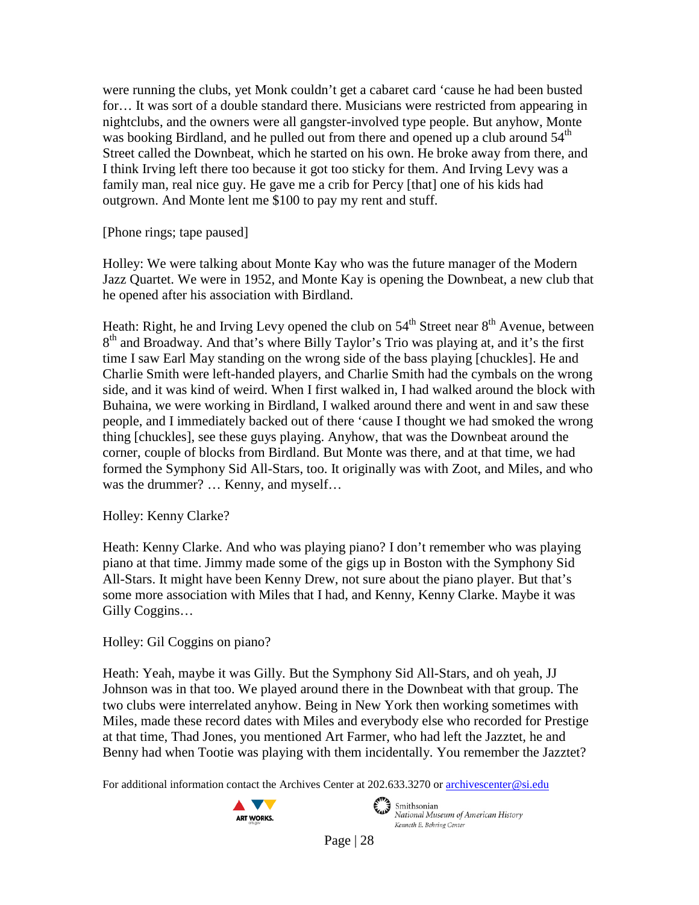were running the clubs, yet Monk couldn't get a cabaret card 'cause he had been busted for… It was sort of a double standard there. Musicians were restricted from appearing in nightclubs, and the owners were all gangster-involved type people. But anyhow, Monte was booking Birdland, and he pulled out from there and opened up a club around 54th Street called the Downbeat, which he started on his own. He broke away from there, and I think Irving left there too because it got too sticky for them. And Irving Levy was a family man, real nice guy. He gave me a crib for Percy [that] one of his kids had outgrown. And Monte lent me $100 to pay my rent and stuff.

[Phone rings; tape paused]

Holley: We were talking about Monte Kay who was the future manager of the Modern Jazz Quartet. We were in 1952, and Monte Kay is opening the Downbeat, a new club that he opened after his association with Birdland.

Heath: Right, he and Irving Levy opened the club on 54th Street near 8th Avenue, between 8th and Broadway. And that's where Billy Taylor's Trio was playing at, and it's the first time I saw Earl May standing on the wrong side of the bass playing [chuckles]. He and Charlie Smith were left-handed players, and Charlie Smith had the cymbals on the wrong side, and it was kind of weird. When I first walked in, I had walked around the block with Buhaina, we were working in Birdland, I walked around there and went in and saw these people, and I immediately backed out of there 'cause I thought we had smoked the wrong thing [chuckles], see these guys playing. Anyhow, that was the Downbeat around the corner, couple of blocks from Birdland. But Monte was there, and at that time, we had formed the Symphony Sid All-Stars, too. It originally was with Zoot, and Miles, and who was the drummer? … Kenny, and myself…

Holley: Kenny Clarke?

Heath: Kenny Clarke. And who was playing piano? I don't remember who was playing piano at that time. Jimmy made some of the gigs up in Boston with the Symphony Sid All-Stars. It might have been Kenny Drew, not sure about the piano player. But that's some more association with Miles that I had, and Kenny, Kenny Clarke. Maybe it was Gilly Coggins…

Holley: Gil Coggins on piano?

Heath: Yeah, maybe it was Gilly. But the Symphony Sid All-Stars, and oh yeah, JJ Johnson was in that too. We played around there in the Downbeat with that group. The two clubs were interrelated anyhow. Being in New York then working sometimes with Miles, made these record dates with Miles and everybody else who recorded for Prestige at that time, Thad Jones, you mentioned Art Farmer, who had left the Jazztet, he and Benny had when Tootie was playing with them incidentally. You remember the Jazztet?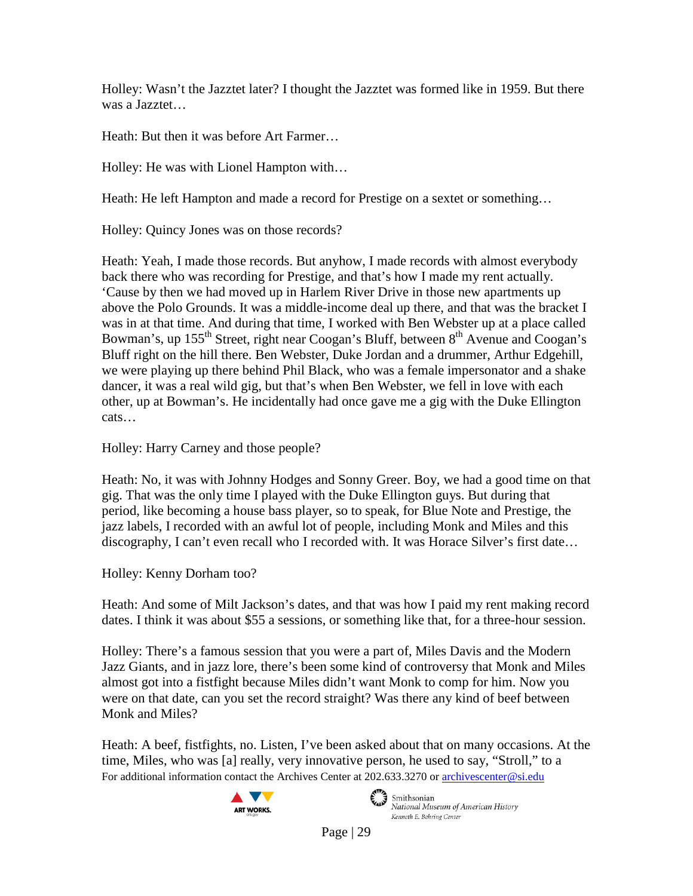Holley: Wasn't the Jazztet later? I thought the Jazztet was formed like in 1959. But there was a Jazztet…

Heath: But then it was before Art Farmer…

Holley: He was with Lionel Hampton with…

Heath: He left Hampton and made a record for Prestige on a sextet or something…

Holley: Quincy Jones was on those records?

Heath: Yeah, I made those records. But anyhow, I made records with almost everybody back there who was recording for Prestige, and that's how I made my rent actually. 'Cause by then we had moved up in Harlem River Drive in those new apartments up above the Polo Grounds. It was a middle-income deal up there, and that was the bracket I was in at that time. And during that time, I worked with Ben Webster up at a place called Bowman's, up 155th Street, right near Coogan's Bluff, between 8th Avenue and Coogan's Bluff right on the hill there. Ben Webster, Duke Jordan and a drummer, Arthur Edgehill, we were playing up there behind Phil Black, who was a female impersonator and a shake dancer, it was a real wild gig, but that's when Ben Webster, we fell in love with each other, up at Bowman's. He incidentally had once gave me a gig with the Duke Ellington cats…

Holley: Harry Carney and those people?

Heath: No, it was with Johnny Hodges and Sonny Greer. Boy, we had a good time on that gig. That was the only time I played with the Duke Ellington guys. But during that period, like becoming a house bass player, so to speak, for Blue Note and Prestige, the jazz labels, I recorded with an awful lot of people, including Monk and Miles and this discography, I can't even recall who I recorded with. It was Horace Silver's first date…

Holley: Kenny Dorham too?

Heath: And some of Milt Jackson's dates, and that was how I paid my rent making record dates. I think it was about $55 a sessions, or something like that, for a three-hour session.

Holley: There's a famous session that you were a part of, Miles Davis and the Modern Jazz Giants, and in jazz lore, there's been some kind of controversy that Monk and Miles almost got into a fistfight because Miles didn't want Monk to comp for him. Now you were on that date, can you set the record straight? Was there any kind of beef between Monk and Miles?

Heath: A beef, fistfights, no. Listen, I've been asked about that on many occasions. At the time, Miles, who was [a] really, very innovative person, he used to say, "Stroll," to a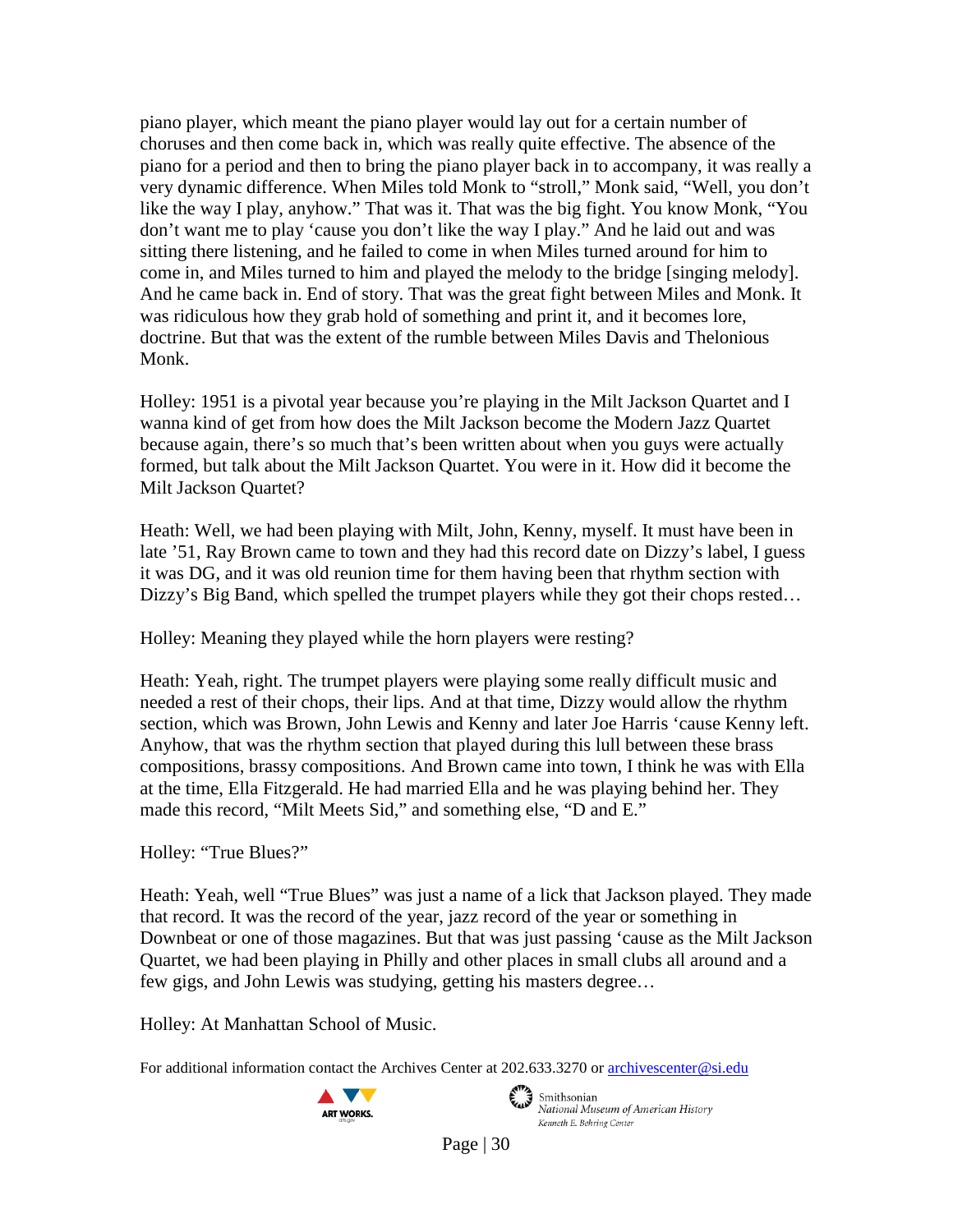piano player, which meant the piano player would lay out for a certain number of choruses and then come back in, which was really quite effective. The absence of the piano for a period and then to bring the piano player back in to accompany, it was really a very dynamic difference. When Miles told Monk to "stroll," Monk said, "Well, you don't like the way I play, anyhow." That was it. That was the big fight. You know Monk, "You don't want me to play 'cause you don't like the way I play." And he laid out and was sitting there listening, and he failed to come in when Miles turned around for him to come in, and Miles turned to him and played the melody to the bridge [singing melody]. And he came back in. End of story. That was the great fight between Miles and Monk. It was ridiculous how they grab hold of something and print it, and it becomes lore, doctrine. But that was the extent of the rumble between Miles Davis and Thelonious Monk.

Holley: 1951 is a pivotal year because you're playing in the Milt Jackson Quartet and I wanna kind of get from how does the Milt Jackson become the Modern Jazz Quartet because again, there's so much that's been written about when you guys were actually formed, but talk about the Milt Jackson Quartet. You were in it. How did it become the Milt Jackson Quartet?

Heath: Well, we had been playing with Milt, John, Kenny, myself. It must have been in late '51, Ray Brown came to town and they had this record date on Dizzy's label, I guess it was DG, and it was old reunion time for them having been that rhythm section with Dizzy's Big Band, which spelled the trumpet players while they got their chops rested…

Holley: Meaning they played while the horn players were resting?

Heath: Yeah, right. The trumpet players were playing some really difficult music and needed a rest of their chops, their lips. And at that time, Dizzy would allow the rhythm section, which was Brown, John Lewis and Kenny and later Joe Harris 'cause Kenny left. Anyhow, that was the rhythm section that played during this lull between these brass compositions, brassy compositions. And Brown came into town, I think he was with Ella at the time, Ella Fitzgerald. He had married Ella and he was playing behind her. They made this record, "Milt Meets Sid," and something else, "D and E."

Holley: "True Blues?"

Heath: Yeah, well "True Blues" was just a name of a lick that Jackson played. They made that record. It was the record of the year, jazz record of the year or something in Downbeat or one of those magazines. But that was just passing 'cause as the Milt Jackson Quartet, we had been playing in Philly and other places in small clubs all around and a few gigs, and John Lewis was studying, getting his masters degree…

Holley: At Manhattan School of Music.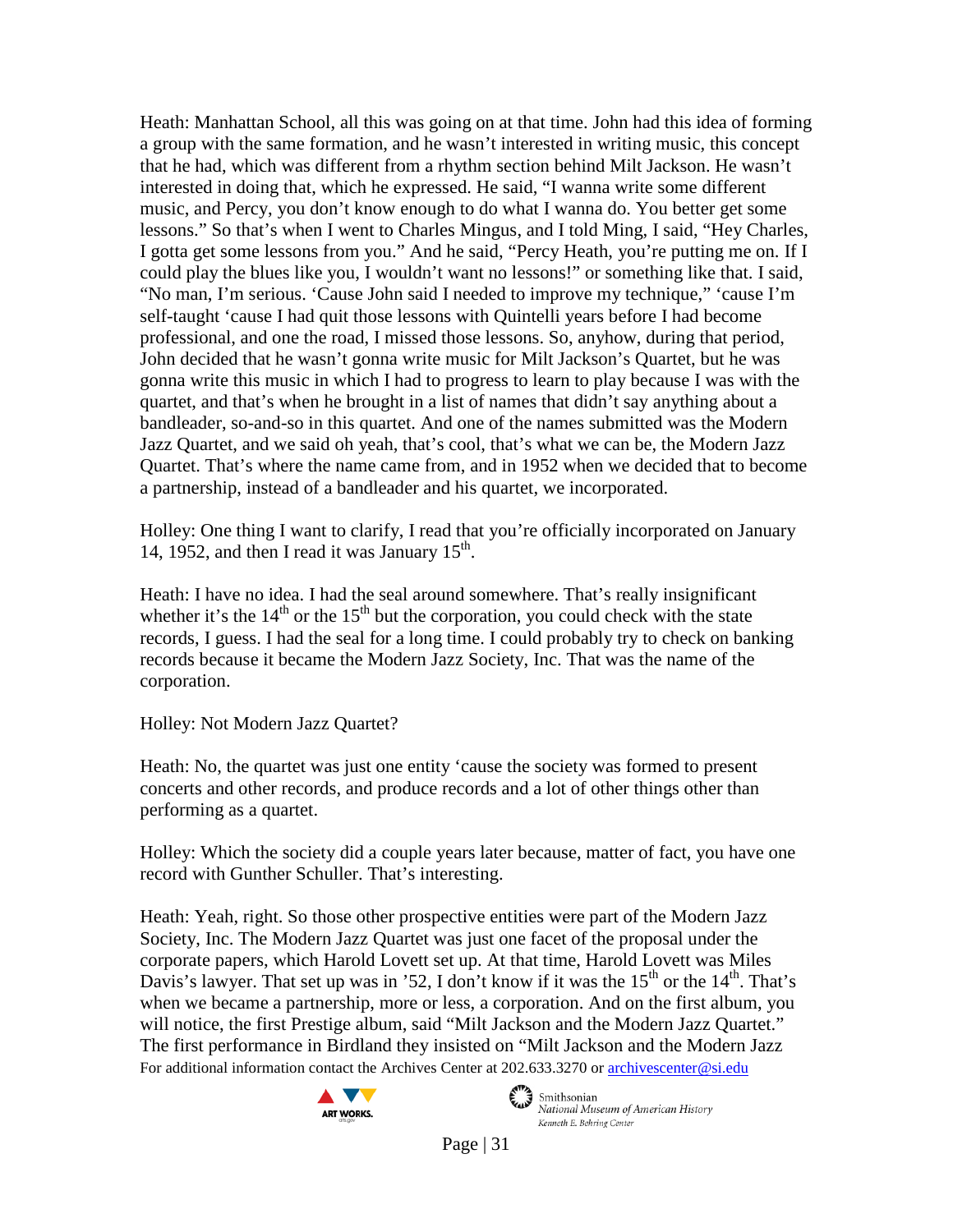Heath: Manhattan School, all this was going on at that time. John had this idea of forming a group with the same formation, and he wasn't interested in writing music, this concept that he had, which was different from a rhythm section behind Milt Jackson. He wasn't interested in doing that, which he expressed. He said, "I wanna write some different music, and Percy, you don't know enough to do what I wanna do. You better get some lessons." So that's when I went to Charles Mingus, and I told Ming, I said, "Hey Charles, I gotta get some lessons from you." And he said, "Percy Heath, you're putting me on. If I could play the blues like you, I wouldn't want no lessons!" or something like that. I said, "No man, I'm serious. 'Cause John said I needed to improve my technique," 'cause I'm self-taught 'cause I had quit those lessons with Quintelli years before I had become professional, and one the road, I missed those lessons. So, anyhow, during that period, John decided that he wasn't gonna write music for Milt Jackson's Quartet, but he was gonna write this music in which I had to progress to learn to play because I was with the quartet, and that's when he brought in a list of names that didn't say anything about a bandleader, so-and-so in this quartet. And one of the names submitted was the Modern Jazz Quartet, and we said oh yeah, that's cool, that's what we can be, the Modern Jazz Quartet. That's where the name came from, and in 1952 when we decided that to become a partnership, instead of a bandleader and his quartet, we incorporated.

Holley: One thing I want to clarify, I read that you're officially incorporated on January 14, 1952, and then I read it was January 15th.

Heath: I have no idea. I had the seal around somewhere. That's really insignificant whether it's the 14th or the 15th but the corporation, you could check with the state records, I guess. I had the seal for a long time. I could probably try to check on banking records because it became the Modern Jazz Society, Inc. That was the name of the corporation.

Holley: Not Modern Jazz Quartet?

Heath: No, the quartet was just one entity 'cause the society was formed to present concerts and other records, and produce records and a lot of other things other than performing as a quartet.

Holley: Which the society did a couple years later because, matter of fact, you have one record with Gunther Schuller. That's interesting.

Heath: Yeah, right. So those other prospective entities were part of the Modern Jazz Society, Inc. The Modern Jazz Quartet was just one facet of the proposal under the corporate papers, which Harold Lovett set up. At that time, Harold Lovett was Miles Davis's lawyer. That set up was in '52, I don't know if it was the 15th or the 14th. That's when we became a partnership, more or less, a corporation. And on the first album, you will notice, the first Prestige album, said "Milt Jackson and the Modern Jazz Quartet." The first performance in Birdland they insisted on "Milt Jackson and the Modern Jazz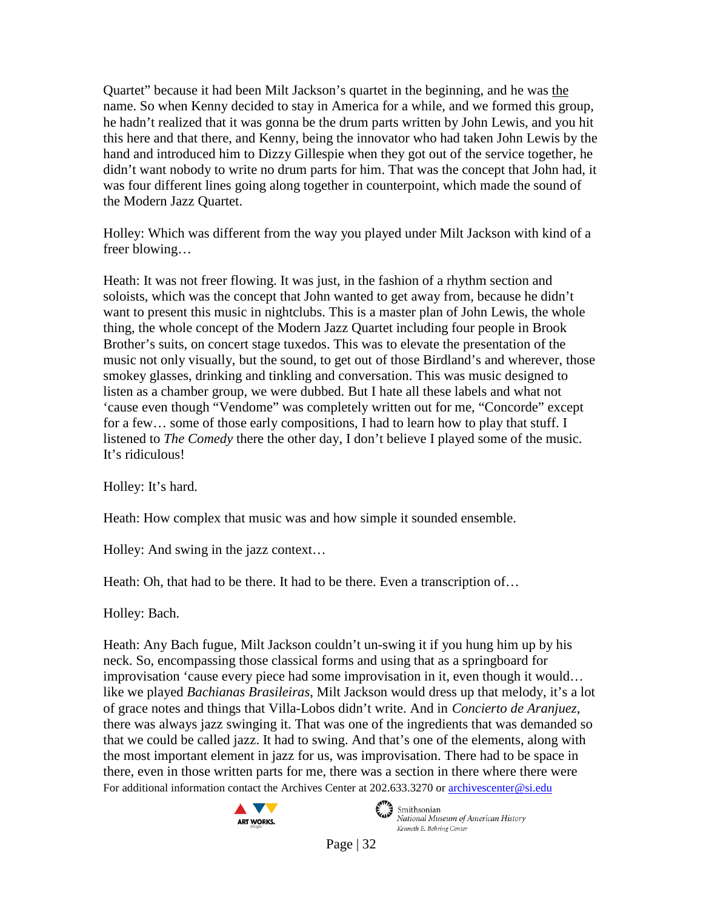Quartet" because it had been Milt Jackson's quartet in the beginning, and he was the name. So when Kenny decided to stay in America for a while, and we formed this group, he hadn't realized that it was gonna be the drum parts written by John Lewis, and you hit this here and that there, and Kenny, being the innovator who had taken John Lewis by the hand and introduced him to Dizzy Gillespie when they got out of the service together, he didn't want nobody to write no drum parts for him. That was the concept that John had, it was four different lines going along together in counterpoint, which made the sound of the Modern Jazz Quartet.

Holley: Which was different from the way you played under Milt Jackson with kind of a freer blowing…

Heath: It was not freer flowing. It was just, in the fashion of a rhythm section and soloists, which was the concept that John wanted to get away from, because he didn't want to present this music in nightclubs. This is a master plan of John Lewis, the whole thing, the whole concept of the Modern Jazz Quartet including four people in Brook Brother's suits, on concert stage tuxedos. This was to elevate the presentation of the music not only visually, but the sound, to get out of those Birdland's and wherever, those smokey glasses, drinking and tinkling and conversation. This was music designed to listen as a chamber group, we were dubbed. But I hate all these labels and what not 'cause even though "Vendome" was completely written out for me, "Concorde" except for a few… some of those early compositions, I had to learn how to play that stuff. I listened to *The Comedy* there the other day, I don't believe I played some of the music. It's ridiculous!

Holley: It's hard.

Heath: How complex that music was and how simple it sounded ensemble.

Holley: And swing in the jazz context…

Heath: Oh, that had to be there. It had to be there. Even a transcription of…

Holley: Bach.

Heath: Any Bach fugue, Milt Jackson couldn't un-swing it if you hung him up by his neck. So, encompassing those classical forms and using that as a springboard for improvisation 'cause every piece had some improvisation in it, even though it would… like we played *Bachianas Brasileiras*, Milt Jackson would dress up that melody, it's a lot of grace notes and things that Villa-Lobos didn't write. And in *Concierto de Aranjuez*, there was always jazz swinging it. That was one of the ingredients that was demanded so that we could be called jazz. It had to swing. And that's one of the elements, along with the most important element in jazz for us, was improvisation. There had to be space in there, even in those written parts for me, there was a section in there where there were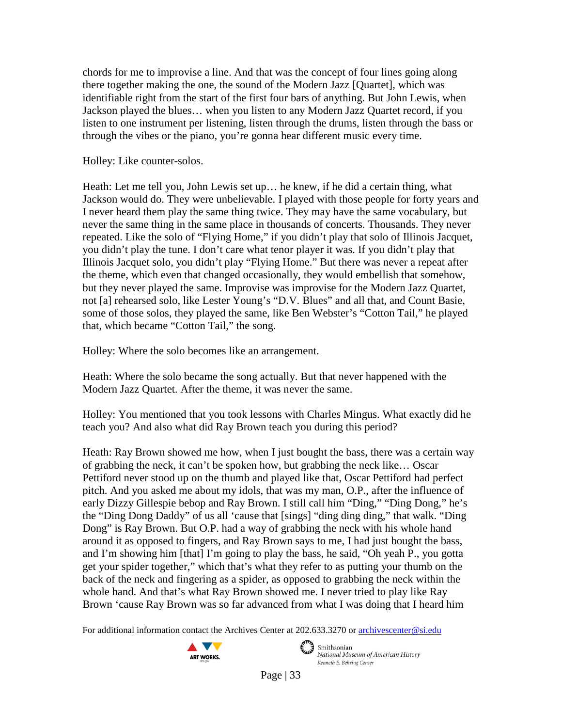chords for me to improvise a line. And that was the concept of four lines going along there together making the one, the sound of the Modern Jazz [Quartet], which was identifiable right from the start of the first four bars of anything. But John Lewis, when Jackson played the blues… when you listen to any Modern Quartet record, if you listen to one instrument per listening, listen through the drums, listen through the bass or through the vibes or the piano, you're gonna hear different music every time.

Holley: Like counter-solos.

Heath: Let me tell you, John Lewis set up… he knew, if he did a certain thing, what Jackson would do. They were unbelievable. I played with those people for forty years and I never heard them play the same thing twice. They may have the same vocabulary, but never the same thing in the same place in thousands of concerts. Thousands. They never repeated. Like the solo of "Flying Home," if you didn't play that solo of Illinois Jacquet, you didn't play the tune. I don't care what tenor player it was. If you didn't play that Illinois Jacquet solo, you didn't play "Flying Home." But there was never a repeat after the theme, which even that changed occasionally, they would embellish that somehow, but they never played the same. Improvise was improvise for the Modern Jazz Quartet, not [a] rehearsed solo, like Lester Young's "D.V. Blues" and all that, and Count Basie, some of those solos, they played the same, like Ben Webster's "Cotton Tail," he played that, which became "Cotton Tail," the song.

Holley: Where the solo becomes like an arrangement.

Heath: Where the solo became the song actually. But that never happened with the Modern Jazz Quartet. After the theme, it was never the same.

Holley: You mentioned that you took lessons with Charles Mingus. What exactly did he teach you? And also what did Ray Brown teach you during this period?

Heath: Ray Brown showed me how, when I just bought the bass, there was a certain way of grabbing the neck, it can't be spoken how, but grabbing the neck like… Oscar Pettiford never stood up on the thumb and played like that, Oscar Pettiford had perfect pitch. And you asked me about my idols, that was my man, O.P., after the influence of early Dizzy Gillespie bebop and Ray Brown. I still call him "Ding," "Ding Dong," he's the "Ding Dong Daddy" of us all 'cause that [sings] "ding ding ding," that walk. "Ding Dong" is Ray Brown. But O.P. had a way of grabbing the neck with his whole hand around it as opposed to fingers, and Ray Brown says to me, I had just bought the bass, and I'm showing him [that] I'm going to play the bass, he said, "Oh yeah P., you gotta get your spider together," which that's what they refer to as putting your thumb on the back of the neck and fingering as a spider, as opposed to grabbing the neck within the whole hand. And that's what Ray Brown showed me. I never tried to play like Ray Brown 'cause Ray Brown was so far advanced from what I was doing that I heard him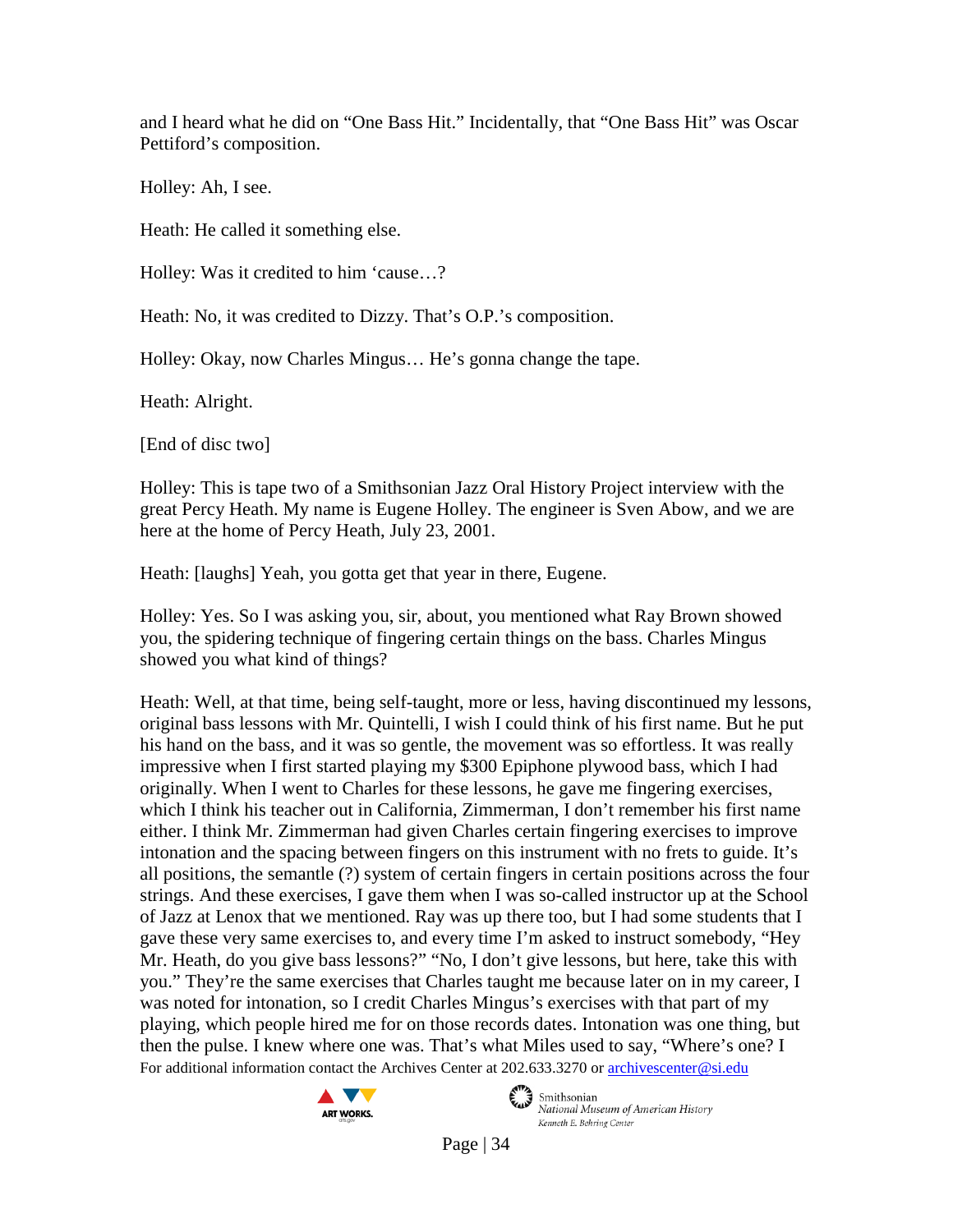and I heard what he did on "One Bass Hit." Incidentally, that "One Bass Hit" was Oscar Pettiford's composition.

Holley: Ah, I see.

Heath: He called it something else.

Holley: Was it credited to him 'cause…?

Heath: No, it was credited to Dizzy. That's O.P.'s composition.

Holley: Okay, now Charles Mingus… He's gonna change the tape.

Heath: Alright.

[End of disc two]

Holley: This is tape two of a Smithsonian Jazz Oral History Project interview with the great Percy Heath. My name is Eugene Holley. The engineer is Sven Abow, and we are here at the home of Percy Heath, July 23, 2001.

Heath: [laughs] Yeah, you gotta get that year in there, Eugene.

Holley: Yes. So I was asking you, sir, about, you mentioned what Ray Brown showed you, the spidering technique of fingering certain things on the bass. Charles Mingus showed you what kind of things?

Heath: Well, at that time, being self-taught, more or less, having discontinued my lessons, original bass lessons with Mr. Quintelli, I wish I could think of his first name. But he put his hand on the bass, and it was so gentle, the movement was so effortless. It was really impressive when I first started playing my $300 Epiphone plywood bass, which I had originally. When I went to Charles for these lessons, he gave me fingering exercises, which I think his teacher out in California, Zimmerman, I don't remember his first name either. I think Mr. Zimmerman had given Charles certain fingering exercises to improve intonation and the spacing between fingers on this instrument with no frets to guide. It's all positions, the semante (?) system of certain fingers in certain positions across the four strings. And these exercises, I gave them when I was so-called instructor up at the School of Jazz at Lenox that we mentioned. Ray was up there too, but I had some students that I gave these very same exercises to, and every time I'm asked to instruct somebody, "Hey Mr. Heath, do you give bass lessons?" "No, I don't give lessons, but here, take this with you." They're the same exercises that Charles taught me because later on in my career, I was noted for intonation, so I credit Charles Mingus's exercises with that part of my playing, which people hired me for on those records dates. Intonation was one thing, but then the pulse. I knew where one was. That's what Miles used to say, "Where's one? I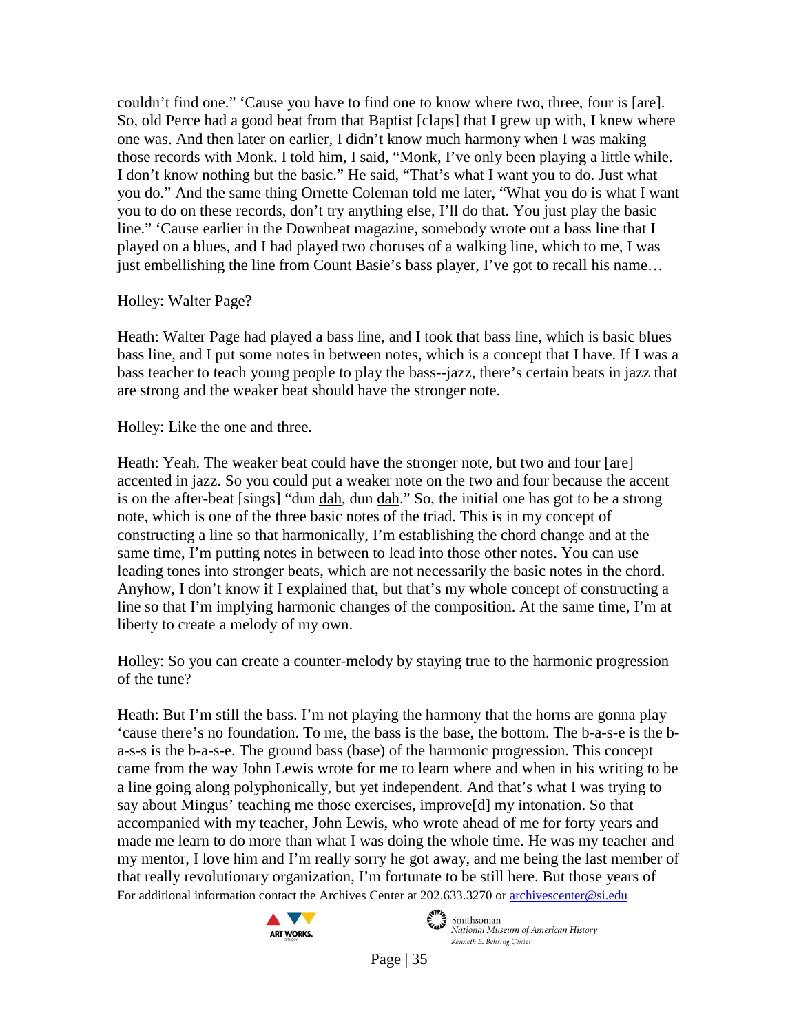couldn't find one." 'Cause you have to find one to know where two, three, four is [are]. So, old Perce had a good beat from that Baptist [claps] that I grew up with, I knew where one was. And then later on earlier, I didn't know much harmony when I was making those records with Monk. I told him, I said, "Monk, I've only been playing a little while. I don't know nothing but the basic." He said, "That's what I want you to do. Just what you do." And the same thing Ornette Coleman told me later, "What you do is what I want you to do on these records, don't try anything else, I'll do that. You just play the basic line." 'Cause earlier in the Downbeat magazine, somebody wrote out a bass line that I played on a blues, and I had played two choruses of a walking line, which to me, I was just embellishing the line from Count Basie's bass player, I've got to recall his name…

Holley: Walter Page?

Heath: Walter Page had played a bass line, and I took that bass line, which is basic blues bass line, and I put some notes in between notes, which is a concept that I have. If I was a bass teacher to teach young people to play the bass--jazz, there's certain beats in jazz that are strong and the weaker beat should have the stronger note.

Holley: Like the one and three.

Heath: Yeah. The weaker beat could have the stronger note, but two and four [are] accented in jazz. So you could put a weaker note on the two and four because the accent is on the after-beat [sings] "dun <u>dah</u>, dun <u>dah</u>." So, the initial one has got to be a strong note, which is one of the three basic notes of the triad. This is in my concept of constructing a line so that harmonically, I'm establishing the chord change and at the same time, I'm putting notes in between to lead into those other notes. You can use leading tones into stronger beats, which are not necessarily the basic notes in the chord. Anyhow, I don't know if I explained that, but that's my whole concept of constructing a line so that I'm implying harmonic changes of the composition. At the same time, I'm at liberty to create a melody of my own.

Holley: So you can create a counter-melody by staying true to the harmonic progression of the tune?

Heath: But I'm still the bass. I'm not playing the harmony that the horns are gonna play 'cause there's no foundation. To me, the bass is the base, the bottom. The b-a-s-e is the b-a-s-s is the b-a-s-e. The ground bass (base) of the harmonic progression. This concept came from the way John Lewis wrote for me to learn where and when in his writing to be a line going along polyphonically, but yet independent. And that's what I was trying to say about Mingus' teaching me those exercises, improve[d] my intonation. So that accompanied with my teacher, John Lewis, who wrote ahead of me for forty years and made me learn to do more than what I was doing the whole time. He was my teacher and my mentor, I love him and I'm really sorry he got away, and me being the last member of that really revolutionary organization, I'm fortunate to be still here. But those years of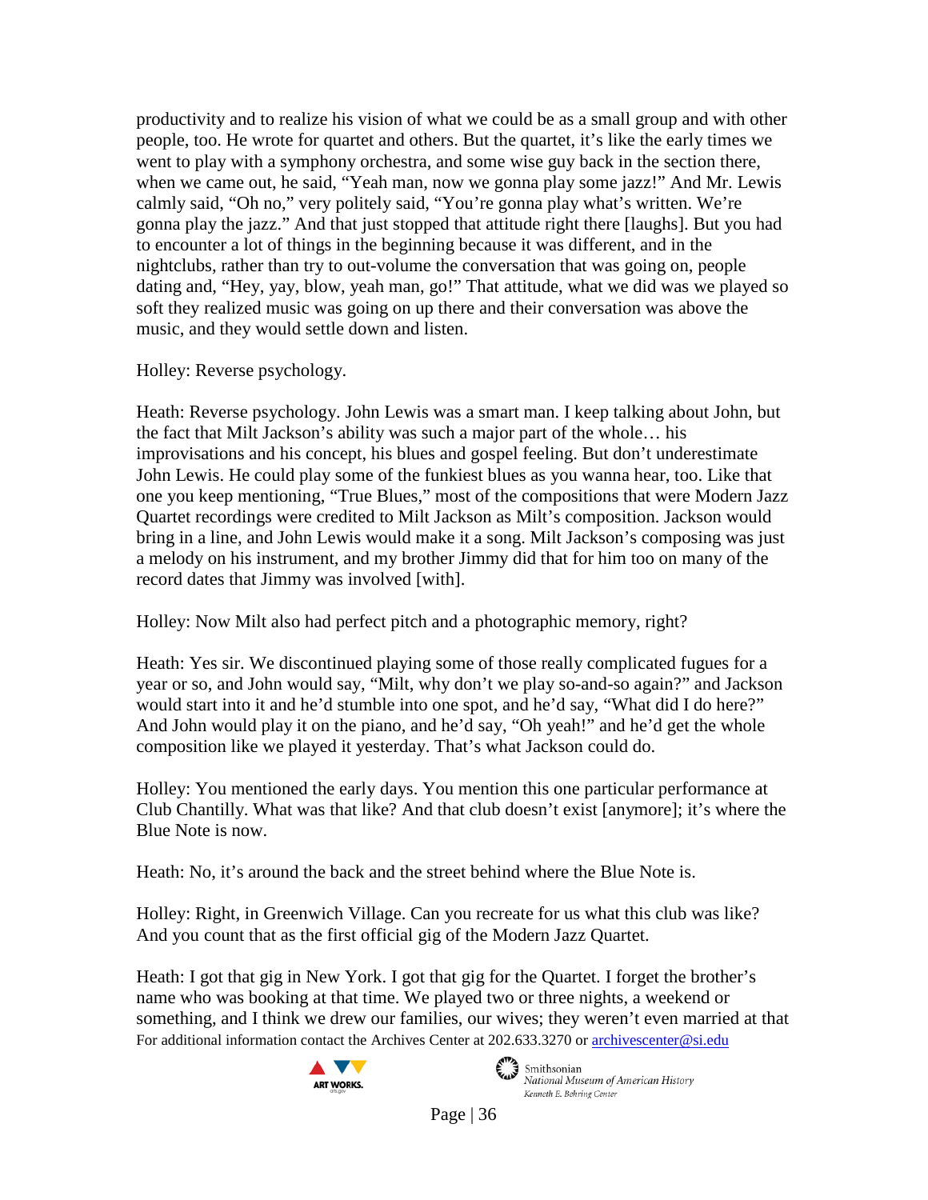productivity and to realize his vision of what we could be as a small group and with other people, too. He wrote for quartet and others. But the quartet, it's like the early times we went to play with a symphony orchestra, and some wise guy back in the section there, when we came out, he said, "Yeah man, now we gonna play some jazz!" And Mr. Lewis calmly said, "Oh no," very politely said, "You're gonna play what's written. We're gonna play the jazz." And that just stopped that attitude right there [laughs]. But you had to encounter a lot of things in the beginning because it was different, and in the nightclubs, rather than try to out-volume the conversation that was going on, people dating and, "Hey, yay, blow, yeah man, go!" That attitude, what we did was we played so soft they realized music was going on up there and their conversation was above the music, and they would settle down and listen.

Holley: Reverse psychology.

Heath: Reverse psychology. John Lewis was a smart man. I keep talking about John, but the fact that Milt Jackson's ability was such a major part of the whole… his improvisations and his concept, his blues and gospel feeling. But don't underestimate John Lewis. He could play some of the funkiest blues as you wanna hear, too. Like that one you keep mentioning, "True Blues," most of the compositions that were Modern Jazz Quartet recordings were credited to Milt Jackson as Milt's composition. Jackson would bring in a line, and John Lewis would make it a song. Milt Jackson's composing was just a melody on his instrument, and my brother Jimmy did that for him too on many of the record dates that Jimmy was involved [with].

Holley: Now Milt also had perfect pitch and a photographic memory, right?

Heath: Yes sir. We discontinued playing some of those really complicated fugues for a year or so, and John would say, "Milt, why don't we play so-and-so again?" and Jackson would start into it and he'd stumble into one spot, and he'd say, "What did I do here?" And John would play it on the piano, and he'd say, "Oh yeah!" and he'd get the whole composition like we played it yesterday. That's what Jackson could do.

Holley: You mentioned the early days. You mention this one particular performance at Club Chantilly. What was that like? And that club doesn't exist [anymore]; it's where the Blue Note is now.

Heath: No, it's around the back and the street behind where the Blue Note is.

Holley: Right, in Greenwich Village. Can you recreate for us what this club was like? And you count that as the first official gig of the Modern Jazz Quartet.

Heath: I got that gig in New York. I got that gig for the Quartet. I forget the brother's name who was booking at that time. We played two or three nights, a weekend or something, and I think we drew our families, our wives; they weren't even married at that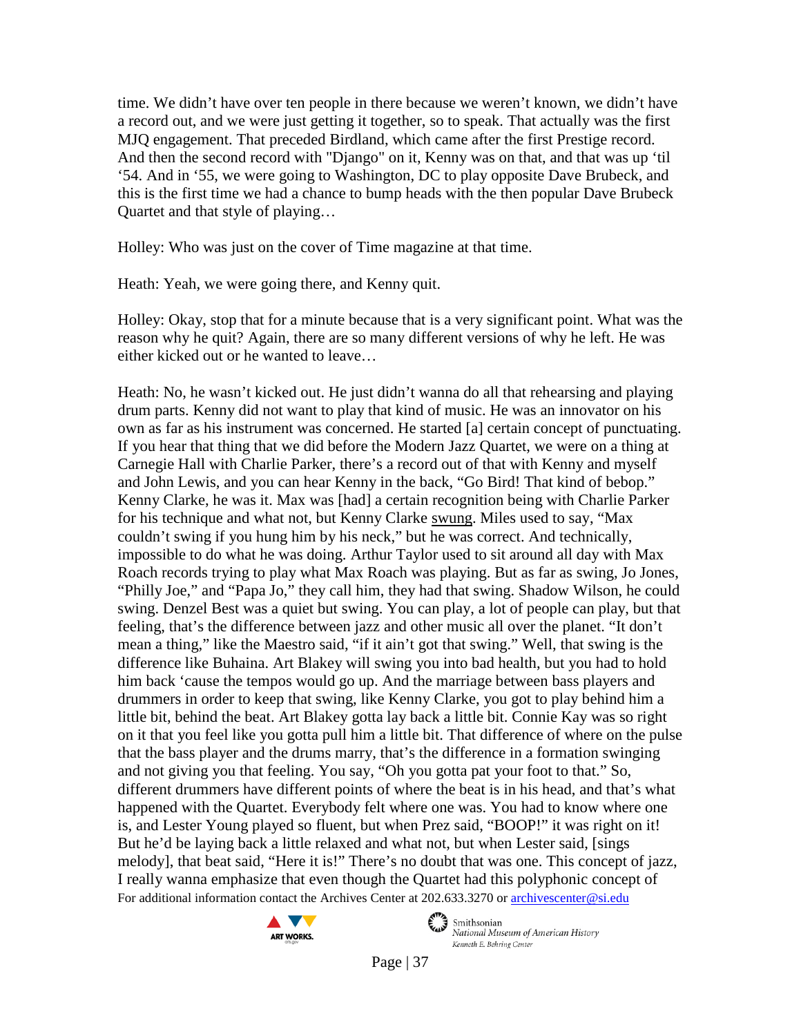time. We didn't have over ten people in there because we weren't known, we didn't have a record out, and we were just getting it together, so to speak. That actually was the first MJQ engagement. That preceded Birdland, which came after the first Prestige record. And then the second record with "Django" on it, Kenny was on that, and that was up 'til '54. And in '55, we were going to Washington, DC to play opposite Dave Brubeck, and this is the first time we had a chance to bump heads with the then popular Dave Brubeck Quartet and that style of playing…

Holley: Who was just on the cover of Time magazine at that time.

Heath: Yeah, we were going there, and Kenny quit.

Holley: Okay, stop that for a minute because that is a very significant point. What was the reason why he quit? Again, there are so many different versions of why he left. He was either kicked out or he wanted to leave…

Heath: No, he wasn't kicked out. He just didn't wanna do all that rehearsing and playing drum parts. Kenny did not want to play that kind of music. He was an innovator on his own as far as his instrument was concerned. He started [a] certain concept of punctuating. If you hear that thing that we did before the Modern Jazz Quartet, we were on a thing at Carnegie Hall with Charlie Parker, there's a record out of that with Kenny and myself and John Lewis, and you can hear Kenny in the back, "Go Bird! That kind of bebop." Kenny Clarke, he was it. Max was [had] a certain recognition being with Charlie Parker for his technique and what not, but Kenny Clarke swung. Miles used to say, "Max couldn't swing if you hung him by his neck," but he was correct. And technically, impossible to do what he was doing. Arthur Taylor used to sit around all day with Max Roach records trying to play what Max Roach was playing. But as far as swing, Jo Jones, "Philly Joe," and "Papa Jo," they call him, they had that swing. Shadow Wilson, he could swing. Denzel Best was a quiet but swing. You can play, a lot of people can play, but that feeling, that's the difference between jazz and other music all over the planet. "It don't mean a thing," like the Maestro said, "if it ain't got that swing." Well, that swing is the difference like Buhaina. Art Blakey will swing you into bad health, but you had to hold him back 'cause the tempos would go up. And the marriage between bass players and drummers in order to keep that swing, like Kenny Clarke, you got to play behind him a little bit, behind the beat. Art Blakey gotta lay back a little bit. Connie Kay was so right on it that you feel like you gotta pull him a little bit. That difference of where on the pulse that the bass player and the drums marry, that's the difference in a formation swinging and not giving you that feeling. You say, "Oh you gotta pat your foot to that." So, different drummers have different points of where the beat is in his head, and that's what happened with the Quartet. Everybody felt where one was. You had to know where one is, and Lester Young played so fluent, but when Prez said, "BOOP!" it was right on it! But he'd be laying back a little relaxed and what not, but when Lester said, [sings melody], that beat said, "Here it is!" There's no doubt that was one. This concept of jazz, I really wanna emphasize that even though the Quartet had this polyphonic concept of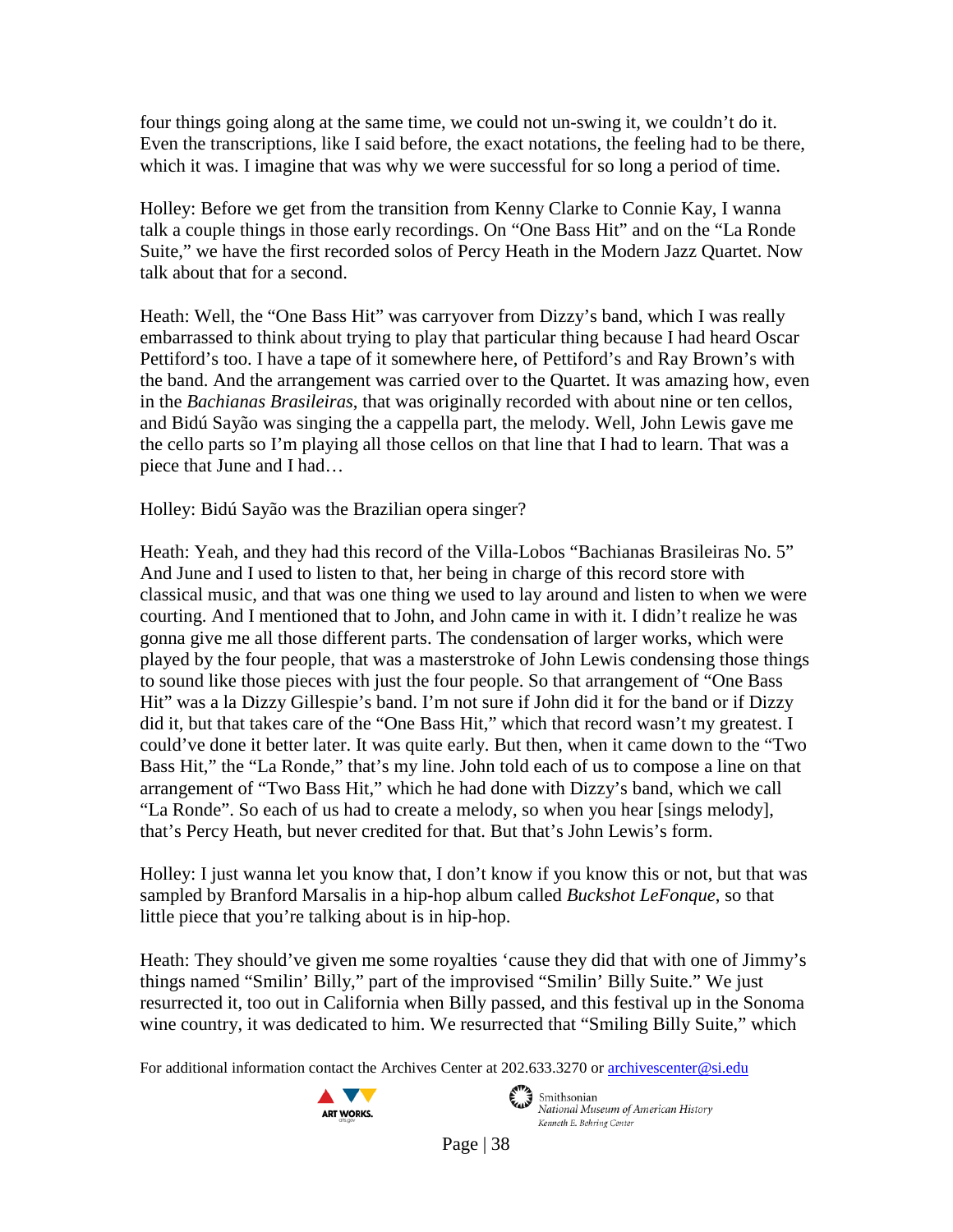four things going along at the same time, we could not un-swing it, we couldn't do it. Even the transcriptions, like I said before, the exact notations, the feeling had to be there, which it was. I imagine that was why we were successful for so long a period of time.

Holley: Before we get from the transition from Kenny Clarke to Connie Kay, I wanna talk a couple things in those early recordings. On "One Bass Hit" and on the "La Ronde Suite," we have the first recorded solos of Percy Heath in the Modern Jazz Quartet. Now talk about that for a second.

Heath: Well, the "One Bass Hit" was carryover from Dizzy's band, which I was really embarrassed to think about trying to play that particular thing because I had heard Oscar Pettiford's too. I have a tape of it somewhere here, of Pettiford's and Ray Brown's with the band. And the arrangement was carried over to the Quartet. It was amazing how, even in the *Bachianas Brasileiras*, that was originally recorded with about nine or ten cellos, and Bidú Sayão was singing the a cappella part, the melody. Well, John Lewis gave me the cello parts so I'm playing all those cellos on that line that I had to learn. That was a piece that June and I had…

Holley: Bidú Sayão was the Brazilian opera singer?

Heath: Yeah, and they had this record of the Villa-Lobos "Bachianas Brasileiras No. 5" And June and I used to listen to that, her being in charge of this record store with classical music, and that was one thing we used to lay around and listen to when we were courting. And I mentioned that to John, and John came in with it. I didn't realize he was gonna give me all those different parts. The condensation of larger works, which were played by the four people, that was a masterstroke of John Lewis condensing those things to sound like those pieces with just the four people. So that arrangement of "One Bass Hit" was a la Dizzy Gillespie's band. I'm not sure if John did it for the band or if Dizzy did it, but that takes care of the "One Bass Hit," which that record wasn't my greatest. I could've done it better later. It was quite early. But then, when it came down to the "Two Bass Hit," the "La Ronde," that's my line. John told each of us to compose a line on that arrangement of "Two Bass Hit," which he had done with Dizzy's band, which we call "La Ronde". So each of us had to create a melody, so when you hear [sings melody], that's Percy Heath, but never credited for that. But that's John Lewis's form.

Holley: I just wanna let you know that, I don't know if you know this or not, but that was sampled by Branford Marsalis in a hip-hop album called *Buckshot LeFonque*, so that little piece that you're talking about is in hip-hop.

Heath: They should've given me some royalties 'cause they did that with one of Jimmy's things named "Smilin' Billy," part of the improvised "Smilin' Billy Suite." We just resurrected it, too out in California when Billy passed, and this festival up in the Sonoma wine country, it was dedicated to him. We resurrected that "Smiling Billy Suite," which

For additional information contact the Archives Center at 202.633.3270 or archivescenter@si.edu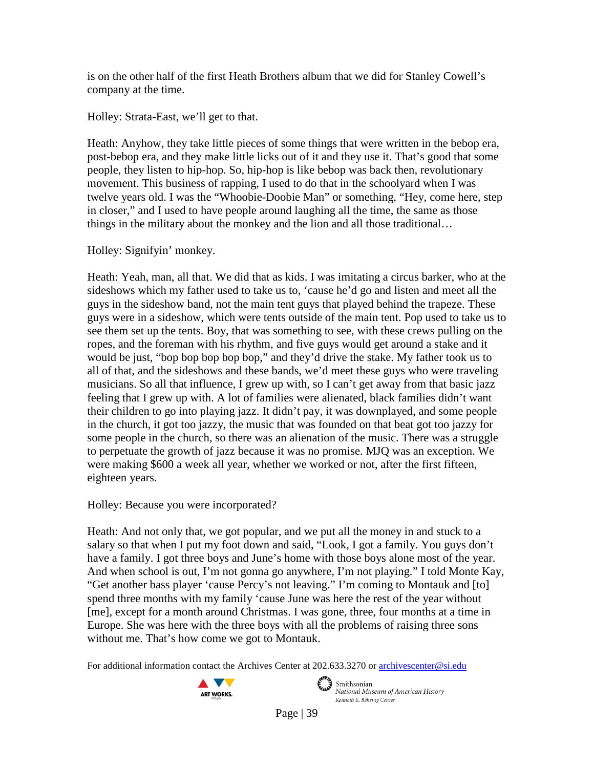is on the other half of the first Heath Brothers album that we did for Stanley Cowell's company at the time.

Holley: Strata-East, we'll get to that.

Heath: Anyhow, they take little pieces of some things that were written in the bebop era, post-bebop era, and they make little licks out of it and they use it. That's good that some people, they listen to hip-hop. So, hip-hop is like bebop was back then, revolutionary movement. This business of rapping, I used to do that in the schoolyard when I was twelve years old. I was the "Whoobie-Doobie Man" or something, "Hey, come here, step in closer," and I used to have people around laughing all the time, the same as those things in the military about the monkey and the lion and all those traditional…

Holley: Signifyin' monkey.

Heath: Yeah, man, all that. We did that as kids. I was imitating a circus barker, who at the sideshows which my father used to take us to, 'cause he'd go and listen and meet all the guys in the sideshow band, not the main tent guys that played behind the trapeze. These guys were in a sideshow, which were tents outside of the main tent. Pop used to take us to see them set up the tents. Boy, that was something to see, with these crews pulling on the ropes, and the foreman with his rhythm, and five guys would get around a stake and it would be just, "bop bop bop bop bop," and they'd drive the stake. My father took us to all of that, and the sideshows and these bands, we'd meet these guys who were traveling musicians. So all that influence, I grew up with, so I can't get away from that basic jazz feeling that I grew up with. A lot of families were alienated, black families didn't want their children to go into playing jazz. It didn't pay, it was downplayed, and some people in the church, it got too jazzy, the music that was founded on that beat got too jazzy for some people in the church, so there was an alienation of the music. There was a struggle to perpetuate the growth of jazz because it was no promise. MJQ was an exception. We were making $600 a week all year, whether we worked or not, after the first fifteen, eighteen years.

Holley: Because you were incorporated?

Heath: And not only that, we got popular, and we put all the money in and stuck to a salary so that when I put my foot down and said, "Look, I got a family. You guys don't have a family. I got three boys and June's home with those boys alone most of the year. And when school is out, I'm not gonna go anywhere, I'm not playing." I told Monte Kay, "Get another bass player 'cause Percy's not leaving." I'm coming to Montauk and [to] spend three months with my family 'cause June was here the rest of the year without [me], except for a month around Christmas. I was gone, three, four months at a time in Europe. She was here with the three boys with all the problems of raising three sons without me. That's how come we got to Montauk.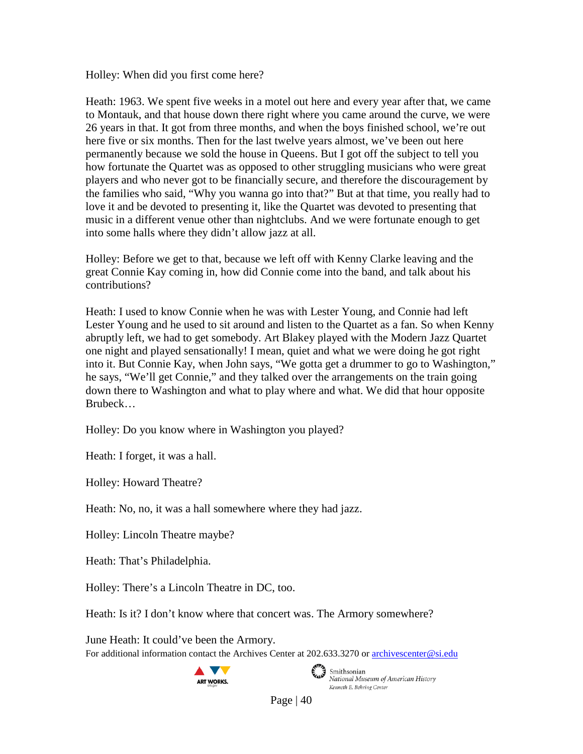Holley: When did you first come here?

Heath: 1963. We spent five weeks in a motel out here and every year after that, we came to Montauk, and that house down there right where you came around the curve, we were 26 years in that. It got from three months, and when the boys finished school, we're out here five or six months. Then for the last twelve years almost, we've been out here permanently because we sold the house in Queens. But I got off the subject to tell you how fortunate the Quartet was as opposed to other struggling musicians who were great players and who never got to be financially secure, and therefore the discouragement by the families who said, "Why you wanna go into that?" But at that time, you really had to love it and be devoted to presenting it, like the Quartet was devoted to presenting that music in a different venue other than nightclubs. And we were fortunate enough to get into some halls where they didn't allow jazz at all.

Holley: Before we get to that, because we left off with Kenny Clarke leaving and the great Connie Kay coming in, how did Connie come into the band, and talk about his contributions?

Heath: I used to know Connie when he was with Lester Young, and Connie had left Lester Young and he used to sit around and listen to the Quartet as a fan. So when Kenny abruptly left, we had to get somebody. Art Blakey played with the Modern Jazz Quartet one night and played sensationally! I mean, quiet and what we were doing he got right into it. But Connie Kay, when John says, "We gotta get a drummer to go to Washington," he says, "We'll get Connie," and they talked over the arrangements on the train going down there to Washington and what to play where and what. We did that hour opposite Brubeck…

Holley: Do you know where in Washington you played?

Heath: I forget, it was a hall.

Holley: Howard Theatre?

Heath: No, no, it was a hall somewhere where they had jazz.

Holley: Lincoln Theatre maybe?

Heath: That's Philadelphia.

Holley: There's a Lincoln Theatre in DC, too.

Heath: Is it? I don't know where that concert was. The Armory somewhere?

June Heath: It could've been the Armory.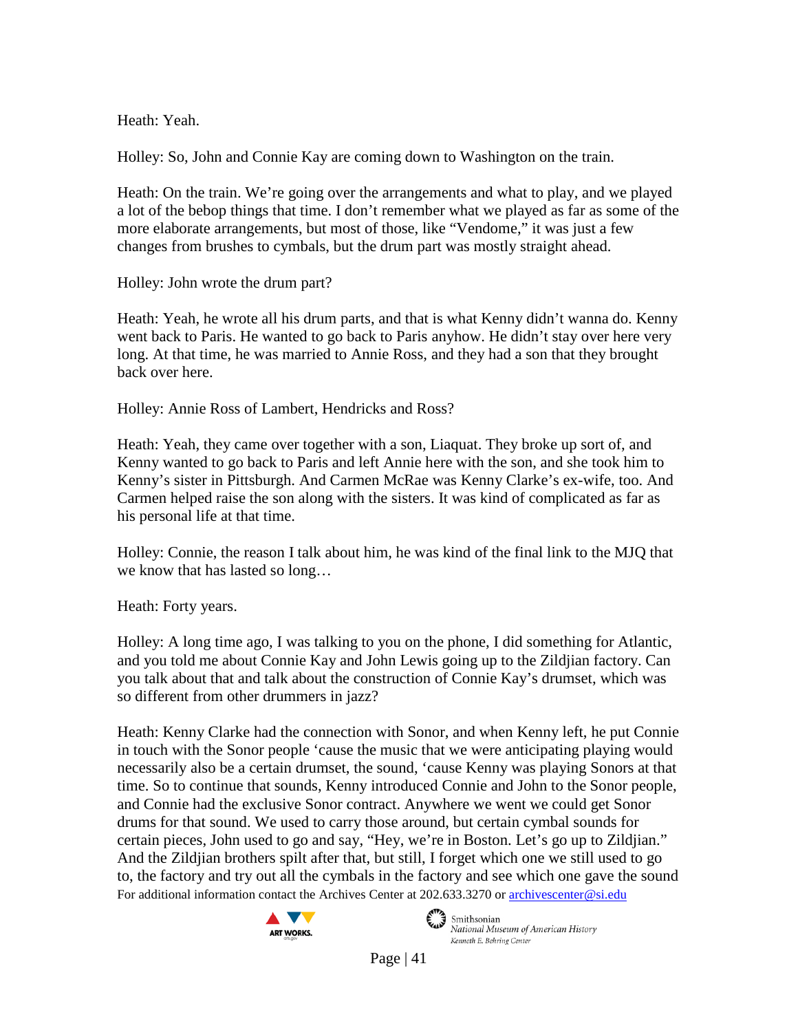Heath: Yeah.

Holley: So, John and Connie Kay are coming down to Washington on the train.

Heath: On the train. We're going over the arrangements and what to play, and we played a lot of the bebop things that time. I don't remember what we played as far as some of the more elaborate arrangements, but most of those, like "Vendome," it was just a few changes from brushes to cymbals, but the drum part was mostly straight ahead.

Holley: John wrote the drum part?

Heath: Yeah, he wrote all his drum parts, and that is what Kenny didn't wanna do. Kenny went back to Paris. He wanted to go back to Paris anyhow. He didn't stay over here very long. At that time, he was married to Annie Ross, and they had a son that they brought back over here.

Holley: Annie Ross of Lambert, Hendricks and Ross?

Heath: Yeah, they came over together with a son, Liaquat. They broke up sort of, and Kenny wanted to go back to Paris and left Annie here with the son, and she took him to Kenny's sister in Pittsburgh. And Carmen McRae was Kenny Clarke's ex-wife, too. And Carmen helped raise the son along with the sisters. It was kind of complicated as far as his personal life at that time.

Holley: Connie, the reason I talk about him, he was kind of the final link to the MJQ that we know that has lasted so long…

Heath: Forty years.

Holley: A long time ago, I was talking to you on the phone, I did something for Atlantic, and you told me about Connie Kay and John Lewis going up to the Zildjian factory. Can you talk about that and talk about the construction of Connie Kay's drumset, which was so different from other drummers in jazz?

Heath: Kenny Clarke had the connection with Sonor, and when Kenny left, he put Connie in touch with the Sonor people 'cause the music that we were anticipating playing would necessarily also be a certain drumset, the sound, 'cause Kenny was playing Sonors at that time. So to continue that sounds, Kenny introduced Connie and John to the Sonor people, and Connie had the exclusive Sonor contract. Anywhere we went we could get Sonor drums for that sound. We used to carry those around, but certain cymbal sounds for certain pieces, John used to go and say, "Hey, we're in Boston. Let's go up to Zildjian." And the Zildjian brothers spilt after that, but still, I forget which one we still used to go to, the factory and try out all the cymbals in the factory and see which one gave the sound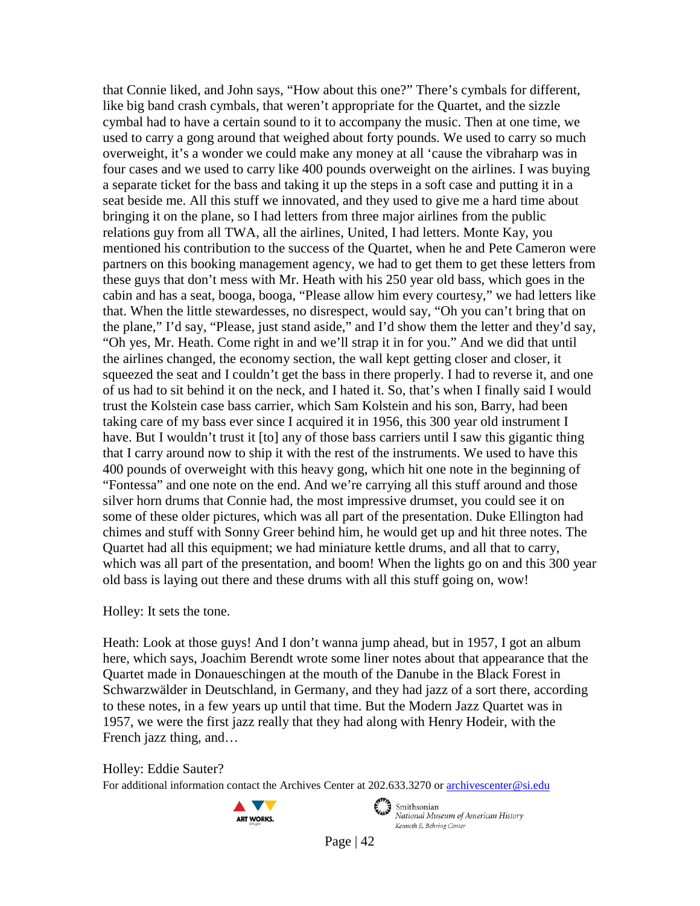that Connie liked, and John says, "How about this one?" There's cymbals for different, like big band crash cymbals, that weren't appropriate for the Quartet, and the sizzle cymbal had to have a certain sound to it to accompany the music. Then at one time, we used to carry a gong around that weighed about forty pounds. We used to carry so much overweight, it's a wonder we could make any money at all 'cause the vibraharp was in four cases and we used to carry like 400 pounds overweight on the airlines. I was buying a separate ticket for the bass and taking it up the steps in a soft case and putting it in a seat beside me. All this stuff we innovated, and they used to give me a hard time about bringing it on the plane, so I had letters from three major airlines from the public relations guy from all TWA, all the airlines, United, I had letters. Monte Kay, you mentioned his contribution to the success of the Quartet, when he and Pete Cameron were partners on this booking management agency, we had to get them to get these letters from these guys that don't mess with Mr. Heath with his 250 year old bass, which goes in the cabin and has a seat, booga, booga, "Please allow him every courtesy," we had letters like that. When the little stewardesses, no disrespect, would say, "Oh you can't bring that on the plane," I'd say, "Please, just stand aside," and I'd show them the letter and they'd say, "Oh yes, Mr. Heath. Come right in and we'll strap it in for you." And we did that until the airlines changed, the economy section, the wall kept getting closer and closer, it squeezed the seat and I couldn't get the bass in there properly. I had to reverse it, and one of us had to sit behind it on the neck, and I hated it. So, that's when I finally said I would trust the Kolstein case bass carrier, which Sam Kolstein and his son, Barry, had been taking care of my bass ever since I acquired it in 1956, this 300 year old instrument I have. But I wouldn't trust it [to] any of those bass carriers until I saw this gigantic thing that I carry around now to ship it with the rest of the instruments. We used to have this 400 pounds of overweight with this heavy gong, which hit one note in the beginning of "Fontessa" and one note on the end. And we're carrying all this stuff around and those silver horn drums that Connie had, the most impressive drumset, you could see it on some of these older pictures, which was all part of the presentation. Duke Ellington had chimes and stuff with Sonny Greer behind him, he would get up and hit three notes. The Quartet had all this equipment; we had miniature kettle drums, and all that to carry, which was all part of the presentation, and boom! When the lights go on and this 300 year old bass is laying out there and these drums with all this stuff going on, wow!

Holley: It sets the tone.

Heath: Look at those guys! And I don't wanna jump ahead, but in 1957, I got an album here, which says, Joachim Berendt wrote some liner notes about that appearance that the Quartet made in Donaueschingen at the mouth of the Danube in the Black Forest in Schwarzwälder in Deutschland, in Germany, and they had jazz of a sort there, according to these notes, in a few years up until that time. But the Modern Jazz Quartet was in 1957, we were the first jazz really that they had along with Henry Hodeir, with the French jazz thing, and…

Holley: Eddie Sauter?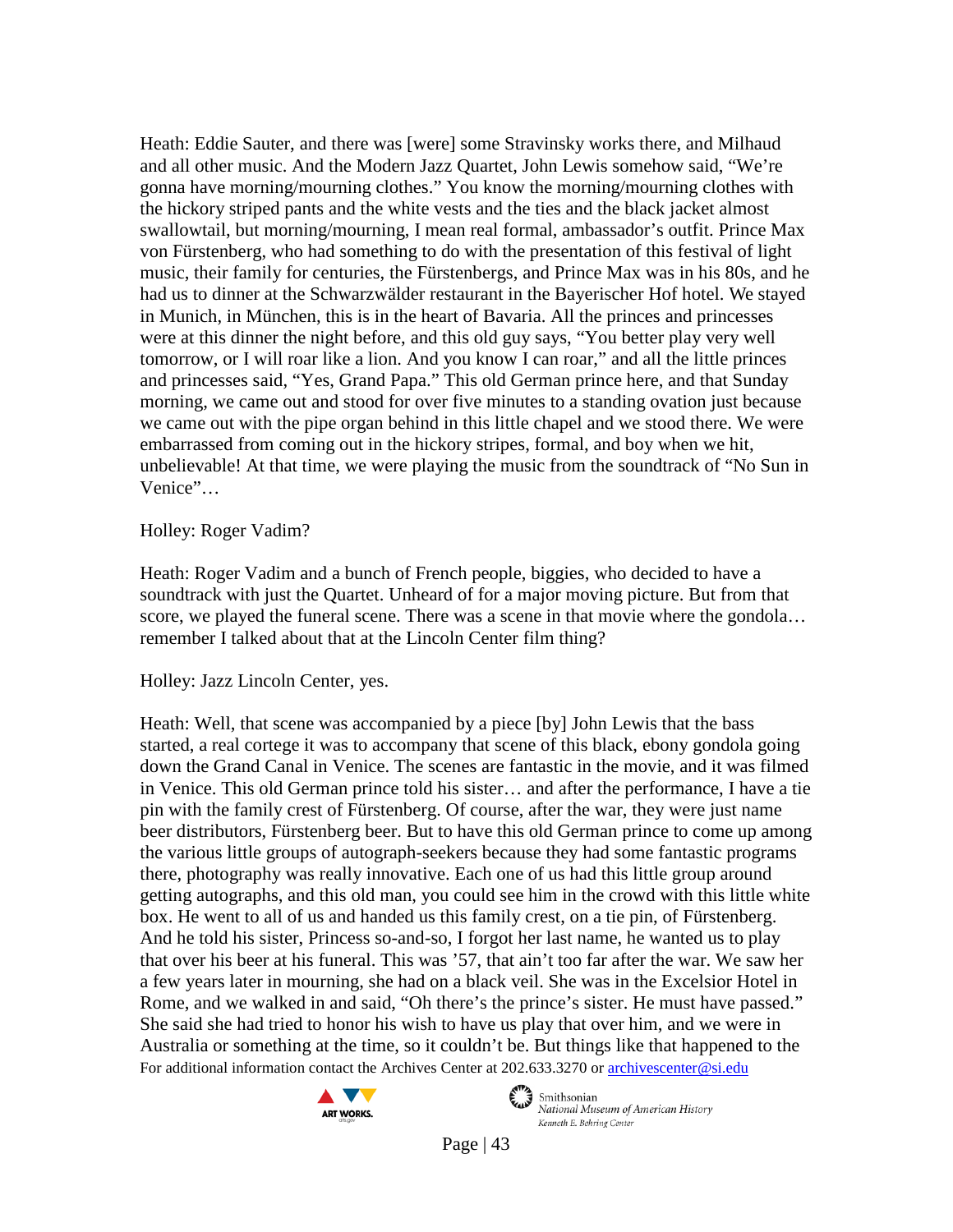Heath: Eddie Sauter, and there was [were] some Stravinsky works there, and Milhaud and all other music. And the Modern Jazz Quartet, John Lewis somehow said, "We're gonna have morning/mourning clothes." You know the morning/mourning clothes with the hickory striped pants and the white vests and the ties and the black jacket almost swallowtail, but morning/mourning, I mean real formal, ambassador's outfit. Prince Max von Fürstenberg, who had something to do with the presentation of this festival of light music, their family for centuries, the Fürstenbergs, and Prince Max was in his 80s, and he had us to dinner at the Schwarzwälder restaurant in the Bayerischer Hof hotel. We stayed in Munich, in München, this is in the heart of Bavaria. All the princes and princesses were at this dinner the night before, and this old guy says, "You better play very well tomorrow, or I will roar like a lion. And you know I can roar," and all the little princes and princesses said, "Yes, Grand Papa." This old German prince here, and that Sunday morning, we came out and stood for over five minutes to a standing ovation just because we came out with the pipe organ behind in this little chapel and we stood there. We were embarrassed from coming out in the hickory stripes, formal, and boy when we hit, unbelievable! At that time, we were playing the music from the soundtrack of "No Sun in Venice"…

Holley: Roger Vadim?

Heath: Roger Vadim and a bunch of French people, biggies, who decided to have a soundtrack with just the Quartet. Unheard of for a major moving picture. But from that score, we played the funeral scene. There was a scene in that movie where the gondola… remember I talked about that at the Lincoln Center film thing?

Holley: Jazz Lincoln Center, yes.

Heath: Well, that scene was accompanied by a piece [by] John Lewis that the bass started, a real cortege it was to accompany that scene of this black, ebony gondola going down the Grand Canal in Venice. The scenes are fantastic in the movie, and it was filmed in Venice. This old German prince told his sister… and after the performance, I have a tie pin with the family crest of Fürstenberg. Of course, after the war, they were just name beer distributors, Fürstenberg beer. But to have this old German prince to come up among the various little groups of autograph-seekers because they had some fantastic programs there, photography was really innovative. Each one of us had this little group around getting autographs, and this old man, you could see him in the crowd with this little white box. He went to all of us and handed us this family crest, on a tie pin, of Fürstenberg. And he told his sister, Princess so-and-so, I forgot her last name, he wanted us to play that over his beer at his funeral. This was '57, that ain't too far after the war. We saw her a few years later in mourning, she had on a black veil. She was in the Excelsior Hotel in Rome, and we walked in and said, "Oh there's the prince's sister. He must have passed." She said she had tried to honor his wish to have us play that over him, and we were in Australia or something at the time, so it couldn't be. But things like that happened to the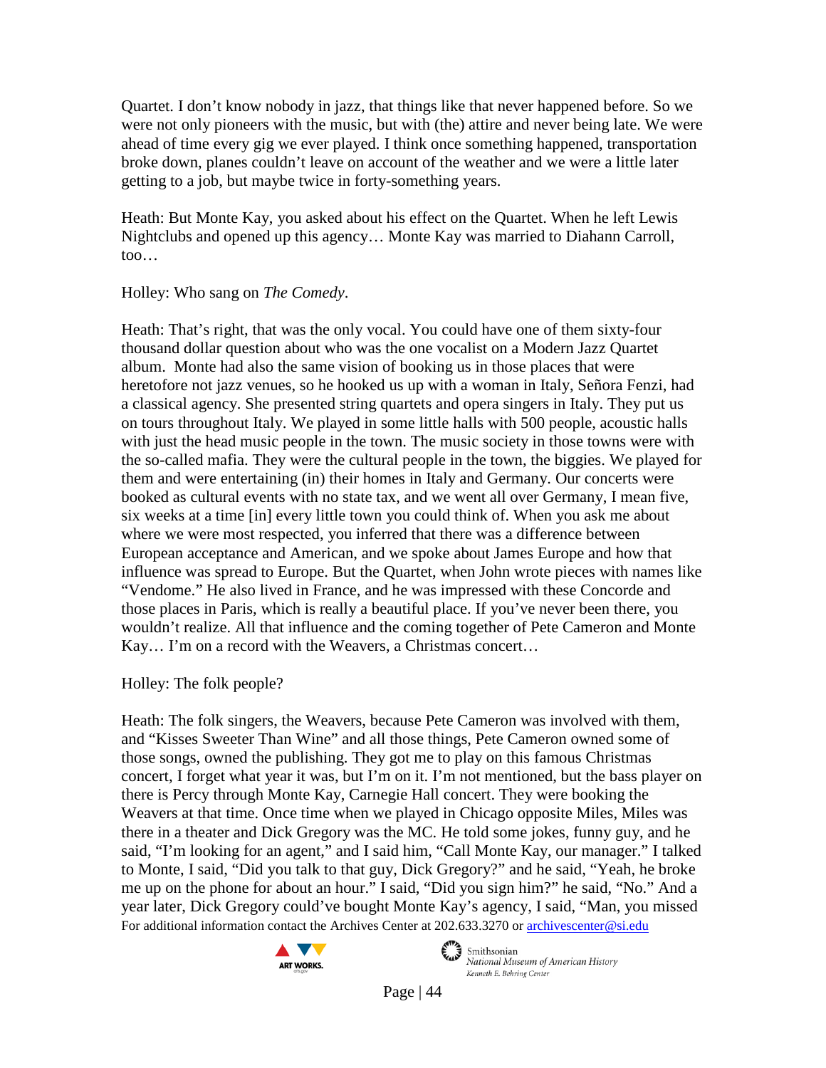Quartet. I don't know nobody in jazz, that things like that never happened before. So we were not only pioneers with the music, but with (the) attire and never being late. We were ahead of time every gig we ever played. I think once something happened, transportation broke down, planes couldn't leave on account of the weather and we were a little later getting to a job, but maybe twice in forty-something years.

Heath: But Monte Kay, you asked about his effect on the Quartet. When he left Lewis Nightclubs and opened up this agency… Monte Kay was married to Diahann Carroll, too…

Holley: Who sang on *The Comedy*.

Heath: That's right, that was the only vocal. You could have one of them sixty-four thousand dollar question about who was the one vocalist on a Modern Jazz Quartet album. Monte had also the same vision of booking us in those places that were heretofore not jazz venues, so he hooked us up with a woman in Italy, Señora Fenzi, had a classical agency. She presented string quartets and opera singers in Italy. They put us on tours throughout Italy. We played in some little halls with 500 people, acoustic halls with just the head music people in the town. The music society in those towns were with the so-called mafia. They were the cultural people in the town, the biggies. We played for them and were entertaining (in) their homes in Italy and Germany. Our concerts were booked as cultural events with no state tax, and we went all over Germany, I mean five, six weeks at a time [in] every little town you could think of. When you ask me about where we were most respected, you inferred that there was a difference between European acceptance and American, and we spoke about James Europe and how that influence was spread to Europe. But the Quartet, when John wrote pieces with names like "Vendome." He also lived in France, and he was impressed with these Concorde and those places in Paris, which is really a beautiful place. If you've never been there, you wouldn't realize. All that influence and the coming together of Pete Cameron and Monte Kay… I'm on a record with the Weavers, a Christmas concert…

Holley: The folk people?

Heath: The folk singers, the Weavers, because Pete Cameron was involved with them, and "Kisses Sweeter Than Wine" and all those things, Pete Cameron owned some of those songs, owned the publishing. They got me to play on this famous Christmas concert, I forget what year it was, but I'm on it. I'm not mentioned, but the bass player on there is Percy through Monte Kay, Carnegie Hall concert. They were booking the Weavers at that time. Once time when we played in Chicago opposite Miles, Miles was there in a theater and Dick Gregory was the MC. He told some jokes, funny guy, and he said, "I'm looking for an agent," and I said him, "Call Monte Kay, our manager." I talked to Monte, I said, "Did you talk to that guy, Dick Gregory?" and he said, "Yeah, he broke me up on the phone for about an hour." I said, "Did you sign him?" he said, "No." And a year later, Dick Gregory could've bought Monte Kay's agency, I said, "Man, you missed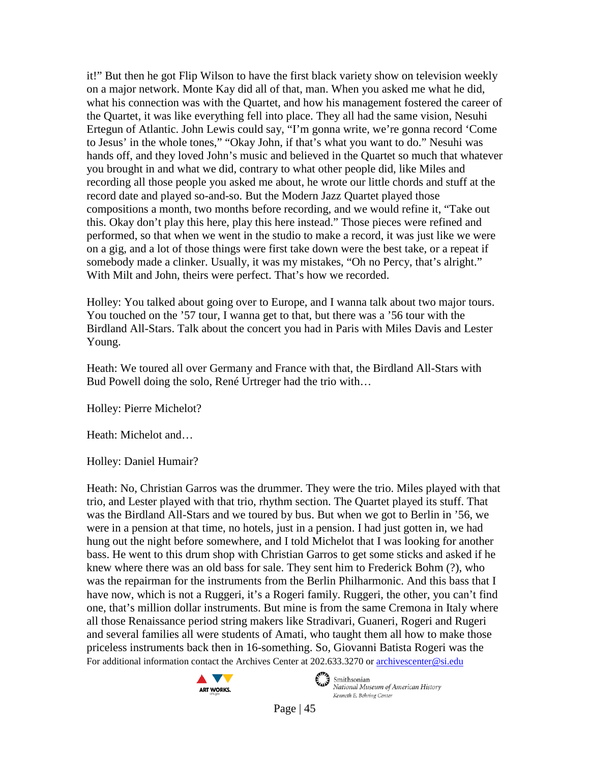it!" But then he got Flip Wilson to have the first black variety show on television weekly on a major network. Monte Kay did all of that, man. When you asked me what he did, what his connection was with the Quartet, and how his management fostered the career of the Quartet, it was like everything fell into place. They all had the same vision, Nesuhi Ertegun of Atlantic. John Lewis could say, "I'm gonna write, we're gonna record 'Come to Jesus' in the whole tones," "Okay John, if that's what you want to do." Nesuhi was hands off, and they loved John's music and believed in the Quartet so much that whatever you brought in and what we did, contrary to what other people did, like Miles and recording all those people you asked me about, he wrote our little chords and stuff at the record date and played so-and-so. But the Modern Jazz Quartet played those compositions a month, two months before recording, and we would refine it, "Take out this. Okay don't play this here, play this here instead." Those pieces were refined and performed, so that when we went in the studio to make a record, it was just like we were on a gig, and a lot of those things were first take down were the best take, or a repeat if somebody made a clinker. Usually, it was my mistakes, "Oh no Percy, that's alright." With Milt and John, theirs were perfect. That's how we recorded.

Holley: You talked about going over to Europe, and I wanna talk about two major tours. You touched on the '57 tour, I wanna get to that, but there was a '56 tour with the Birdland All-Stars. Talk about the concert you had in Paris with Miles Davis and Lester Young.

Heath: We toured all over Germany and France with that, the Birdland All-Stars with Bud Powell doing the solo, René Urtreger had the trio with…

Holley: Pierre Michelot?

Heath: Michelot and…

Holley: Daniel Humair?

Heath: No, Christian Garros was the drummer. They were the trio. Miles played with that trio, and Lester played with that trio, rhythm section. The Quartet played its stuff. That was the Birdland All-Stars and we toured by bus. But when we got to Berlin in '56, we were in a pension at that time, no hotels, just in a pension. I had just gotten in, we had hung out the night before somewhere, and I told Michelot that I was looking for another bass. He went to this drum shop with Christian Garros to get some sticks and asked if he knew where there was an old bass for sale. They sent him to Frederick Bohm (?), who was the repairman for the instruments from the Berlin Philharmonic. And this bass that I have now, which is not a Ruggeri, it's a Rogeri family. Ruggeri, the other, you can't find one, that's million dollar instruments. But mine is from the same Cremona in Italy where all those Renaissance period string makers like Stradivari, Guaneri, Rogeri and Rugeri and several families all were students of Amati, who taught them all how to make those priceless instruments back then in 16-something. So, Giovanni Batista Rogeri was the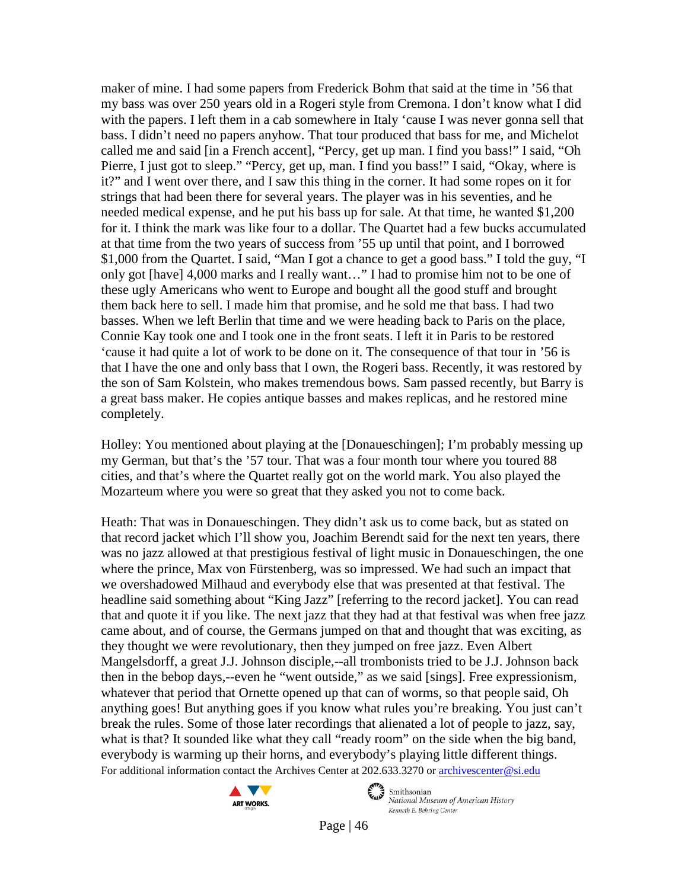maker of mine. I had some papers from Frederick Bohm that said at the time in ’56 that my bass was over 250 years old in a Rogeri style from Cremona. I don’t know what I did with the papers. I left them in a cab somewhere in Italy ‘cause I was never gonna sell that bass. I didn’t need no papers anyhow. That tour produced that bass for me, and Michelot called me and said [in a French accent], “Percy, get up man. I find you bass!” I said, “Oh Pierre, I just got to sleep.” “Percy, get up, man. I find you bass!” I said, “Okay, where is it?” and I went over there, and I saw this thing in the corner. It had some ropes on it for strings that had been there for several years. The player was in his seventies, and he needed medical expense, and he put his bass up for sale. At that time, he wanted $1,200 for it. I think the mark was like four to a dollar. The Quartet had a few bucks accumulated at that time from the two years of success from ’55 up until that point, and I borrowed $1,000 from the Quartet. I said, “Man I got a chance to get a good bass.” I told the guy, “I only got [have] 4,000 marks and I really want…” I had to promise him not to be one of these ugly Americans who went to Europe and bought all the good stuff and brought them back here to sell. I made him that promise, and he sold me that bass. I had two basses. When we left Berlin that time and we were heading back to Paris on the place, Connie Kay took one and I took one in the front seats. I left it in Paris to be restored ‘cause it had quite a lot of work to be done on it. The consequence of that tour in ’56 is that I have the one and only bass that I own, the Rogeri bass. Recently, it was restored by the son of Sam Kolstein, who makes tremendous bows. Sam passed recently, but Barry is a great bass maker. He copies antique basses and makes replicas, and he restored mine completely.

Holley: You mentioned about playing at the [Donaueschingen]; I’m probably messing up my German, but that’s the ’57 tour. That was a four month tour where you toured 88 cities, and that’s where the Quartet really got on the world mark. You also played the Mozarteum where you were so great that they asked you not to come back.

Heath: That was in Donaueschingen. They didn’t ask us to come back, but as stated on that record jacket which I’ll show you, Joachim Berendt said for the next ten years, there was no jazz allowed at that prestigious festival of light music in Donaueschingen, the one where the prince, Max von Fürstenberg, was so impressed. We had such an impact that we overshadowed Milhaud and everybody else that was presented at that festival. The headline said something about “King Jazz” [referring to the record jacket]. You can read that and quote it if you like. The next jazz that they had at that festival was when free jazz came about, and of course, the Germans jumped on that and thought that was exciting, as they thought we were revolutionary, then they jumped on free jazz. Even Albert Mangelsdorff, a great J.J. Johnson disciple,--all trombonists tried to be J.J. Johnson back then in the bebop days,--even he “went outside,” as we said [sings]. Free expressionism, whatever that period that Ornette opened up that can of worms, so that people said, Oh anything goes! But anything goes if you know what rules you’re breaking. You just can’t break the rules. Some of those later recordings that alienated a lot of people to jazz, say, what is that? It sounded like what they call “ready room” on the side when the big band, everybody is warming up their horns, and everybody’s playing little different things.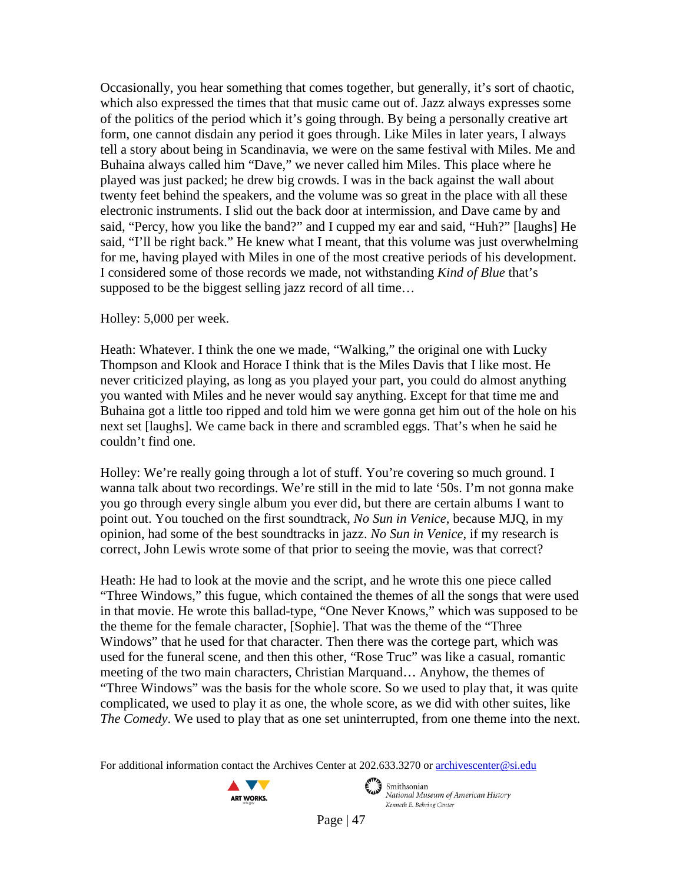Occasionally, you hear something that comes together, but generally, it's sort of chaotic, which also expressed the times that that music came out of. Jazz always expresses some of the politics of the period which it's going through. By being a personally creative art form, one cannot disdain any period it goes through. Like Miles in later years, I always tell a story about being in Scandinavia, we were on the same festival with Miles. Me and Buhaina always called him "Dave," we never called him Miles. This place where he played was just packed; he drew big crowds. I was in the back against the wall about twenty feet behind the speakers, and the volume was so great in the place with all these electronic instruments. I slid out the back door at intermission, and Dave came by and said, "Percy, how you like the band?" and I cupped my ear and said, "Huh?" [laughs] He said, "I'll be right back." He knew what I meant, that this volume was just overwhelming for me, having played with Miles in one of the most creative periods of his development. I considered some of those records we made, not withstanding *Kind of Blue* that's supposed to be the biggest selling jazz record of all time…

Holley: 5,000 per week.

Heath: Whatever. I think the one we made, "Walking," the original one with Lucky Thompson and Klook and Horace I think that is the Miles Davis that I like most. He never criticized playing, as long as you played your part, you could do almost anything you wanted with Miles and he never would say anything. Except for that time me and Buhaina got a little too ripped and told him we were gonna get him out of the hole on his next set [laughs]. We came back in there and scrambled eggs. That's when he said he couldn't find one.

Holley: We're really going through a lot of stuff. You're covering so much ground. I wanna talk about two recordings. We're still in the mid to late '50s. I'm not gonna make you go through every single album you ever did, but there are certain albums I want to point out. You touched on the first soundtrack, *No Sun in Venice*, because MJQ, in my opinion, had some of the best soundtracks in jazz. *No Sun in Venice*, if my research is correct, John Lewis wrote some of that prior to seeing the movie, was that correct?

Heath: He had to look at the movie and the script, and he wrote this one piece called "Three Windows," this fugue, which contained the themes of all the songs that were used in that movie. He wrote this ballad-type, "One Never Knows," which was supposed to be the theme for the female character, [Sophie]. That was the theme of the "Three Windows" that he used for that character. Then there was the cortege part, which was used for the funeral scene, and then this other, "Rose Truc" was like a casual, romantic meeting of the two main characters, Christian Marquand… Anyhow, the themes of "Three Windows" was the basis for the whole score. So we used to play that, it was quite complicated, we used to play it as one, the whole score, as we did with other suites, like *The Comedy*. We used to play that as one set uninterrupted, from one theme into the next.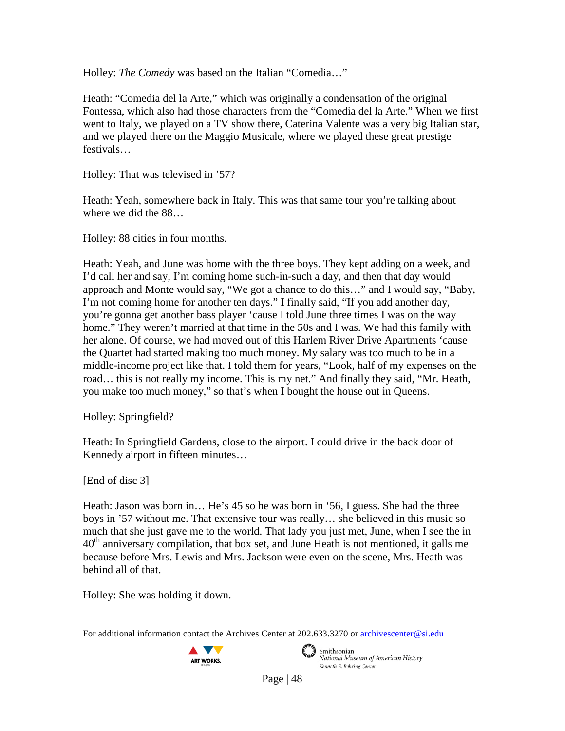Holley: *The Comedy* was based on the Italian "Comedia…"

Heath: "Comedia del la Arte," which was originally a condensation of the original Fontessa, which also had those characters from the "Comedia del la Arte." When we first went to Italy, we played on a TV show there, Caterina Valente was a very big Italian star, and we played there on the Maggio Musicale, where we played these great prestige festivals…

Holley: That was televised in '57?

Heath: Yeah, somewhere back in Italy. This was that same tour you're talking about where we did the 88…

Holley: 88 cities in four months.

Heath: Yeah, and June was home with the three boys. They kept adding on a week, and I'd call her and say, I'm coming home such-in-such a day, and then that day would approach and Monte would say, "We got a chance to do this…" and I would say, "Baby, I'm not coming home for another ten days." I finally said, "If you add another day, you're gonna get another bass player 'cause I told June three times I was on the way home." They weren't married at that time in the 50s and I was. We had this family with her alone. Of course, we had moved out of this Harlem River Drive Apartments 'cause the Quartet had started making too much money. My salary was too much to be in a middle-income project like that. I told them for years, "Look, half of my expenses on the road… this is not really my income. This is my net." And finally they said, "Mr. Heath, you make too much money," so that's when I bought the house out in Queens.

Holley: Springfield?

Heath: In Springfield Gardens, close to the airport. I could drive in the back door of Kennedy airport in fifteen minutes…

[End of disc 3]

Heath: Jason was born in… He's 45 so he was born in '56, I guess. She had the three boys in '57 without me. That extensive tour was really… she believed in this music so much that she just gave me to the world. That lady you just met, June, when I see the in 40th anniversary compilation, that box set, and June Heath is not mentioned, it galls me because before Mrs. Lewis and Mrs. Jackson were even on the scene, Mrs. Heath was behind all of that.

Holley: She was holding it down.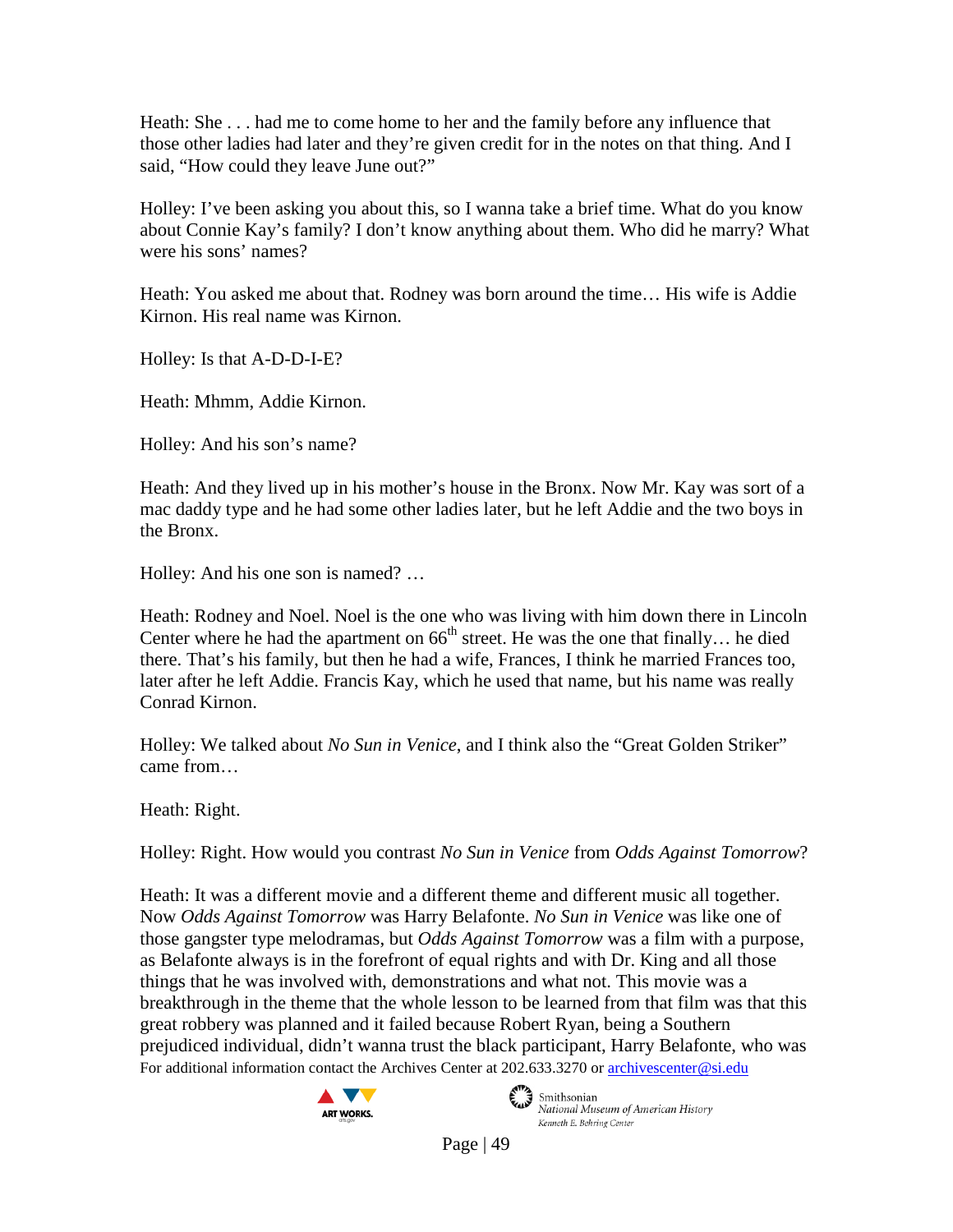Heath: She . . . had me to come home to her and the family before any influence that those other ladies had later and they're given credit for in the notes on that thing. And I said, "How could they leave June out?"

Holley: I've been asking you about this, so I wanna take a brief time. What do you know about Connie Kay's family? I don't know anything about them. Who did he marry? What were his sons' names?

Heath: You asked me about that. Rodney was born around the time… His wife is Addie Kirnon. His real name was Kirnon.

Holley: Is that A-D-D-I-E?

Heath: Mhmm, Addie Kirnon.

Holley: And his son's name?

Heath: And they lived up in his mother's house in the Bronx. Now Mr. Kay was sort of a mac daddy type and he had some other ladies later, but he left Addie and the two boys in the Bronx.

Holley: And his one son is named? …

Heath: Rodney and Noel. Noel is the one who was living with him down there in Lincoln Center where he had the apartment on 66th street. He was the one that finally… he died there. That's his family, but then he had a wife, Frances, I think he married Frances too, later after he left Addie. Francis Kay, which he used that name, but his name was really Conrad Kirnon.

Holley: We talked about *No Sun in Venice*, and I think also the "Great Golden Striker" came from…

Heath: Right.

Holley: Right. How would you contrast *No Sun in Venice* from *Odds Against Tomorrow*?

Heath: It was a different movie and a different theme and different music all together. Now *Odds Against Tomorrow* was Harry Belafonte. *No Sun in Venice* was like one of those gangster type melodramas, but *Odds Against Tomorrow* was a film with a purpose, as Belafonte always is in the forefront of equal rights and with Dr. King and all those things that he was involved with, demonstrations and what not. This movie was a breakthrough in the theme that the whole lesson to be learned from that film was that this great robbery was planned and it failed because Robert Ryan, being a Southern prejudiced individual, didn't wanna trust the black participant, Harry Belafonte, who was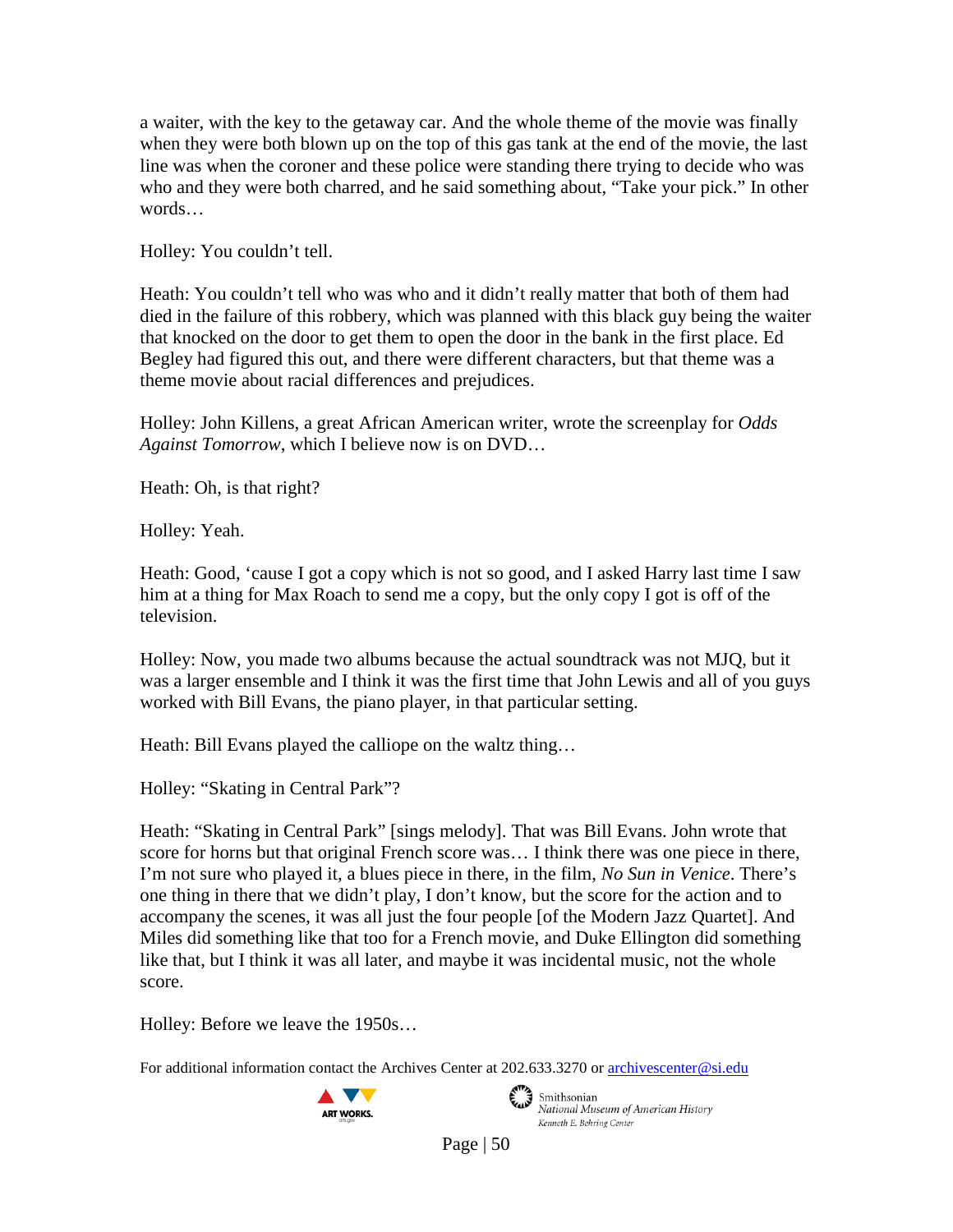a waiter, with the key to the getaway car. And the whole theme of the movie was finally when they were both blown up on the top of this gas tank at the end of the movie, the last line was when the coroner and these police were standing there trying to decide who was who and they were both charred, and he said something about, "Take your pick." In other words…

Holley: You couldn't tell.

Heath: You couldn't tell who was who and it didn't really matter that both of them had died in the failure of this robbery, which was planned with this black guy being the waiter that knocked on the door to get them to open the door in the bank in the first place. Ed Begley had figured this out, and there were different characters, but that theme was a theme movie about racial differences and prejudices.

Holley: John Killens, a great African American writer, wrote the screenplay for *Odds Against Tomorrow*, which I believe now is on DVD…

Heath: Oh, is that right?

Holley: Yeah.

Heath: Good, 'cause I got a copy which is not so good, and I asked Harry last time I saw him at a thing for Max Roach to send me a copy, but the only copy I got is off of the television.

Holley: Now, you made two albums because the actual soundtrack was not MJQ, but it was a larger ensemble and I think it was the first time that John Lewis and all of you guys worked with Bill Evans, the piano player, in that particular setting.

Heath: Bill Evans played the calliope on the waltz thing…

Holley: "Skating in Central Park"?

Heath: "Skating in Central Park" [sings melody]. That was Bill Evans. John wrote that score for horns but that original French score was… I think there was one piece in there, I'm not sure who played it, a blues piece in there, in the film, *No Sun in Venice*. There's one thing in there that we didn't play, I don't know, but the score for the action and to accompany the scenes, it was all just the four people [of the Modern Jazz Quartet]. And Miles did something like that too for a French movie, and Duke Ellington did something like that, but I think it was all later, and maybe it was incidental music, not the whole score.

Holley: Before we leave the 1950s…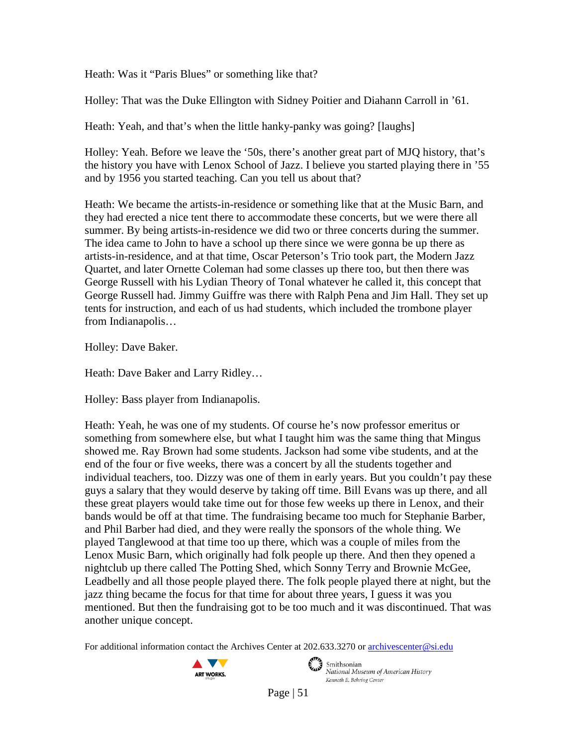Heath: Was it "Paris Blues" or something like that?

Holley: That was the Duke Ellington with Sidney Poitier and Diahann Carroll in '61.

Heath: Yeah, and that's when the little hanky-panky was going? [laughs]

Holley: Yeah. Before we leave the '50s, there's another great part of MJQ history, that's the history you have with Lenox School of Jazz. I believe you started playing there in '55 and by 1956 you started teaching. Can you tell us about that?

Heath: We became the artists-in-residence or something like that at the Music Barn, and they had erected a nice tent there to accommodate these concerts, but we were there all summer. By being artists-in-residence we did two or three concerts during the summer. The idea came to John to have a school up there since we were gonna be up there as artists-in-residence, and at that time, Oscar Peterson's Trio took part, the Modern Jazz Quartet, and later Ornette Coleman had some classes up there too, but then there was George Russell with his Lydian Theory of Tonal whatever he called it, this concept that George Russell had. Jimmy Guiffre was there with Ralph Pena and Jim Hall. They set up tents for instruction, and each of us had students, which included the trombone player from Indianapolis…

Holley: Dave Baker.

Heath: Dave Baker and Larry Ridley…

Holley: Bass player from Indianapolis.

Heath: Yeah, he was one of my students. Of course he's now professor emeritus or something from somewhere else, but what I taught him was the same thing that Mingus showed me. Ray Brown had some students. Jackson had some vibe students, and at the end of the four or five weeks, there was a concert by all the students together and individual teachers, too. Dizzy was one of them in early years. But you couldn't pay these guys a salary that they would deserve by taking off time. Bill Evans was up there, and all these great players would take time out for those few weeks up there in Lenox, and their bands would be off at that time. The fundraising became too much for Stephanie Barber, and Phil Barber had died, and they were really the sponsors of the whole thing. We played Tanglewood at that time too up there, which was a couple of miles from the Lenox Music Barn, which originally had folk people up there. And then they opened a nightclub up there called The Potting Shed, which Sonny Terry and Brownie McGee, Leadbelly and all those people played there. The folk people played there at night, but the jazz thing became the focus for that time for about three years, I guess it was you mentioned. But then the fundraising got to be too much and it was discontinued. That was another unique concept.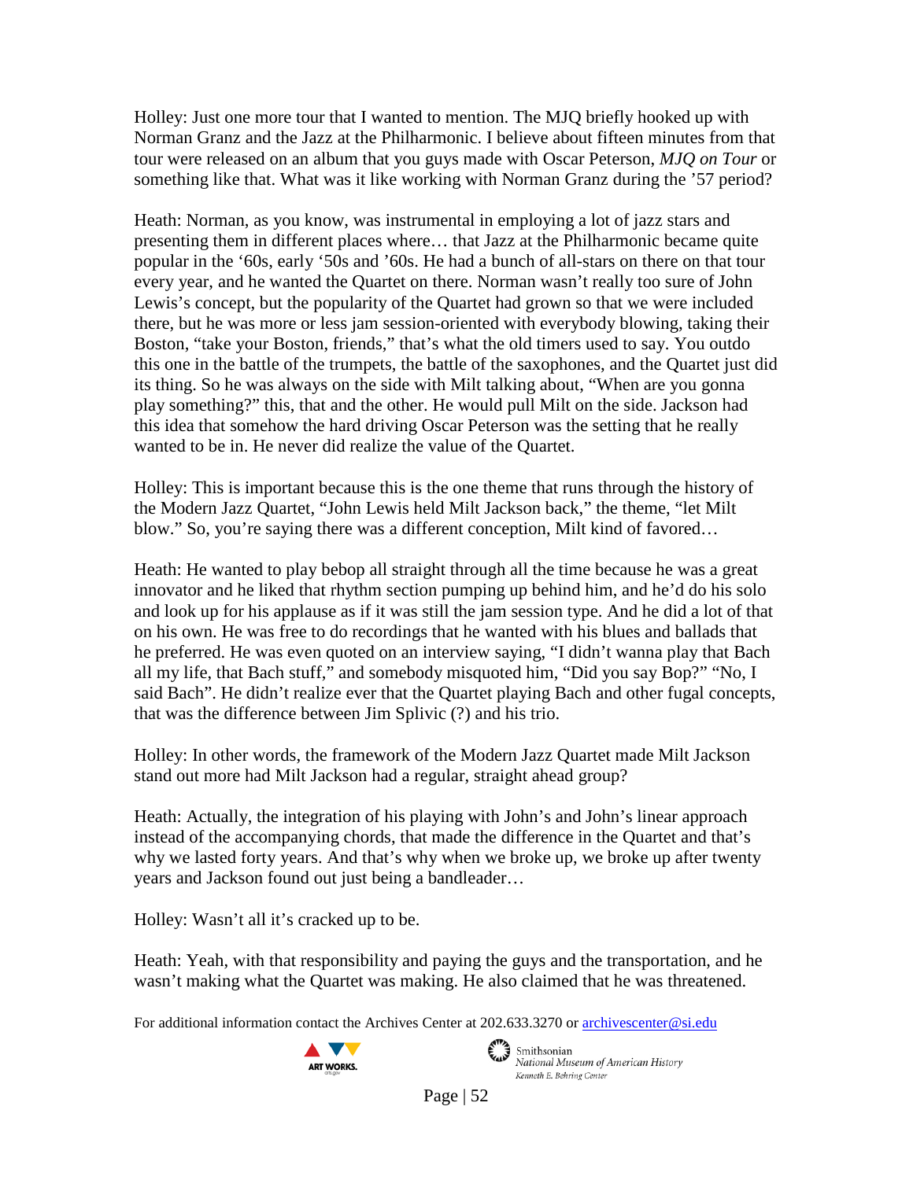Holley: Just one more tour that I wanted to mention. The MJQ briefly hooked up with Norman Granz and the Jazz at the Philharmonic. I believe about fifteen minutes from that tour were released on an album that you guys made with Oscar Peterson, *MJQ on Tour* or something like that. What was it like working with Norman Granz during the '57 period?

Heath: Norman, as you know, was instrumental in employing a lot of jazz stars and presenting them in different places where… that Jazz at the Philharmonic became quite popular in the '60s, early '50s and '60s. He had a bunch of all-stars on there on that tour every year, and he wanted the Quartet on there. Norman wasn't really too sure of John Lewis's concept, but the popularity of the Quartet had grown so that we were included there, but he was more or less jam session-oriented with everybody blowing, taking their Boston, "take your Boston, friends," that's what the old timers used to say. You outdo this one in the battle of the trumpets, the battle of the saxophones, and the Quartet just did its thing. So he was always on the side with Milt talking about, "When are you gonna play something?" this, that and the other. He would pull Milt on the side. Jackson had this idea that somehow the hard driving Oscar Peterson was the setting that he really wanted to be in. He never did realize the value of the Quartet.

Holley: This is important because this is the one theme that runs through the history of the Modern Jazz Quartet, "John Lewis held Milt Jackson back," the theme, "let Milt blow." So, you're saying there was a different conception, Milt kind of favored…

Heath: He wanted to play bebop all straight through all the time because he was a great innovator and he liked that rhythm section pumping up behind him, and he'd do his solo and look up for his applause as if it was still the jam session type. And he did a lot of that on his own. He was free to do recordings that he wanted with his blues and ballads that he preferred. He was even quoted on an interview saying, "I didn't wanna play that Bach all my life, that Bach stuff," and somebody misquoted him, "Did you say Bop?" "No, I said Bach". He didn't realize ever that the Quartet playing Bach and other fugal concepts, that was the difference between Jim Splivic (?) and his trio.

Holley: In other words, the framework of the Modern Jazz Quartet made Milt Jackson stand out more had Milt Jackson had a regular, straight ahead group?

Heath: Actually, the integration of his playing with John's and John's linear approach instead of the accompanying chords, that made the difference in the Quartet and that's why we lasted forty years. And that's why when we broke up, we broke up after twenty years and Jackson found out just being a bandleader…

Holley: Wasn't all it's cracked up to be.

Heath: Yeah, with that responsibility and paying the guys and the transportation, and he wasn't making what the Quartet was making. He also claimed that he was threatened.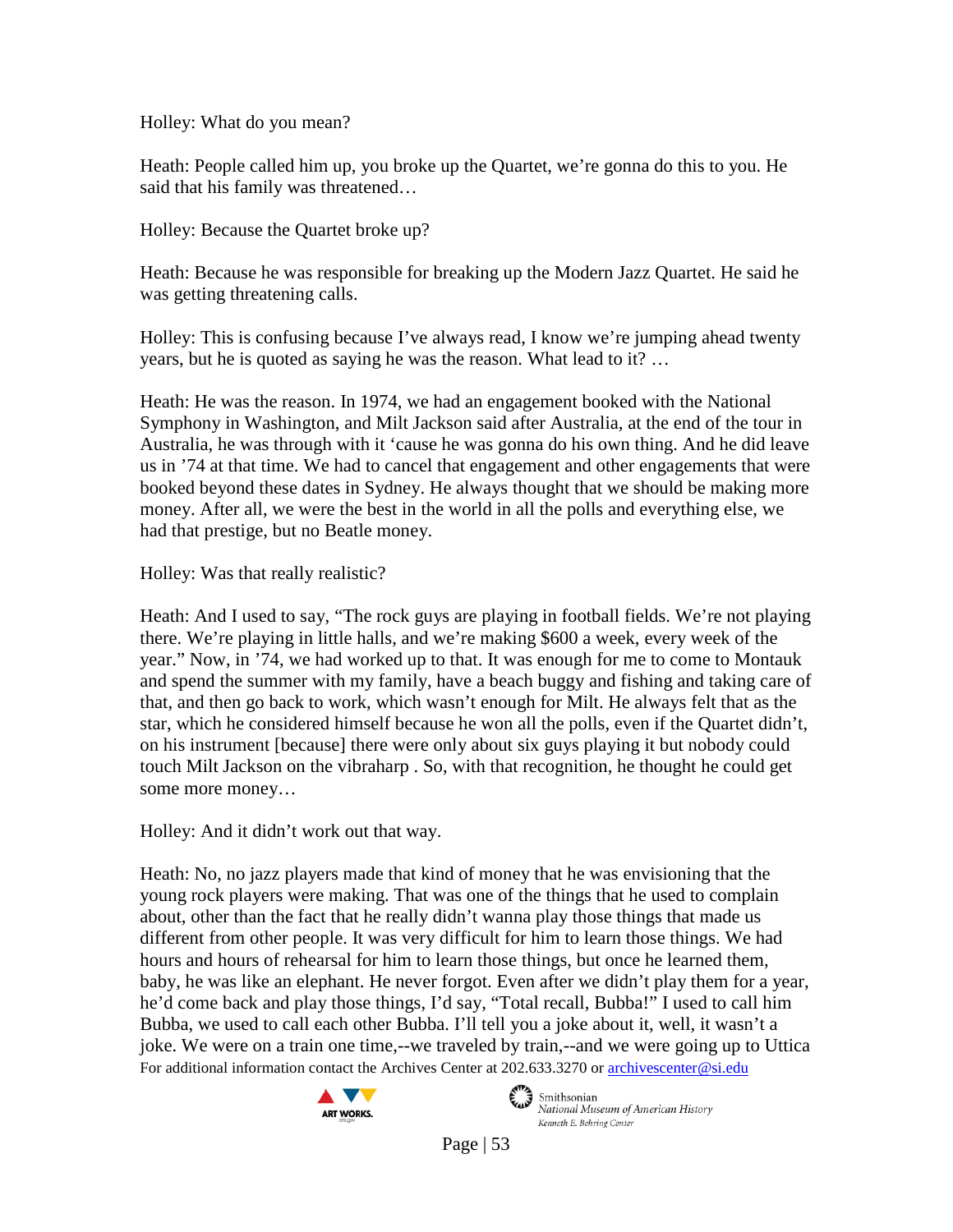Holley: What do you mean?

Heath: People called him up, you broke up the Quartet, we're gonna do this to you. He said that his family was threatened…

Holley: Because the Quartet broke up?

Heath: Because he was responsible for breaking up the Modern Jazz Quartet. He said he was getting threatening calls.

Holley: This is confusing because I've always read, I know we're jumping ahead twenty years, but he is quoted as saying he was the reason. What lead to it? …

Heath: He was the reason. In 1974, we had an engagement booked with the National Symphony in Washington, and Milt Jackson said after Australia, at the end of the tour in Australia, he was through with it 'cause he was gonna do his own thing. And he did leave us in '74 at that time. We had to cancel that engagement and other engagements that were booked beyond these dates in Sydney. He always thought that we should be making more money. After all, we were the best in the world in all the polls and everything else, we had that prestige, but no Beatle money.

Holley: Was that really realistic?

Heath: And I used to say, "The rock guys are playing in football fields. We're not playing there. We're playing in little halls, and we're making $600 a week, every week of the year." Now, in '74, we had worked up to that. It was enough for me to come to Montauk and spend the summer with my family, have a beach buggy and fishing and taking care of that, and then go back to work, which wasn't enough for Milt. He always felt that as the star, which he considered himself because he won all the polls, even if the Quartet didn't, on his instrument [because] there were only about six guys playing it but nobody could touch Milt Jackson on the vibraharp . So, with that recognition, he thought he could get some more money…

Holley: And it didn't work out that way.

Heath: No, no jazz players made that kind of money that he was envisioning that the young rock players were making. That was one of the things that he used to complain about, other than the fact that he really didn't wanna play those things that made us different from other people. It was very difficult for him to learn those things. We had hours and hours of rehearsal for him to learn those things, but once he learned them, baby, he was like an elephant. He never forgot. Even after we didn't play them for a year, he'd come back and play those things, I'd say, "Total recall, Bubba!" I used to call him Bubba, we used to call each other Bubba. I'll tell you a joke about it, well, it wasn't a joke. We were on a train one time,--we traveled by train,--and we were going up to Uttica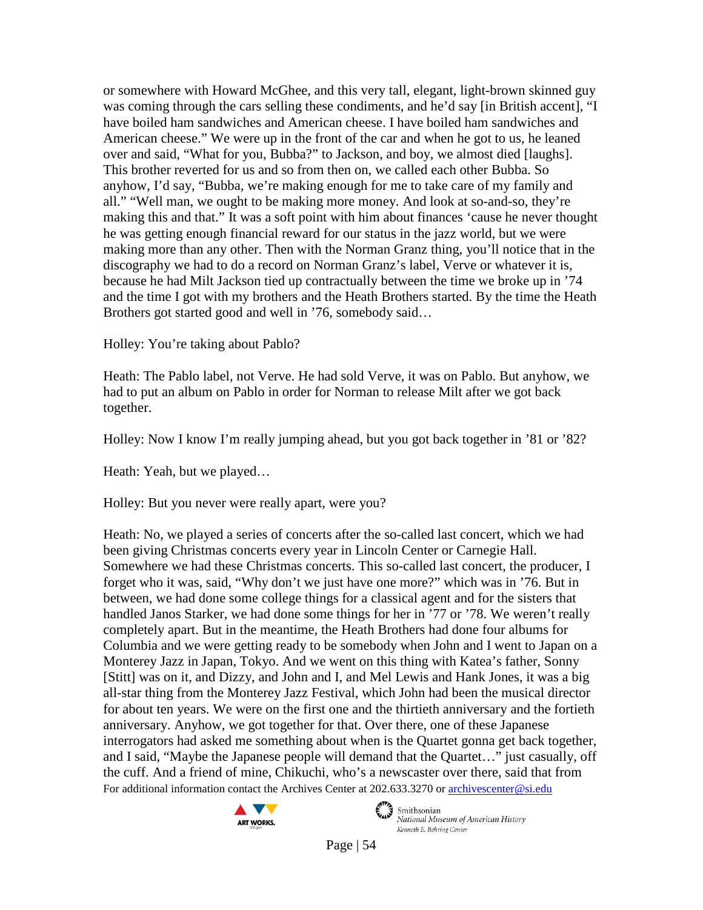or somewhere with Howard McGhee, and this very tall, elegant, light-brown skinned guy was coming through the cars selling these condiments, and he'd say [in British accent], "I have boiled ham sandwiches and American cheese. I have boiled ham sandwiches and American cheese." We were up in the front of the car and when he got to us, he leaned over and said, "What for you, Bubba?" to Jackson, and boy, we almost died [laughs]. This brother reverted for us and so from then on, we called each other Bubba. So anyhow, I'd say, "Bubba, we're making enough for me to take care of my family and all." "Well man, we ought to be making more money. And look at so-and-so, they're making this and that." It was a soft point with him about finances 'cause he never thought he was getting enough financial reward for our status in the jazz world, but we were making more than any other. Then with the Norman Granz thing, you'll notice that in the discography we had to do a record on Norman Granz's label, Verve or whatever it is, because he had Milt Jackson tied up contractually between the time we broke up in '74 and the time I got with my brothers and the Heath Brothers started. By the time the Heath Brothers got started good and well in '76, somebody said…

Holley: You're taking about Pablo?

Heath: The Pablo label, not Verve. He had sold Verve, it was on Pablo. But anyhow, we had to put an album on Pablo in order for Norman to release Milt after we got back together.

Holley: Now I know I'm really jumping ahead, but you got back together in '81 or '82?

Heath: Yeah, but we played…

Holley: But you never were really apart, were you?

Heath: No, we played a series of concerts after the so-called last concert, which we had been giving Christmas concerts every year in Lincoln Center or Carnegie Hall. Somewhere we had these Christmas concerts. This so-called last concert, the producer, I forget who it was, said, "Why don't we just have one more?" which was in '76. But in between, we had done some college things for a classical agent and for the sisters that handled Janos Starker, we had done some things for her in '77 or '78. We weren't really completely apart. But in the meantime, the Heath Brothers had done four albums for Columbia and we were getting ready to be somebody when John and I went to Japan on a Monterey Jazz in Japan, Tokyo. And we went on this thing with Katea's father, Sonny [Stitt] was on it, and Dizzy, and John and I, and Mel Lewis and Hank Jones, it was a big all-star thing from the Monterey Jazz Festival, which John had been the musical director for about ten years. We were on the first one and the thirtieth anniversary and the fortieth anniversary. Anyhow, we got together for that. Over there, one of these Japanese interrogators had asked me something about when is the Quartet gonna get back together, and I said, "Maybe the Japanese people will demand that the Quartet…" just casually, off the cuff. And a friend of mine, Chikuchi, who's a newscaster over there, said that from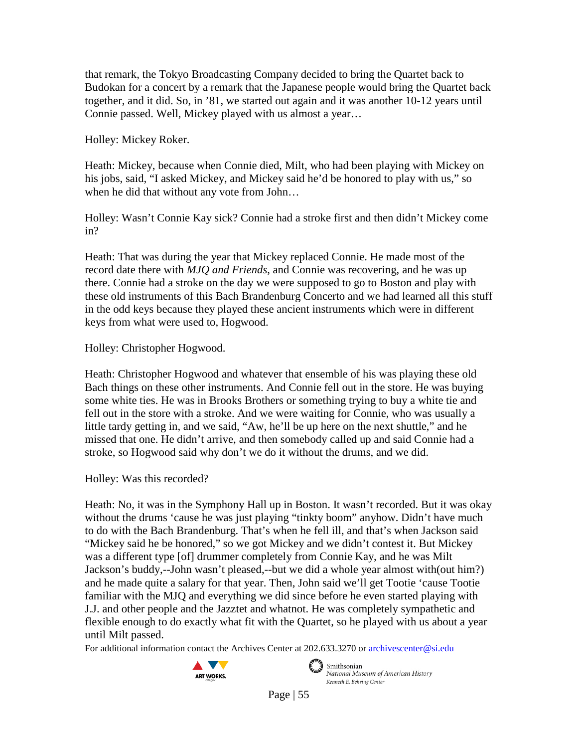that remark, the Tokyo Broadcasting Company decided to bring the Quartet back to Budokan for a concert by a remark that the Japanese people would bring the Quartet back together, and it did. So, in '81, we started out again and it was another 10-12 years until Connie passed. Well, Mickey played with us almost a year…

Holley: Mickey Roker.

Heath: Mickey, because when Connie died, Milt, who had been playing with Mickey on his jobs, said, "I asked Mickey, and Mickey said he'd be honored to play with us," so when he did that without any vote from John…

Holley: Wasn't Connie Kay sick? Connie had a stroke first and then didn't Mickey come in?

Heath: That was during the year that Mickey replaced Connie. He made most of the record date there with *MJQ and Friends*, and Connie was recovering, and he was up there. Connie had a stroke on the day we were supposed to go to Boston and play with these old instruments of this Bach Brandenburg Concerto and we had learned all this stuff in the odd keys because they played these ancient instruments which were in different keys from what were used to, Hogwood.

Holley: Christopher Hogwood.

Heath: Christopher Hogwood and whatever that ensemble of his was playing these old Bach things on these other instruments. And Connie fell out in the store. He was buying some white ties. He was in Brooks Brothers or something trying to buy a white tie and fell out in the store with a stroke. And we were waiting for Connie, who was usually a little tardy getting in, and we said, "Aw, he'll be up here on the next shuttle," and he missed that one. He didn't arrive, and then somebody called up and said Connie had a stroke, so Hogwood said why don't we do it without the drums, and we did.

Holley: Was this recorded?

Heath: No, it was in the Symphony Hall up in Boston. It wasn't recorded. But it was okay without the drums 'cause he was just playing "tinkty boom" anyhow. Didn't have much to do with the Bach Brandenburg. That's when he fell ill, and that's when Jackson said "Mickey said he be honored," so we got Mickey and we didn't contest it. But Mickey was a different type [of] drummer completely from Connie Kay, and he was Milt Jackson's buddy,--John wasn't pleased,--but we did a whole year almost with(out him?) and he made quite a salary for that year. Then, John said we'll get Tootie 'cause Tootie familiar with the MJQ and everything we did since before he even started playing with J.J. and other people and the Jazztet and whatnot. He was completely sympathetic and flexible enough to do exactly what fit with the Quartet, so he played with us about a year until Milt passed.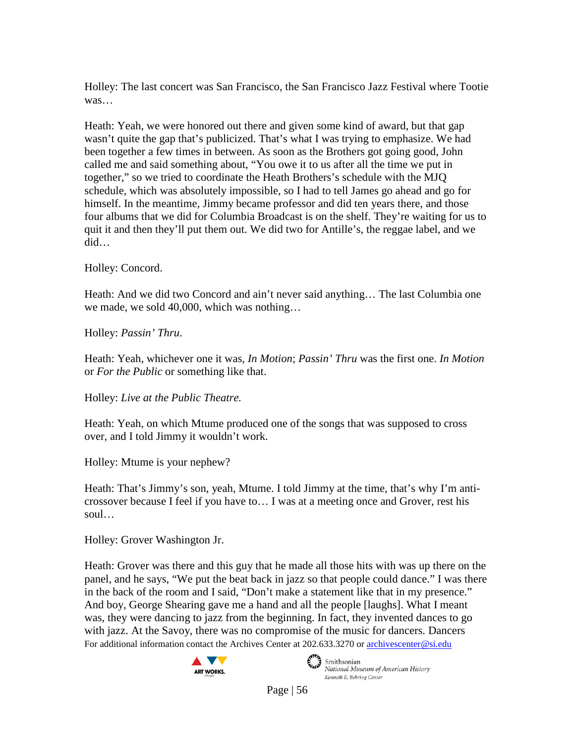Holley: The last concert was San Francisco, the San Francisco Jazz Festival where Tootie was…

Heath: Yeah, we were honored out there and given some kind of award, but that gap wasn't quite the gap that's publicized. That's what I was trying to emphasize. We had been together a few times in between. As soon as the Brothers got going good, John called me and said something about, "You owe it to us after all the time we put in together," so we tried to coordinate the Heath Brothers's schedule with the MJQ schedule, which was absolutely impossible, so I had to tell James go ahead and go for himself. In the meantime, Jimmy became professor and did ten years there, and those four albums that we did for Columbia Broadcast is on the shelf. They're waiting for us to quit it and then they'll put them out. We did two for Antille's, the reggae label, and we did…

Holley: Concord.

Heath: And we did two Concord and ain't never said anything… The last Columbia one we made, we sold 40,000, which was nothing…

Holley: *Passin' Thru*.

Heath: Yeah, whichever one it was, *In Motion*; *Passin' Thru* was the first one. *In Motion* or *For the Public* or something like that.

Holley: *Live at the Public Theatre.*

Heath: Yeah, on which Mtume produced one of the songs that was supposed to cross over, and I told Jimmy it wouldn't work.

Holley: Mtume is your nephew?

Heath: That's Jimmy's son, yeah, Mtume. I told Jimmy at the time, that's why I'm anti-crossover because I feel if you have to… I was at a meeting once and Grover, rest his soul…

Holley: Grover Washington Jr.

Heath: Grover was there and this guy that he made all those hits with was up there on the panel, and he says, "We put the beat back in jazz so that people could dance." I was there in the back of the room and I said, "Don't make a statement like that in my presence." And boy, George Shearing gave me a hand and all the people [laughs]. What I meant was, they were dancing to jazz from the beginning. In fact, they invented dances to go with jazz. At the Savoy, there was no compromise of the music for dancers. Dancers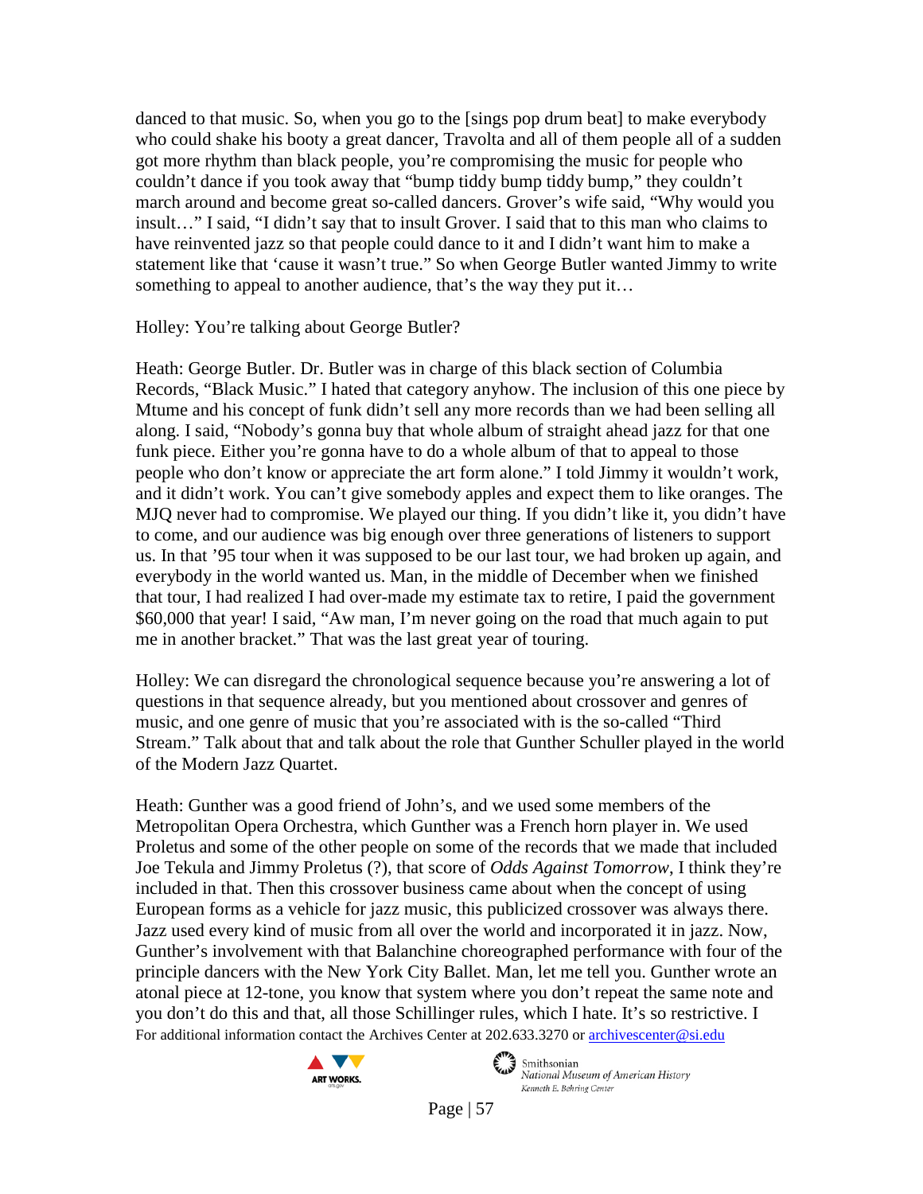danced to that music. So, when you go to the [sings pop drum beat] to make everybody who could shake his booty a great dancer, Travolta and all of them people all of a sudden got more rhythm than black people, you're compromising the music for people who couldn't dance if you took away that "bump tiddy bump tiddy bump," they couldn't march around and become great so-called dancers. Grover's wife said, "Why would you insult…" I said, "I didn't say that to insult Grover. I said that to this man who claims to have reinvented jazz so that people could dance to it and I didn't want him to make a statement like that 'cause it wasn't true." So when George Butler wanted Jimmy to write something to appeal to another audience, that's the way they put it…

Holley: You're talking about George Butler?

Heath: George Butler. Dr. Butler was in charge of this black section of Columbia Records, "Black Music." I hated that category anyhow. The inclusion of this one piece by Mtume and his concept of funk didn't sell any more records than we had been selling all along. I said, "Nobody's gonna buy that whole album of straight ahead jazz for that one funk piece. Either you're gonna have to do a whole album of that to appeal to those people who don't know or appreciate the art form alone." I told Jimmy it wouldn't work, and it didn't work. You can't give somebody apples and expect them to like oranges. The MJQ never had to compromise. We played our thing. If you didn't like it, you didn't have to come, and our audience was big enough over three generations of listeners to support us. In that '95 tour when it was supposed to be our last tour, we had broken up again, and everybody in the world wanted us. Man, in the middle of December when we finished that tour, I had realized I had over-made my estimate tax to retire, I paid the government $60,000 that year! I said, "Aw man, I'm never going on the road that much again to put me in another bracket." That was the last great year of touring.

Holley: We can disregard the chronological sequence because you're answering a lot of questions in that sequence already, but you mentioned about crossover and genres of music, and one genre of music that you're associated with is the so-called "Third Stream." Talk about that and talk about the role that Gunther Schuller played in the world of the Modern Jazz Quartet.

Heath: Gunther was a good friend of John's, and we used some members of the Metropolitan Opera Orchestra, which Gunther was a French horn player in. We used Proletus and some of the other people on some of the records that we made that included Joe Tekula and Jimmy Proletus (?), that score of *Odds Against Tomorrow*, I think they're included in that. Then this crossover business came about when the concept of using European forms as a vehicle for jazz music, this publicized crossover was always there. Jazz used every kind of music from all over the world and incorporated it in jazz. Now, Gunther's involvement with that Balanchine choreographed performance with four of the principle dancers with the New York City Ballet. Man, let me tell you. Gunther wrote an atonal piece at 12-tone, you know that system where you don't repeat the same note and you don't do this and that, all those Schillinger rules, which I hate. It's so restrictive. I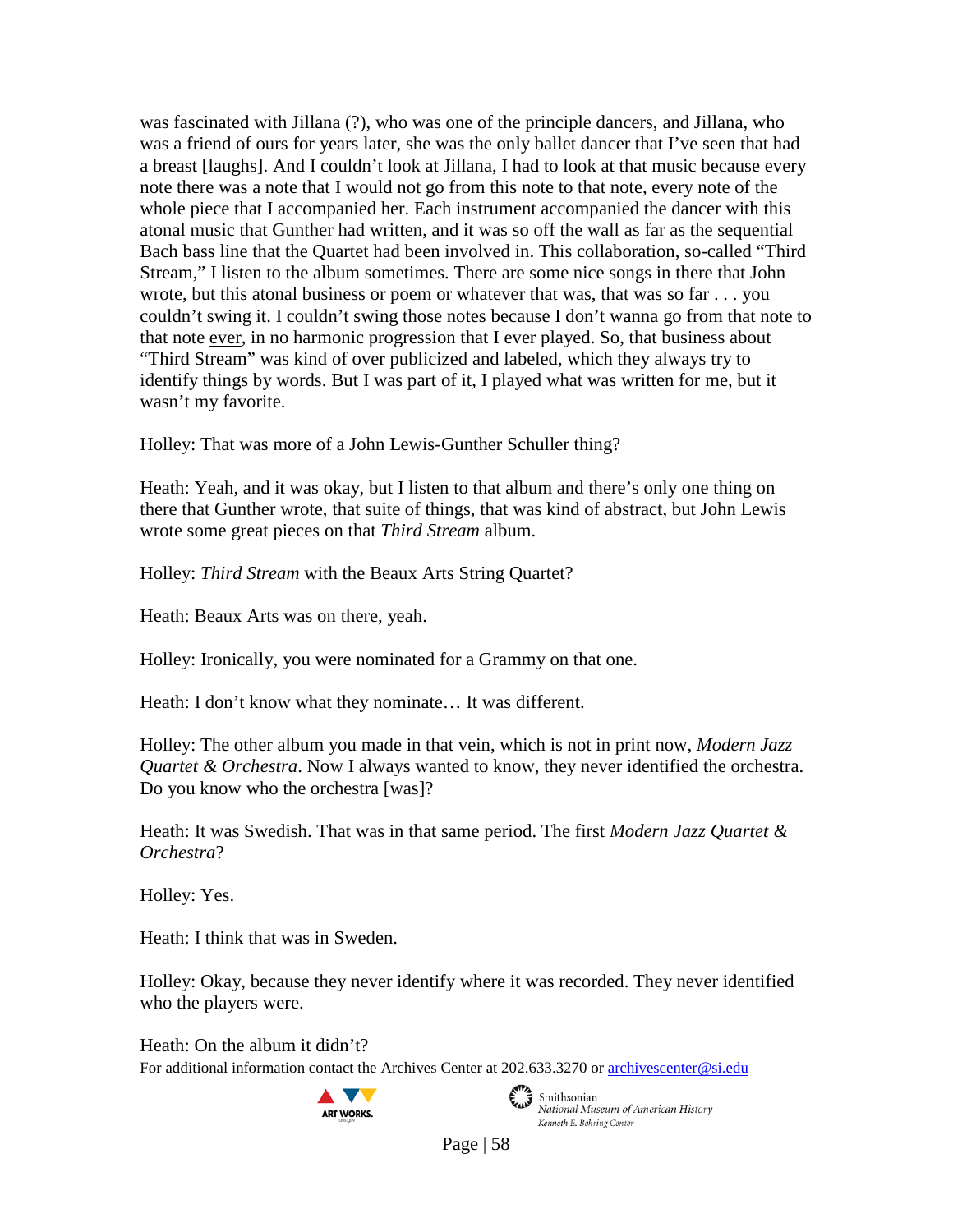was fascinated with Jillana (?), who was one of the principle dancers, and Jillana, who was a friend of ours for years later, she was the only ballet dancer that I've seen that had a breast [laughs]. And I couldn't look at Jillana, I had to look at that music because every note there was a note that I would not go from this note to that note, every note of the whole piece that I accompanied her. Each instrument accompanied the dancer with this atonal music that Gunther had written, and it was so off the wall as far as the sequential Bach bass line that the Quartet had been involved in. This collaboration, so-called "Third Stream," I listen to the album sometimes. There are some nice songs in there that John wrote, but this atonal business or poem or whatever that was, that was so far . . . you couldn't swing it. I couldn't swing those notes because I don't wanna go from that note to that note <u>ever</u>, in no harmonic progression that I ever played. So, that business about "Third Stream" was kind of over publicized and labeled, which they always try to identify things by words. But I was part of it, I played what was written for me, but it wasn't my favorite.

Holley: That was more of a John Lewis-Gunther Schuller thing?

Heath: Yeah, and it was okay, but I listen to that album and there's only one thing on there that Gunther wrote, that suite of things, that was kind of abstract, but John Lewis wrote some great pieces on that *Third Stream* album.

Holley: *Third Stream* with the Beaux Arts String Quartet?

Heath: Beaux Arts was on there, yeah.

Holley: Ironically, you were nominated for a Grammy on that one.

Heath: I don't know what they nominate… It was different.

Holley: The other album you made in that vein, which is not in print now, *Modern Jazz Quartet & Orchestra*. Now I always wanted to know, they never identified the orchestra. Do you know who the orchestra [was]?

Heath: It was Swedish. That was in that same period. The first *Modern Jazz Quartet & Orchestra*?

Holley: Yes.

Heath: I think that was in Sweden.

Holley: Okay, because they never identify where it was recorded. They never identified who the players were.

Heath: On the album it didn't?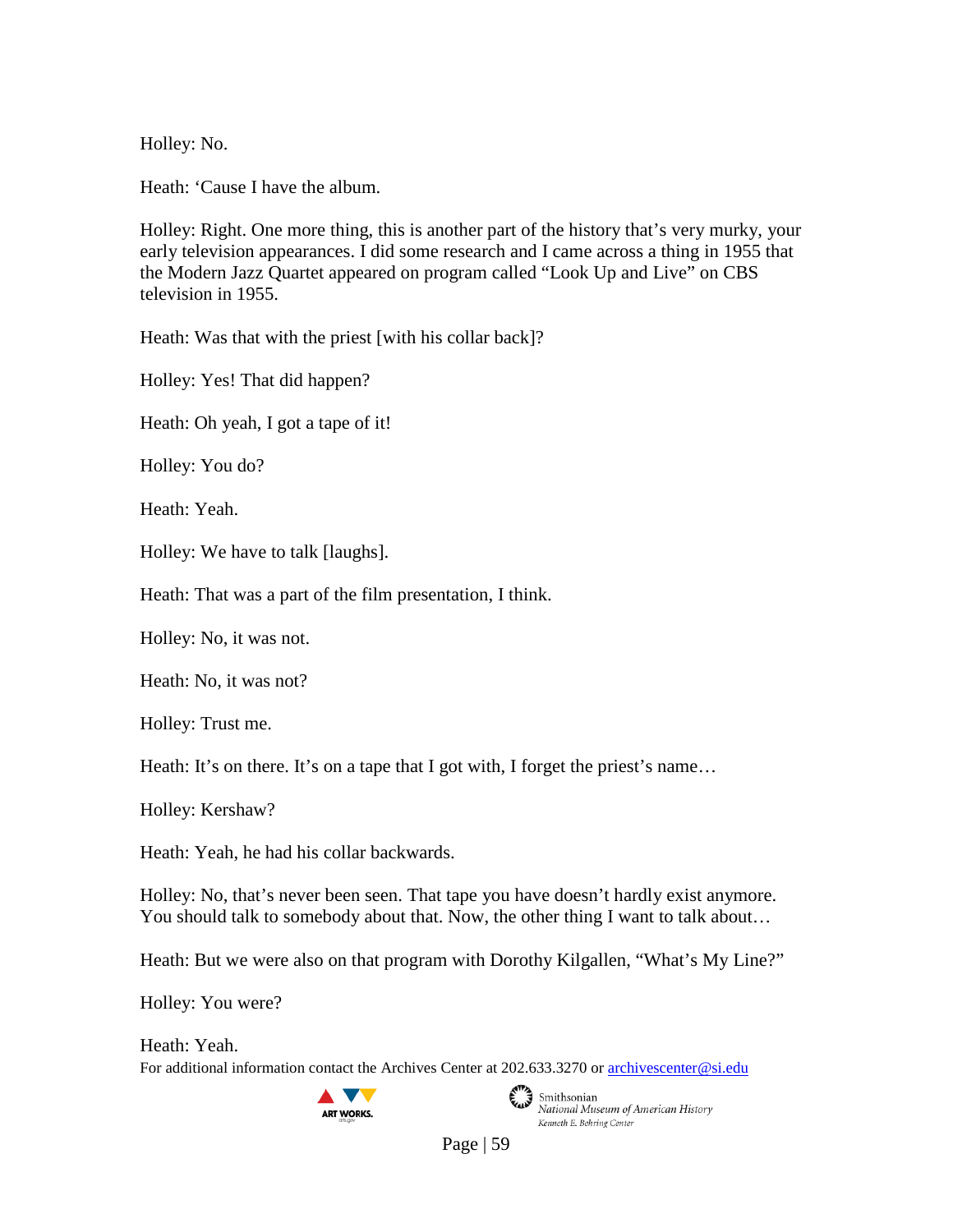Holley: No.

Heath: ‘Cause I have the album.

Holley: Right. One more thing, this is another part of the history that’s very murky, your early television appearances. I did some research and I came across a thing in 1955 that the Modern Jazz Quartet appeared on program called “Look Up and Live” on CBS television in 1955.

Heath: Was that with the priest [with his collar back]?

Holley: Yes! That did happen?

Heath: Oh yeah, I got a tape of it!

Holley: You do?

Heath: Yeah.

Holley: We have to talk [laughs].

Heath: That was a part of the film presentation, I think.

Holley: No, it was not.

Heath: No, it was not?

Holley: Trust me.

Heath: It’s on there. It’s on a tape that I got with, I forget the priest’s name…

Holley: Kershaw?

Heath: Yeah, he had his collar backwards.

Holley: No, that’s never been seen. That tape you have doesn’t hardly exist anymore. You should talk to somebody about that. Now, the other thing I want to talk about…

Heath: But we were also on that program with Dorothy Kilgallen, “What’s My Line?”

Holley: You were?

Heath: Yeah.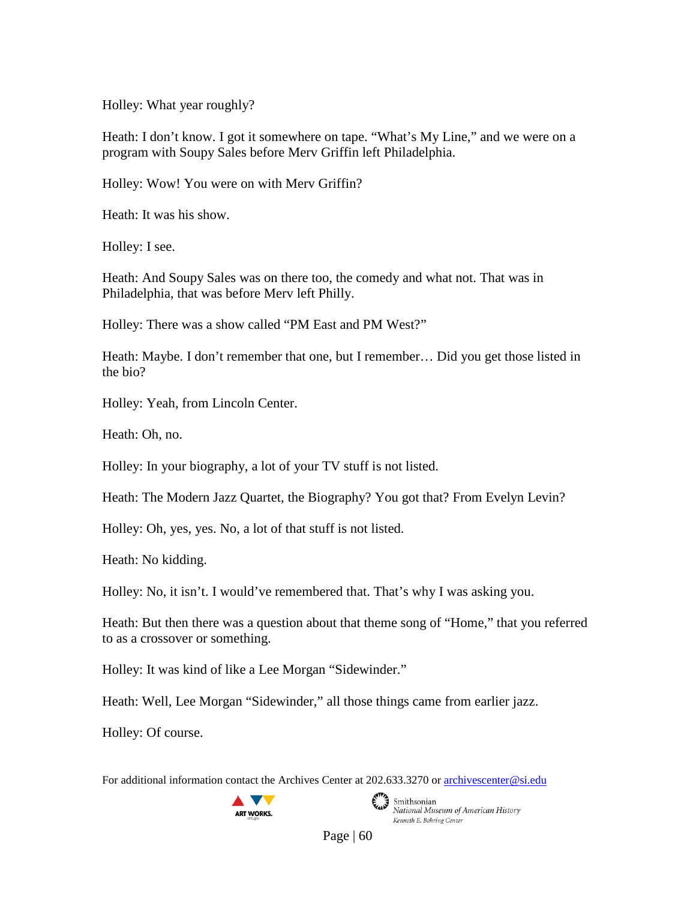Holley: What year roughly?

Heath: I don't know. I got it somewhere on tape. "What's My Line," and we were on a program with Soupy Sales before Merv Griffin left Philadelphia.

Holley: Wow! You were on with Merv Griffin?

Heath: It was his show.

Holley: I see.

Heath: And Soupy Sales was on there too, the comedy and what not. That was in Philadelphia, that was before Merv left Philly.

Holley: There was a show called "PM East and PM West?"

Heath: Maybe. I don't remember that one, but I remember… Did you get those listed in the bio?

Holley: Yeah, from Lincoln Center.

Heath: Oh, no.

Holley: In your biography, a lot of your TV stuff is not listed.

Heath: The Modern Jazz Quartet, the Biography? You got that? From Evelyn Levin?

Holley: Oh, yes, yes. No, a lot of that stuff is not listed.

Heath: No kidding.

Holley: No, it isn't. I would've remembered that. That's why I was asking you.

Heath: But then there was a question about that theme song of "Home," that you referred to as a crossover or something.

Holley: It was kind of like a Lee Morgan "Sidewinder."

Heath: Well, Lee Morgan "Sidewinder," all those things came from earlier jazz.

Holley: Of course.

For additional information contact the Archives Center at 202.633.3270 or archivescenter@si.edu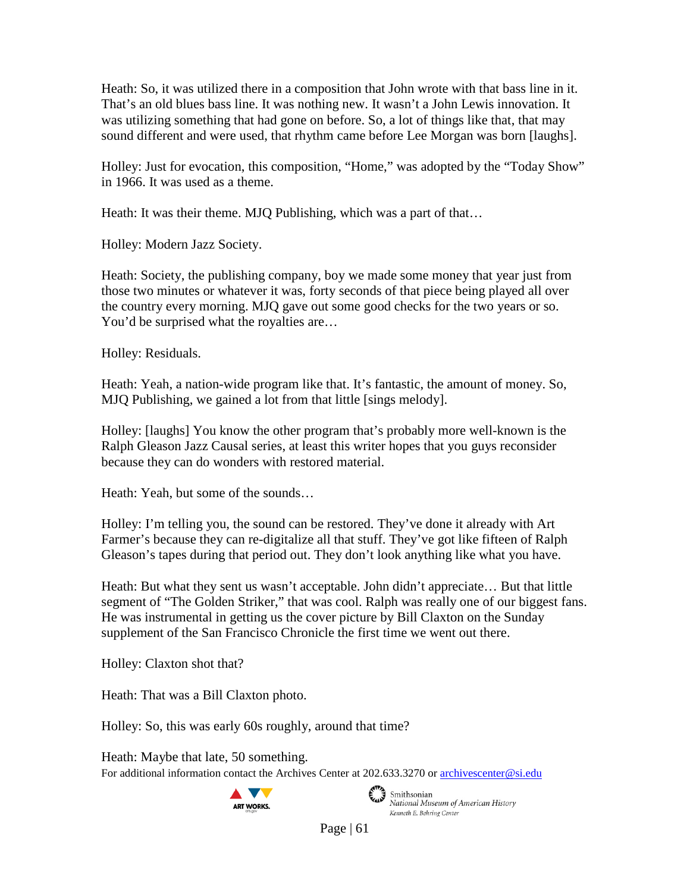Heath: So, it was utilized there in a composition that John wrote with that bass line in it. That's an old blues bass line. It was nothing new. It wasn't a John Lewis innovation. It was utilizing something that had gone on before. So, a lot of things like that, that may sound different and were used, that rhythm came before Lee Morgan was born [laughs].

Holley: Just for evocation, this composition, "Home," was adopted by the "Today Show" in 1966. It was used as a theme.

Heath: It was their theme. MJQ Publishing, which was a part of that…

Holley: Modern Jazz Society.

Heath: Society, the publishing company, boy we made some money that year just from those two minutes or whatever it was, forty seconds of that piece being played all over the country every morning. MJQ gave out some good checks for the two years or so. You'd be surprised what the royalties are…

Holley: Residuals.

Heath: Yeah, a nation-wide program like that. It's fantastic, the amount of money. So, MJQ Publishing, we gained a lot from that little [sings melody].

Holley: [laughs] You know the other program that's probably more well-known is the Ralph Gleason Jazz Causal series, at least this writer hopes that you guys reconsider because they can do wonders with restored material.

Heath: Yeah, but some of the sounds…

Holley: I'm telling you, the sound can be restored. They've done it already with Art Farmer's because they can re-digitalize all that stuff. They've got like fifteen of Ralph Gleason's tapes during that period out. They don't look anything like what you have.

Heath: But what they sent us wasn't acceptable. John didn't appreciate… But that little segment of "The Golden Striker," that was cool. Ralph was really one of our biggest fans. He was instrumental in getting us the cover picture by Bill Claxton on the Sunday supplement of the San Francisco Chronicle the first time we went out there.

Holley: Claxton shot that?

Heath: That was a Bill Claxton photo.

Holley: So, this was early 60s roughly, around that time?

Heath: Maybe that late, 50 something.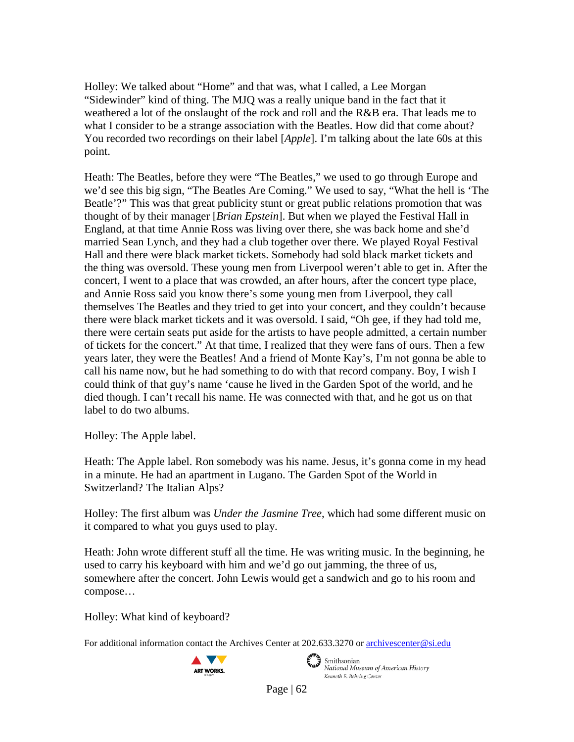Holley: We talked about "Home" and that was, what I called, a Lee Morgan "Sidewinder" kind of thing. The MJQ was a really unique band in the fact that it weathered a lot of the onslaught of the rock and roll and the R&B era. That leads me to what I consider to be a strange association with the Beatles. How did that come about? You recorded two recordings on their label [*Apple*]. I'm talking about the late 60s at this point.

Heath: The Beatles, before they were "The Beatles," we used to go through Europe and we'd see this big sign, "The Beatles Are Coming." We used to say, "What the hell is 'The Beatle'?" This was that great publicity stunt or great public relations promotion that was thought of by their manager [*Brian Epstein*]. But when we played the Festival Hall in England, at that time Annie Ross was living over there, she was back home and she'd married Sean Lynch, and they had a club together over there. We played Royal Festival Hall and there were black market tickets. Somebody had sold black market tickets and the thing was oversold. These young men from Liverpool weren't able to get in. After the concert, I went to a place that was crowded, an after hours, after the concert type place, and Annie Ross said you know there's some young men from Liverpool, they call themselves The Beatles and they tried to get into your concert, and they couldn't because there were black market tickets and it was oversold. I said, "Oh gee, if they had told me, there were certain seats put aside for the artists to have people admitted, a certain number of tickets for the concert." At that time, I realized that they were fans of ours. Then a few years later, they were the Beatles! And a friend of Monte Kay's, I'm not gonna be able to call his name now, but he had something to do with that record company. Boy, I wish I could think of that guy's name 'cause he lived in the Garden Spot of the world, and he died though. I can't recall his name. He was connected with that, and he got us on that label to do two albums.

Holley: The Apple label.

Heath: The Apple label. Ron somebody was his name. Jesus, it's gonna come in my head in a minute. He had an apartment in Lugano. The Garden Spot of the World in Switzerland? The Italian Alps?

Holley: The first album was *Under the Jasmine Tree*, which had some different music on it compared to what you guys used to play.

Heath: John wrote different stuff all the time. He was writing music. In the beginning, he used to carry his keyboard with him and we'd go out jamming, the three of us, somewhere after the concert. John Lewis would get a sandwich and go to his room and compose…

Holley: What kind of keyboard?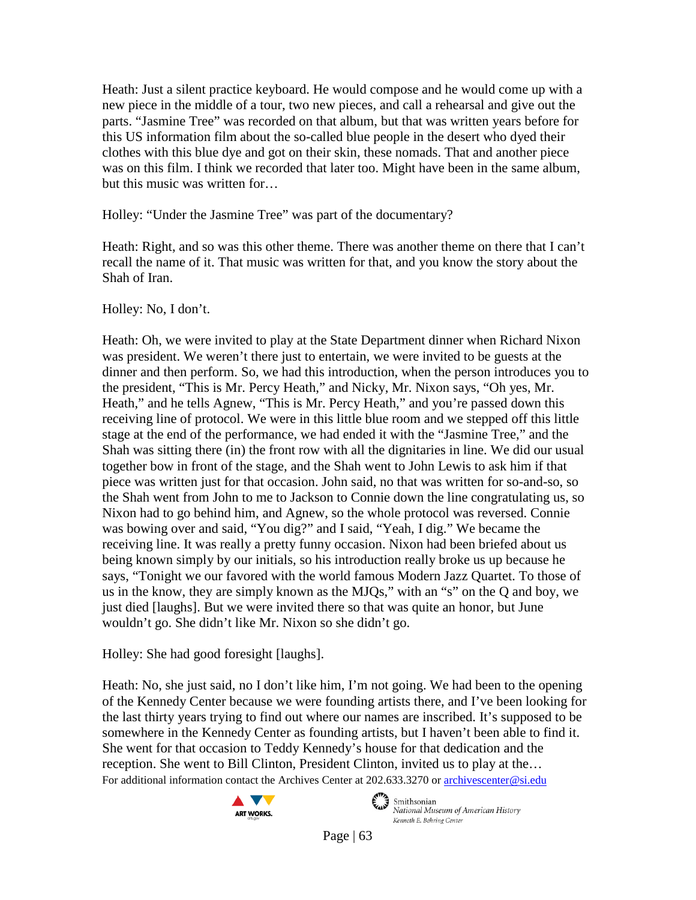Heath: Just a silent practice keyboard. He would compose and he would come up with a new piece in the middle of a tour, two new pieces, and call a rehearsal and give out the parts. "Jasmine Tree" was recorded on that album, but that was written years before for this US information film about the so-called blue people in the desert who dyed their clothes with this blue dye and got on their skin, these nomads. That and another piece was on this film. I think we recorded that later too. Might have been in the same album, but this music was written for…

Holley: "Under the Jasmine Tree" was part of the documentary?

Heath: Right, and so was this other theme. There was another theme on there that I can't recall the name of it. That music was written for that, and you know the story about the Shah of Iran.

Holley: No, I don't.

Heath: Oh, we were invited to play at the State Department dinner when Richard Nixon was president. We weren't there just to entertain, we were invited to be guests at the dinner and then perform. So, we had this introduction, when the person introduces you to the president, "This is Mr. Percy Heath," and Nicky, Mr. Nixon says, "Oh yes, Mr. Heath," and he tells Agnew, "This is Mr. Percy Heath," and you're passed down this receiving line of protocol. We were in this little blue room and we stepped off this little stage at the end of the performance, we had ended it with the "Jasmine Tree," and the Shah was sitting there (in) the front row with all the dignitaries in line. We did our usual together bow in front of the stage, and the Shah went to John Lewis to ask him if that piece was written just for that occasion. John said, no that was written for so-and-so, so the Shah went from John to me to Jackson to Connie down the line congratulating us, so Nixon had to go behind him, and Agnew, so the whole protocol was reversed. Connie was bowing over and said, "You dig?" and I said, "Yeah, I dig." We became the receiving line. It was really a pretty funny occasion. Nixon had been briefed about us being known simply by our initials, so his introduction really broke us up because he says, "Tonight we our favored with the world famous Modern Jazz Quartet. To those of us in the know, they are simply known as the MJQs," with an "s" on the Q and boy, we just died [laughs]. But we were invited there so that was quite an honor, but June wouldn't go. She didn't like Mr. Nixon so she didn't go.

Holley: She had good foresight [laughs].

Heath: No, she just said, no I don't like him, I'm not going. We had been to the opening of the Kennedy Center because we were founding artists there, and I've been looking for the last thirty years trying to find out where our names are inscribed. It's supposed to be somewhere in the Kennedy Center as founding artists, but I haven't been able to find it. She went for that occasion to Teddy Kennedy's house for that dedication and the reception. She went to Bill Clinton, President Clinton, invited us to play at the…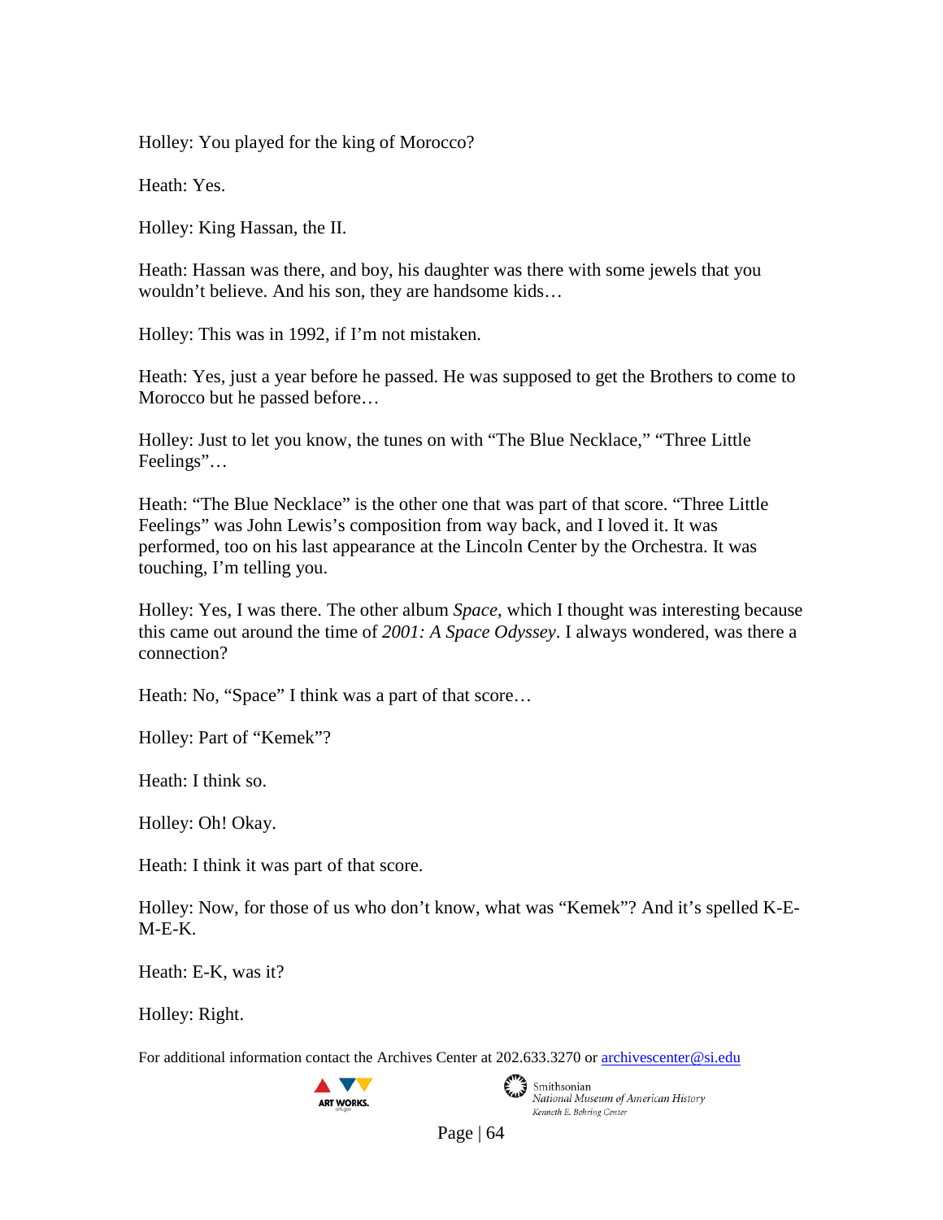Holley: You played for the king of Morocco?

Heath: Yes.

Holley: King Hassan, the II.

Heath: Hassan was there, and boy, his daughter was there with some jewels that you wouldn't believe. And his son, they are handsome kids…

Holley: This was in 1992, if I'm not mistaken.

Heath: Yes, just a year before he passed. He was supposed to get the Brothers to come to Morocco but he passed before…

Holley: Just to let you know, the tunes on with "The Blue Necklace," "Three Little Feelings"…

Heath: "The Blue Necklace" is the other one that was part of that score. "Three Little Feelings" was John Lewis's composition from way back, and I loved it. It was performed, too on his last appearance at the Lincoln Center by the Orchestra. It was touching, I'm telling you.

Holley: Yes, I was there. The other album *Space*, which I thought was interesting because this came out around the time of *2001: A Space Odyssey*. I always wondered, was there a connection?

Heath: No, "Space" I think was a part of that score…

Holley: Part of "Kemek"?

Heath: I think so.

Holley: Oh! Okay.

Heath: I think it was part of that score.

Holley: Now, for those of us who don't know, what was "Kemek"? And it's spelled K-E-M-E-K.

Heath: E-K, was it?

Holley: Right.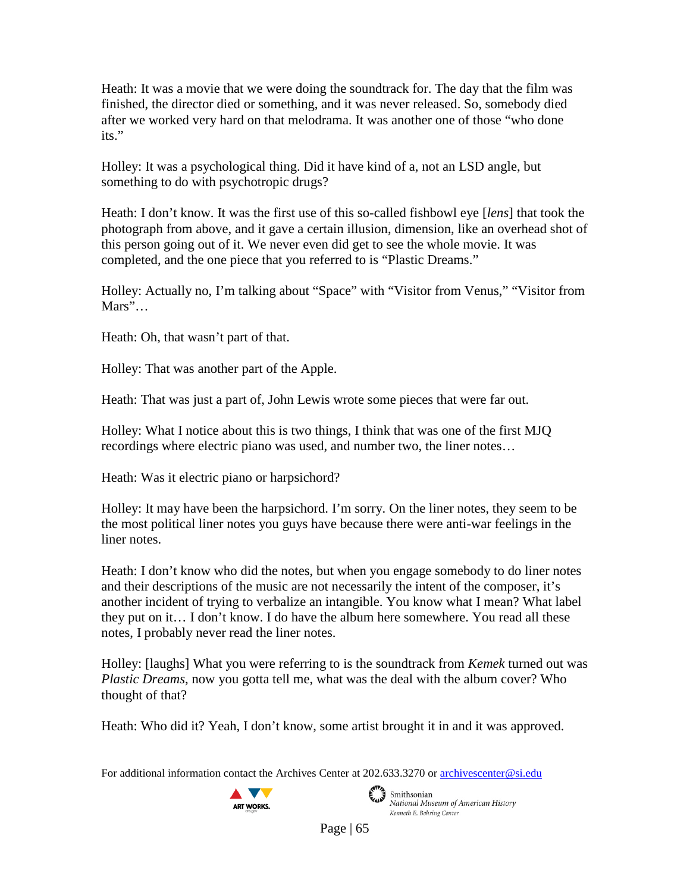Heath: It was a movie that we were doing the soundtrack for. The day that the film was finished, the director died or something, and it was never released. So, somebody died after we worked very hard on that melodrama. It was another one of those "who done its."

Holley: It was a psychological thing. Did it have kind of a, not an LSD angle, but something to do with psychotropic drugs?

Heath: I don't know. It was the first use of this so-called fishbowl eye [*lens*] that took the photograph from above, and it gave a certain illusion, dimension, like an overhead shot of this person going out of it. We never even did get to see the whole movie. It was completed, and the one piece that you referred to is "Plastic Dreams."

Holley: Actually no, I'm talking about "Space" with "Visitor from Venus," "Visitor from Mars"…

Heath: Oh, that wasn't part of that.

Holley: That was another part of the Apple.

Heath: That was just a part of, John Lewis wrote some pieces that were far out.

Holley: What I notice about this is two things, I think that was one of the first MJQ recordings where electric piano was used, and number two, the liner notes…

Heath: Was it electric piano or harpsichord?

Holley: It may have been the harpsichord. I'm sorry. On the liner notes, they seem to be the most political liner notes you guys have because there were anti-war feelings in the liner notes.

Heath: I don't know who did the notes, but when you engage somebody to do liner notes and their descriptions of the music are not necessarily the intent of the composer, it's another incident of trying to verbalize an intangible. You know what I mean? What label they put on it… I don't know. I do have the album here somewhere. You read all these notes, I probably never read the liner notes.

Holley: [laughs] What you were referring to is the soundtrack from *Kemek* turned out was *Plastic Dreams*, now you gotta tell me, what was the deal with the album cover? Who thought of that?

Heath: Who did it? Yeah, I don't know, some artist brought it in and it was approved.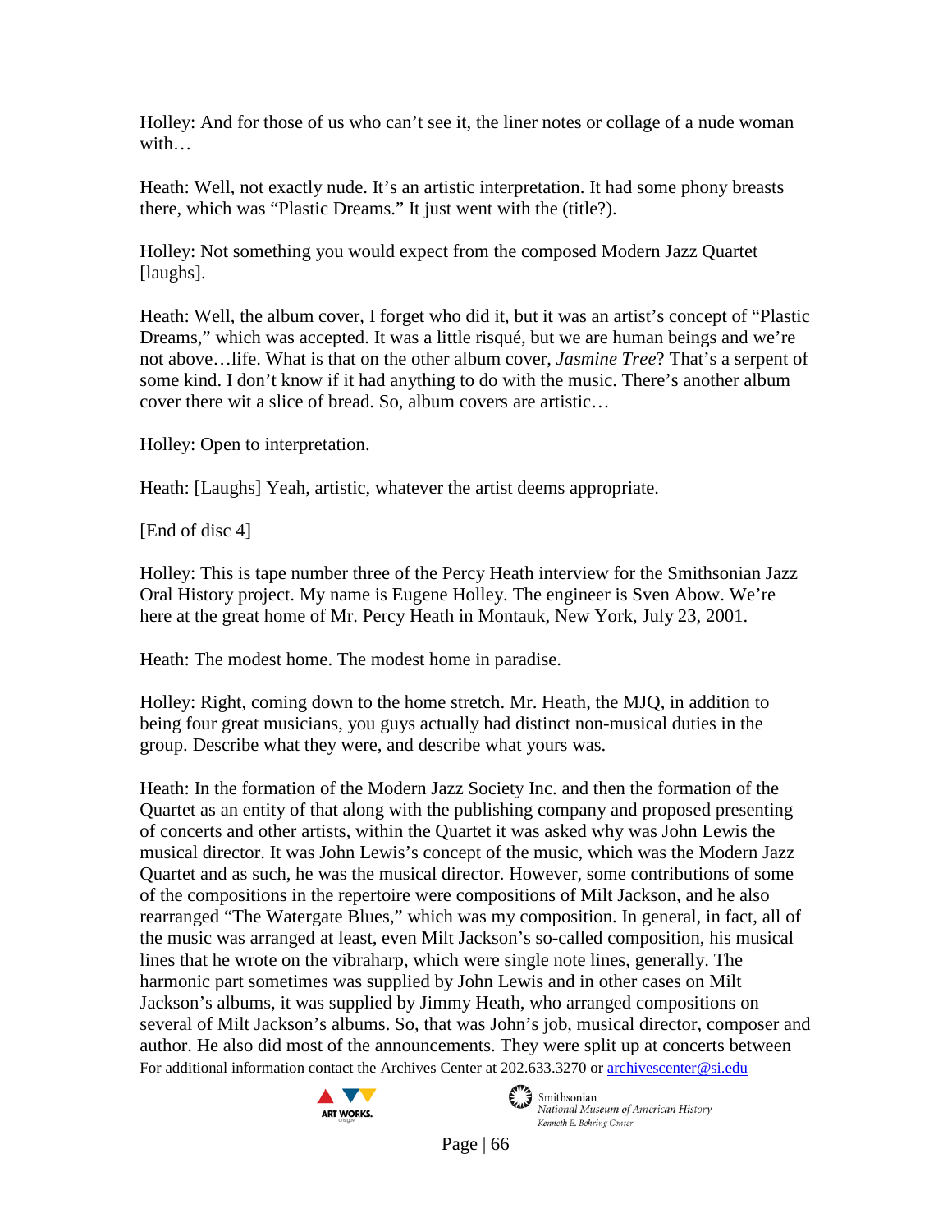Holley: And for those of us who can't see it, the liner notes or collage of a nude woman with…

Heath: Well, not exactly nude. It's an artistic interpretation. It had some phony breasts there, which was "Plastic Dreams." It just went with the (title?).

Holley: Not something you would expect from the composed Modern Jazz Quartet [laughs].

Heath: Well, the album cover, I forget who did it, but it was an artist's concept of "Plastic Dreams," which was accepted. It was a little risqué, but we are human beings and we're not above…life. What is that on the other album cover, *Jasmine Tree*? That's a serpent of some kind. I don't know if it had anything to do with the music. There's another album cover there wit a slice of bread. So, album covers are artistic…

Holley: Open to interpretation.

Heath: [Laughs] Yeah, artistic, whatever the artist deems appropriate.

[End of disc 4]

Holley: This is tape number three of the Percy Heath interview for the Smithsonian Jazz Oral History project. My name is Eugene Holley. The engineer is Sven Abow. We're here at the great home of Mr. Percy Heath in Montauk, New York, July 23, 2001.

Heath: The modest home. The modest home in paradise.

Holley: Right, coming down to the home stretch. Mr. Heath, the MJQ, in addition to being four great musicians, you guys actually had distinct non-musical duties in the group. Describe what they were, and describe what yours was.

Heath: In the formation of the Modern Jazz Society Inc. and then the formation of the Quartet as an entity of that along with the publishing company and proposed presenting of concerts and other artists, within the Quartet it was asked why was John Lewis the musical director. It was John Lewis's concept of the music, which was the Modern Jazz Quartet and as such, he was the musical director. However, some contributions of some of the compositions in the repertoire were compositions of Milt Jackson, and he also rearranged "The Watergate Blues," which was my composition. In general, in fact, all of the music was arranged at least, even Milt Jackson's so-called composition, his musical lines that he wrote on the vibraharp, which were single note lines, generally. The harmonic part sometimes was supplied by John Lewis and in other cases on Milt Jackson's albums, it was supplied by Jimmy Heath, who arranged compositions on several of Milt Jackson's albums. So, that was John's job, musical director, composer and author. He also did most of the announcements. They were split up at concerts between

For additional information contact the Archives Center at 202.633.3270 or archivescenter@si.edu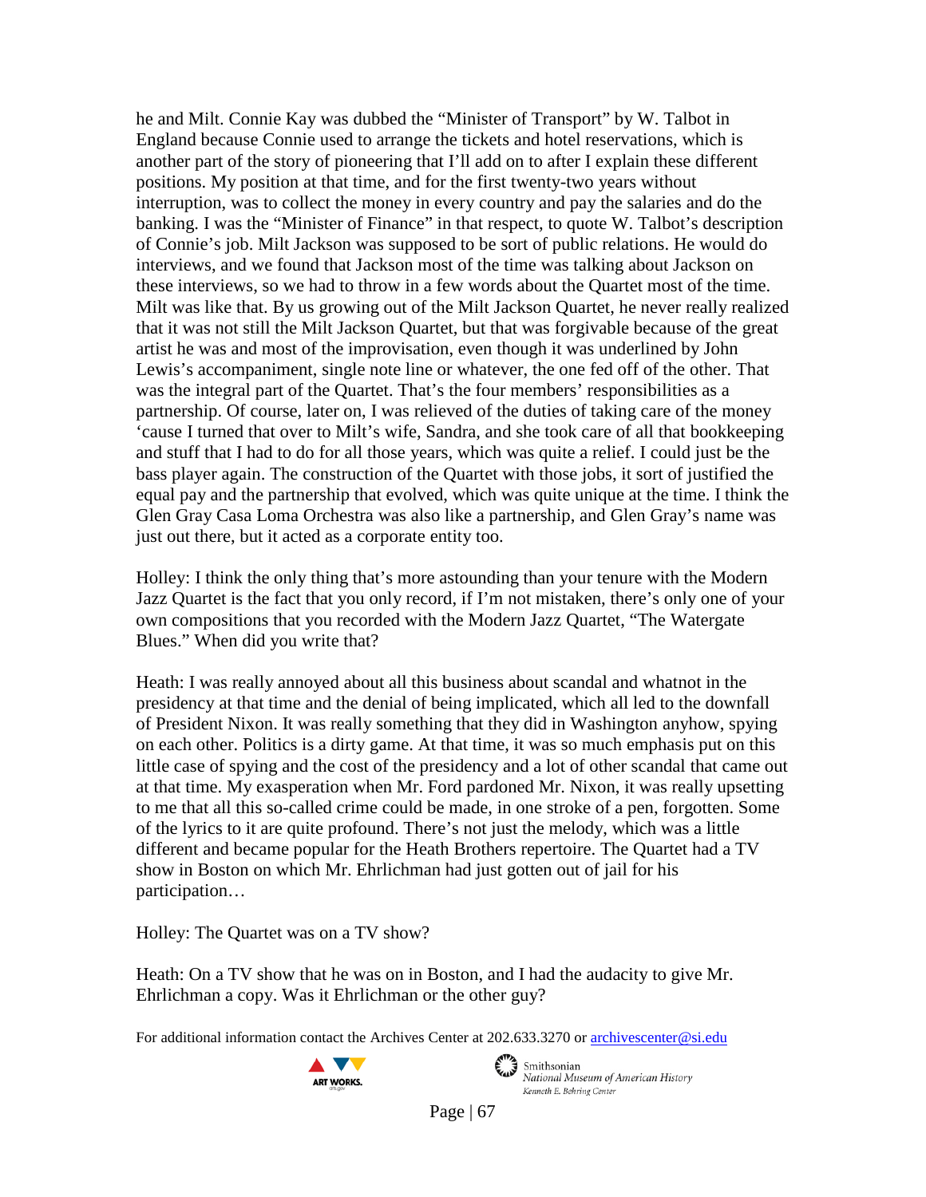he and Milt. Connie Kay was dubbed the "Minister of Transport" by W. Talbot in England because Connie used to arrange the tickets and hotel reservations, which is another part of the story of pioneering that I'll add on to after I explain these different positions. My position at that time, and for the first twenty-two years without interruption, was to collect the money in every country and pay the salaries and do the banking. I was the "Minister of Finance" in that respect, to quote W. Talbot's description of Connie's job. Milt Jackson was supposed to be sort of public relations. He would do interviews, and we found that Jackson most of the time was talking about Jackson on these interviews, so we had to throw in a few words about the Quartet most of the time. Milt was like that. By us growing out of the Milt Jackson Quartet, he never really realized that it was not still the Milt Jackson Quartet, but that was forgivable because of the great artist he was and most of the improvisation, even though it was underlined by John Lewis's accompaniment, single note line or whatever, the one fed off of the other. That was the integral part of the Quartet. That's the four members' responsibilities as a partnership. Of course, later on, I was relieved of the duties of taking care of the money 'cause I turned that over to Milt's wife, Sandra, and she took care of all that bookkeeping and stuff that I had to do for all those years, which was quite a relief. I could just be the bass player again. The construction of the Quartet with those jobs, it sort of justified the equal pay and the partnership that evolved, which was quite unique at the time. I think the Glen Gray Casa Loma Orchestra was also like a partnership, and Glen Gray's name was just out there, but it acted as a corporate entity too.

Holley: I think the only thing that's more astounding than your tenure with the Modern Jazz Quartet is the fact that you only record, if I'm not mistaken, there's only one of your own compositions that you recorded with the Modern Jazz Quartet, "The Watergate Blues." When did you write that?

Heath: I was really annoyed about all this business about scandal and whatnot in the presidency at that time and the denial of being implicated, which all led to the downfall of President Nixon. It was really something that they did in Washington anyhow, spying on each other. Politics is a dirty game. At that time, it was so much emphasis put on this little case of spying and the cost of the presidency and a lot of other scandal that came out at that time. My exasperation when Mr. Ford pardoned Mr. Nixon, it was really upsetting to me that all this so-called crime could be made, in one stroke of a pen, forgotten. Some of the lyrics to it are quite profound. There's not just the melody, which was a little different and became popular for the Heath Brothers repertoire. The Quartet had a TV show in Boston on which Mr. Ehrlichman had just gotten out of jail for his participation…

Holley: The Quartet was on a TV show?

Heath: On a TV show that he was on in Boston, and I had the audacity to give Mr. Ehrlichman a copy. Was it Ehrlichman or the other guy?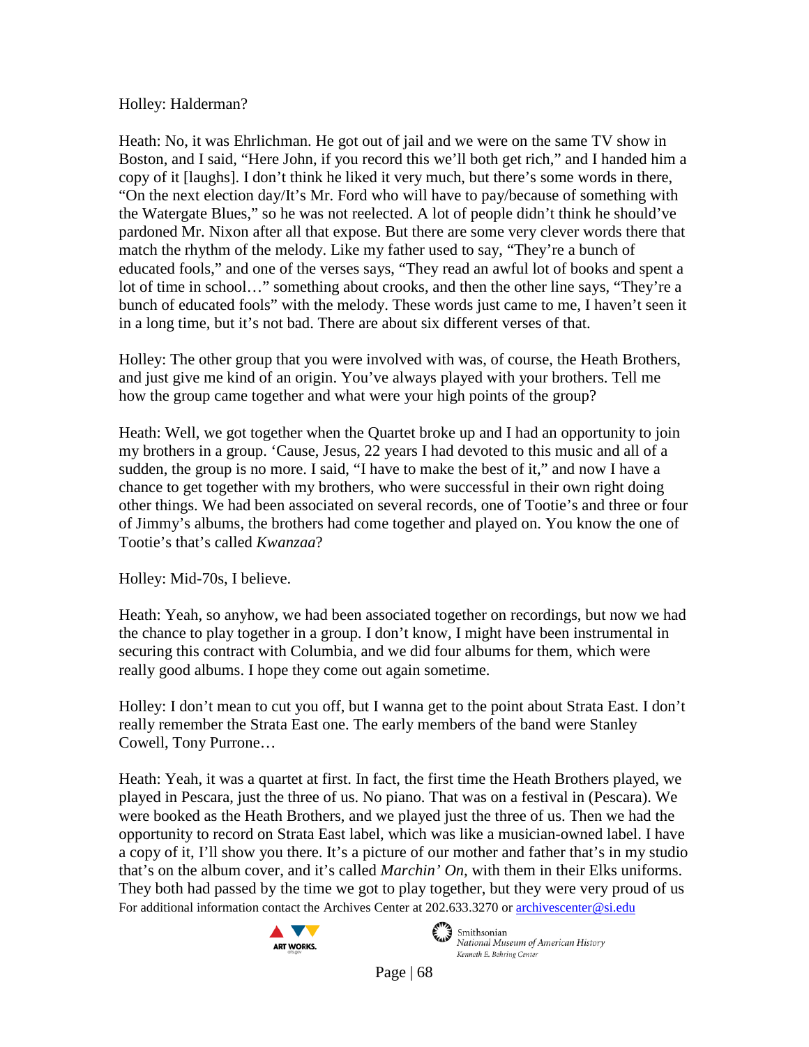Holley: Halderman?

Heath: No, it was Ehrlichman. He got out of jail and we were on the same TV show in Boston, and I said, "Here John, if you record this we'll both get rich," and I handed him a copy of it [laughs]. I don't think he liked it very much, but there's some words in there, "On the next election day/It's Mr. Ford who will have to pay/because of something with the Watergate Blues," so he was not reelected. A lot of people didn't think he should've pardoned Mr. Nixon after all that expose. But there are some very clever words there that match the rhythm of the melody. Like my father used to say, "They're a bunch of educated fools," and one of the verses says, "They read an awful lot of books and spent a lot of time in school…" something about crooks, and then the other line says, "They're a bunch of educated fools" with the melody. These words just came to me, I haven't seen it in a long time, but it's not bad. There are about six different verses of that.

Holley: The other group that you were involved with was, of course, the Heath Brothers, and just give me kind of an origin. You've always played with your brothers. Tell me how the group came together and what were your high points of the group?

Heath: Well, we got together when the Quartet broke up and I had an opportunity to join my brothers in a group. 'Cause, Jesus, 22 years I had devoted to this music and all of a sudden, the group is no more. I said, "I have to make the best of it," and now I have a chance to get together with my brothers, who were successful in their own right doing other things. We had been associated on several records, one of Tootie's and three or four of Jimmy's albums, the brothers had come together and played on. You know the one of Tootie's that's called *Kwanzaa*?

Holley: Mid-70s, I believe.

Heath: Yeah, so anyhow, we had been associated together on recordings, but now we had the chance to play together in a group. I don't know, I might have been instrumental in securing this contract with Columbia, and we did four albums for them, which were really good albums. I hope they come out again sometime.

Holley: I don't mean to cut you off, but I wanna get to the point about Strata East. I don't really remember the Strata East one. The early members of the band were Stanley Cowell, Tony Purrone…

Heath: Yeah, it was a quartet at first. In fact, the first time the Heath Brothers played, we played in Pescara, just the three of us. No piano. That was on a festival in (Pescara). We were booked as the Heath Brothers, and we played just the three of us. Then we had the opportunity to record on Strata East label, which was like a musician-owned label. I have a copy of it, I'll show you there. It's a picture of our mother and father that's in my studio that's on the album cover, and it's called *Marchin' On,* with them in their Elks uniforms. They both had passed by the time we got to play together, but they were very proud of us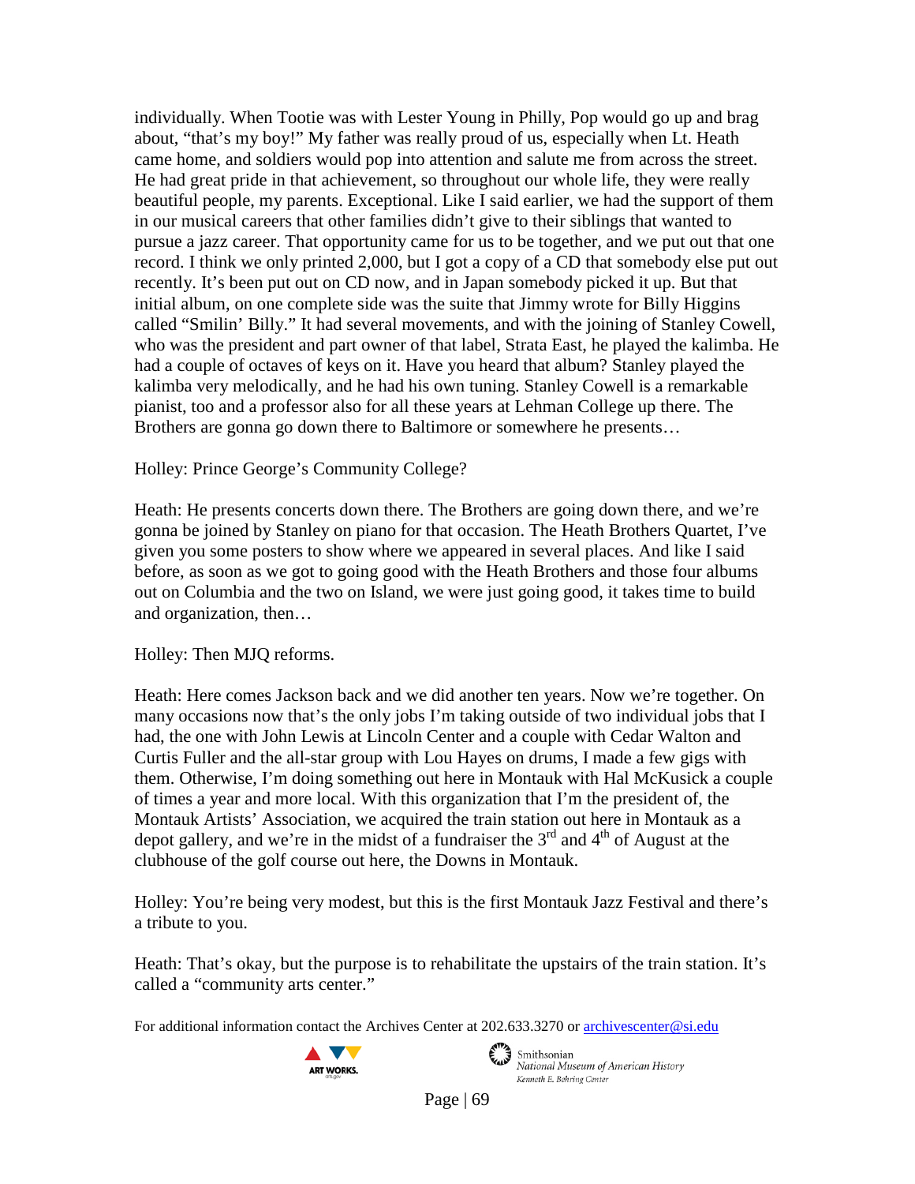individually. When Tootie was with Lester Young in Philly, Pop would go up and brag about, "that's my boy!" My father was really proud of us, especially when Lt. Heath came home, and soldiers would pop into attention and salute me from across the street. He had great pride in that achievement, so throughout our whole life, they were really beautiful people, my parents. Exceptional. Like I said earlier, we had the support of them in our musical careers that other families didn't give to their siblings that wanted to pursue a jazz career. That opportunity came for us to be together, and we put out that one record. I think we only printed 2,000, but I got a copy of a CD that somebody else put out recently. It's been put out on CD now, and in Japan somebody picked it up. But that initial album, on one complete side was the suite that Jimmy wrote for Billy Higgins called "Smilin' Billy." It had several movements, and with the joining of Stanley Cowell, who was the president and part owner of that label, Strata East, he played the kalimba. He had a couple of octaves of keys on it. Have you heard that album? Stanley played the kalimba very melodically, and he had his own tuning. Stanley Cowell is a remarkable pianist, too and a professor also for all these years at Lehman College up there. The Brothers are gonna go down there to Baltimore or somewhere he presents…

Holley: Prince George's Community College?

Heath: He presents concerts down there. The Brothers are going down there, and we're gonna be joined by Stanley on piano for that occasion. The Heath Brothers Quartet, I've given you some posters to show where we appeared in several places. And like I said before, as soon as we got to going good with the Heath Brothers and those four albums out on Columbia and the two on Island, we were just going good, it takes time to build and organization, then…

Holley: Then MJQ reforms.

Heath: Here comes Jackson back and we did another ten years. Now we're together. On many occasions now that's the only jobs I'm taking outside of two individual jobs that I had, the one with John Lewis at Lincoln Center and a couple with Cedar Walton and Curtis Fuller and the all-star group with Lou Hayes on drums, I made a few gigs with them. Otherwise, I'm doing something out here in Montauk with Hal McKusick a couple of times a year and more local. With this organization that I'm the president of, the Montauk Artists' Association, we acquired the train station out here in Montauk as a depot gallery, and we're in the midst of a fundraiser the 3rd and 4th of August at the clubhouse of the golf course out here, the Downs in Montauk.

Holley: You're being very modest, but this is the first Montauk Jazz Festival and there's a tribute to you.

Heath: That's okay, but the purpose is to rehabilitate the upstairs of the train station. It's called a "community arts center."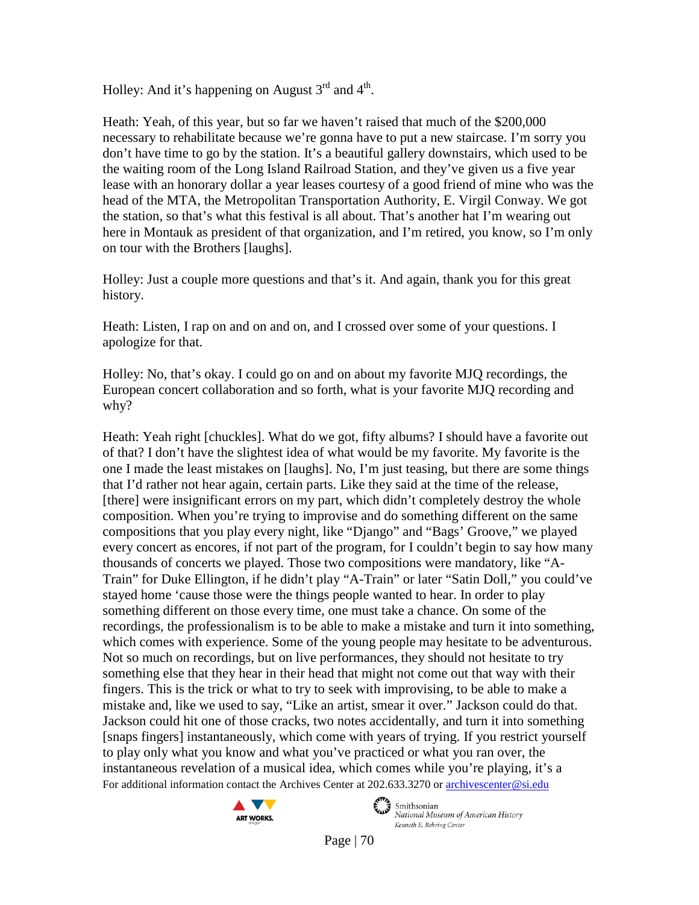Holley: And it's happening on August 3rd and 4th.

Heath: Yeah, of this year, but so far we haven't raised that much of the $200,000 necessary to rehabilitate because we're gonna have to put a new staircase. I'm sorry you don't have time to go by the station. It's a beautiful gallery downstairs, which used to be the waiting room of the Long Island Railroad Station, and they've given us a five year lease with an honorary dollar a year leases courtesy of a good friend of mine who was the head of the MTA, the Metropolitan Transportation Authority, E. Virgil Conway. We got the station, so that's what this festival is all about. That's another hat I'm wearing out here in Montauk as president of that organization, and I'm retired, you know, so I'm only on tour with the Brothers [laughs].

Holley: Just a couple more questions and that's it. And again, thank you for this great history.

Heath: Listen, I rap on and on and on, and I crossed over some of your questions. I apologize for that.

Holley: No, that's okay. I could go on and on about my favorite MJQ recordings, the European concert collaboration and so forth, what is your favorite MJQ recording and why?

Heath: Yeah right [chuckles]. What do we got, fifty albums? I should have a favorite out of that? I don't have the slightest idea of what would be my favorite. My favorite is the one I made the least mistakes on [laughs]. No, I'm just teasing, but there are some things that I'd rather not hear again, certain parts. Like they said at the time of the release, [there] were insignificant errors on my part, which didn't completely destroy the whole composition. When you're trying to improvise and do something different on the same compositions that you play every night, like "Django" and "Bags' Groove," we played every concert as encores, if not part of the program, for I couldn't begin to say how many thousands of concerts we played. Those two compositions were mandatory, like "A-Train" for Duke Ellington, if he didn't play "A-Train" or later "Satin Doll," you could've stayed home 'cause those were the things people wanted to hear. In order to play something different on those every time, one must take a chance. On some of the recordings, the professionalism is to be able to make a mistake and turn it into something, which comes with experience. Some of the young people may hesitate to be adventurous. Not so much on recordings, but on live performances, they should not hesitate to try something else that they hear in their head that might not come out that way with their fingers. This is the trick or what to try to seek with improvising, to be able to make a mistake and, like we used to say, "Like an artist, smear it over." Jackson could do that. Jackson could hit one of those cracks, two notes accidentally, and turn it into something [snaps fingers] instantaneously, which come with years of trying. If you restrict yourself to play only what you know and what you've practiced or what you ran over, the instantaneous revelation of a musical idea, which comes while you're playing, it's a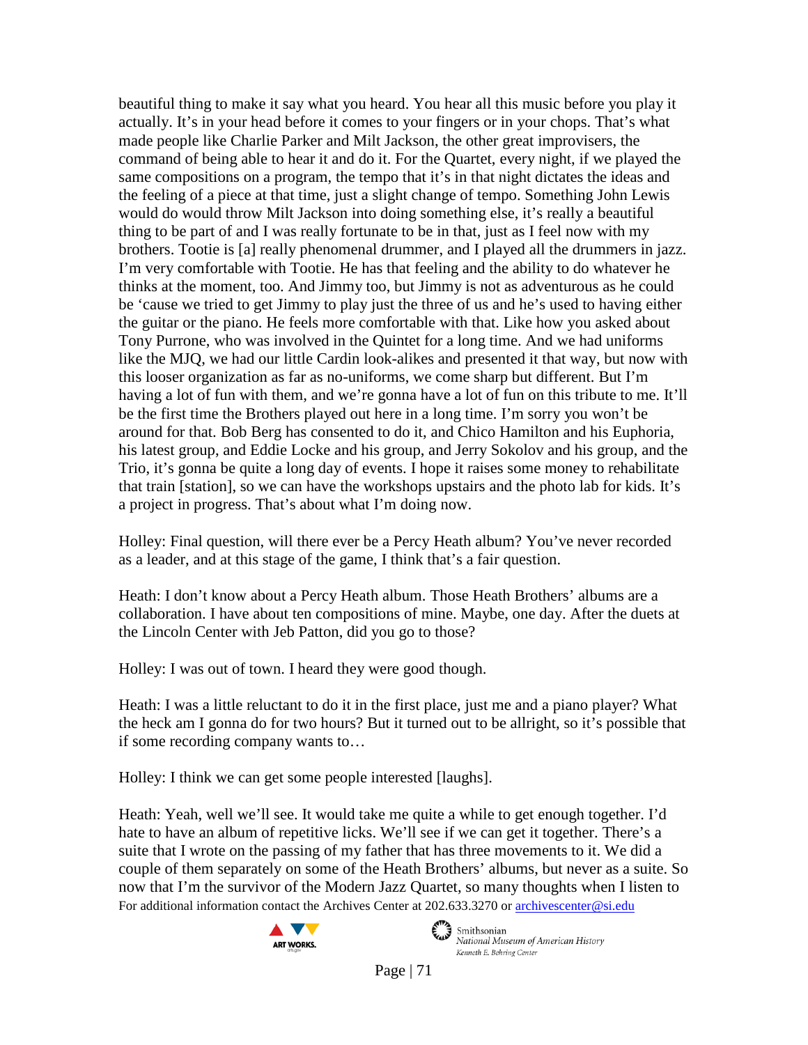beautiful thing to make it say what you heard. You hear all this music before you play it actually. It's in your head before it comes to your fingers or in your chops. That's what made people like Charlie Parker and Milt Jackson, the other great improvisers, the command of being able to hear it and do it. For the Quartet, every night, if we played the same compositions on a program, the tempo that it's in that night dictates the ideas and the feeling of a piece at that time, just a slight change of tempo. Something John Lewis would do would throw Milt Jackson into doing something else, it's really a beautiful thing to be part of and I was really fortunate to be in that, just as I feel now with my brothers. Tootie is [a] really phenomenal drummer, and I played all the drummers in jazz. I'm very comfortable with Tootie. He has that feeling and the ability to do whatever he thinks at the moment, too. And Jimmy too, but Jimmy is not as adventurous as he could be 'cause we tried to get Jimmy to play just the three of us and he's used to having either the guitar or the piano. He feels more comfortable with that. Like how you asked about Tony Purrone, who was involved in the Quintet for a long time. And we had uniforms like the MJQ, we had our little Cardin look-alikes and presented it that way, but now with this looser organization as far as no-uniforms, we come sharp but different. But I'm having a lot of fun with them, and we're gonna have a lot of fun on this tribute to me. It'll be the first time the Brothers played out here in a long time. I'm sorry you won't be around for that. Bob Berg has consented to do it, and Chico Hamilton and his Euphoria, his latest group, and Eddie Locke and his group, and Jerry Sokolov and his group, and the Trio, it's gonna be quite a long day of events. I hope it raises some money to rehabilitate that train [station], so we can have the workshops upstairs and the photo lab for kids. It's a project in progress. That's about what I'm doing now.

Holley: Final question, will there ever be a Percy Heath album? You've never recorded as a leader, and at this stage of the game, I think that's a fair question.

Heath: I don't know about a Percy Heath album. Those Heath Brothers' albums are a collaboration. I have about ten compositions of mine. Maybe, one day. After the duets at the Lincoln Center with Jeb Patton, did you go to those?

Holley: I was out of town. I heard they were good though.

Heath: I was a little reluctant to do it in the first place, just me and a piano player? What the heck am I gonna do for two hours? But it turned out to be allright, so it's possible that if some recording company wants to…

Holley: I think we can get some people interested [laughs].

Heath: Yeah, well we'll see. It would take me quite a while to get enough together. I'd hate to have an album of repetitive licks. We'll see if we can get it together. There's a suite that I wrote on the passing of my father that has three movements to it. We did a couple of them separately on some of the Heath Brothers' albums, but never as a suite. So now that I'm the survivor of the Modern Jazz Quartet, so many thoughts when I listen to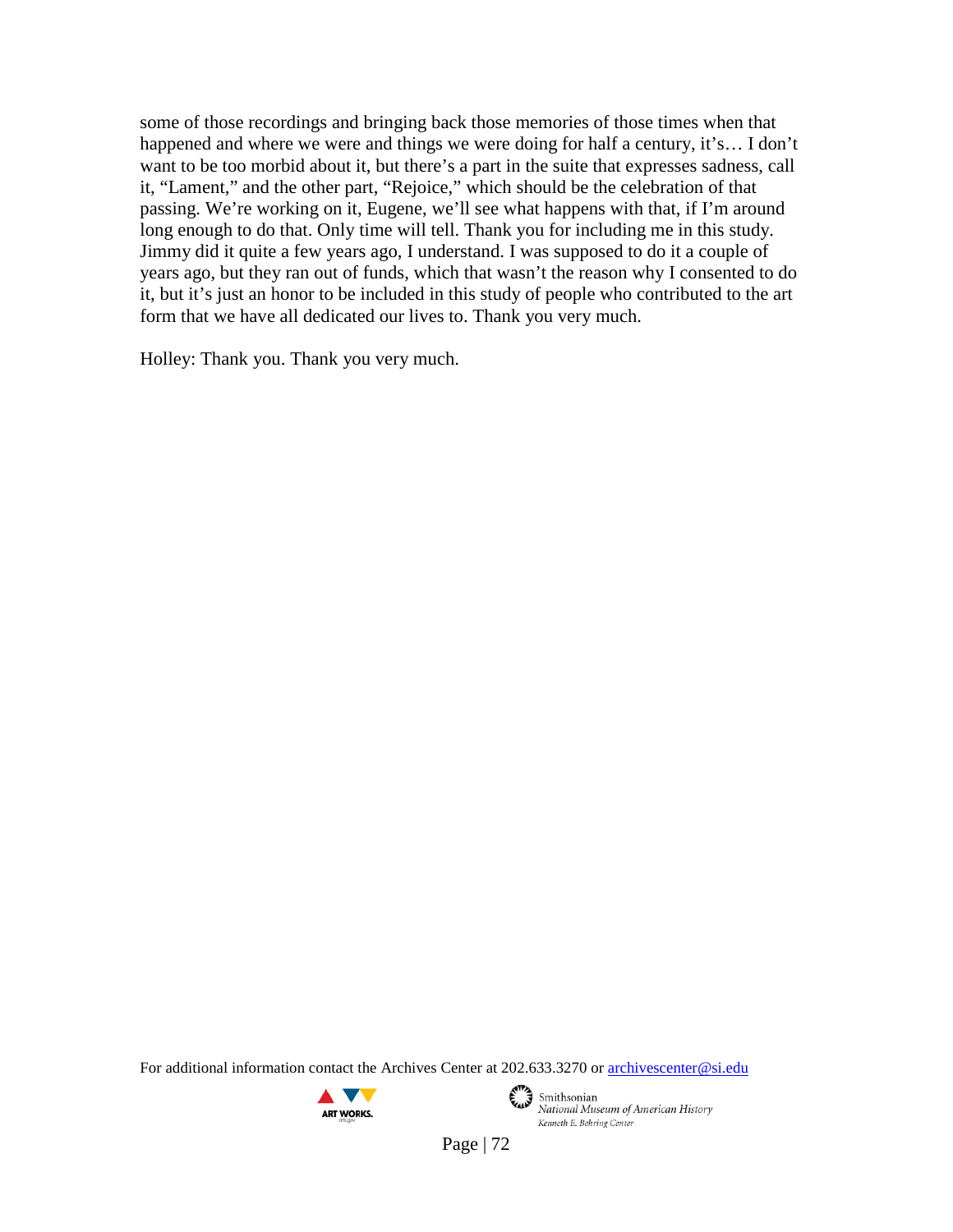some of those recordings and bringing back those memories of those times when that happened and where we were and things we were doing for half a century, it's… I don't want to be too morbid about it, but there's a part in the suite that expresses sadness, call it, "Lament," and the other part, "Rejoice," which should be the celebration of that passing. We're working on it, Eugene, we'll see what happens with that, if I'm around long enough to do that. Only time will tell. Thank you for including me in this study. Jimmy did it quite a few years ago, I understand. I was supposed to do it a couple of years ago, but they ran out of funds, which that wasn't the reason why I consented to do it, but it's just an honor to be included in this study of people who contributed to the art form that we have all dedicated our lives to. Thank you very much.

Holley: Thank you. Thank you very much.